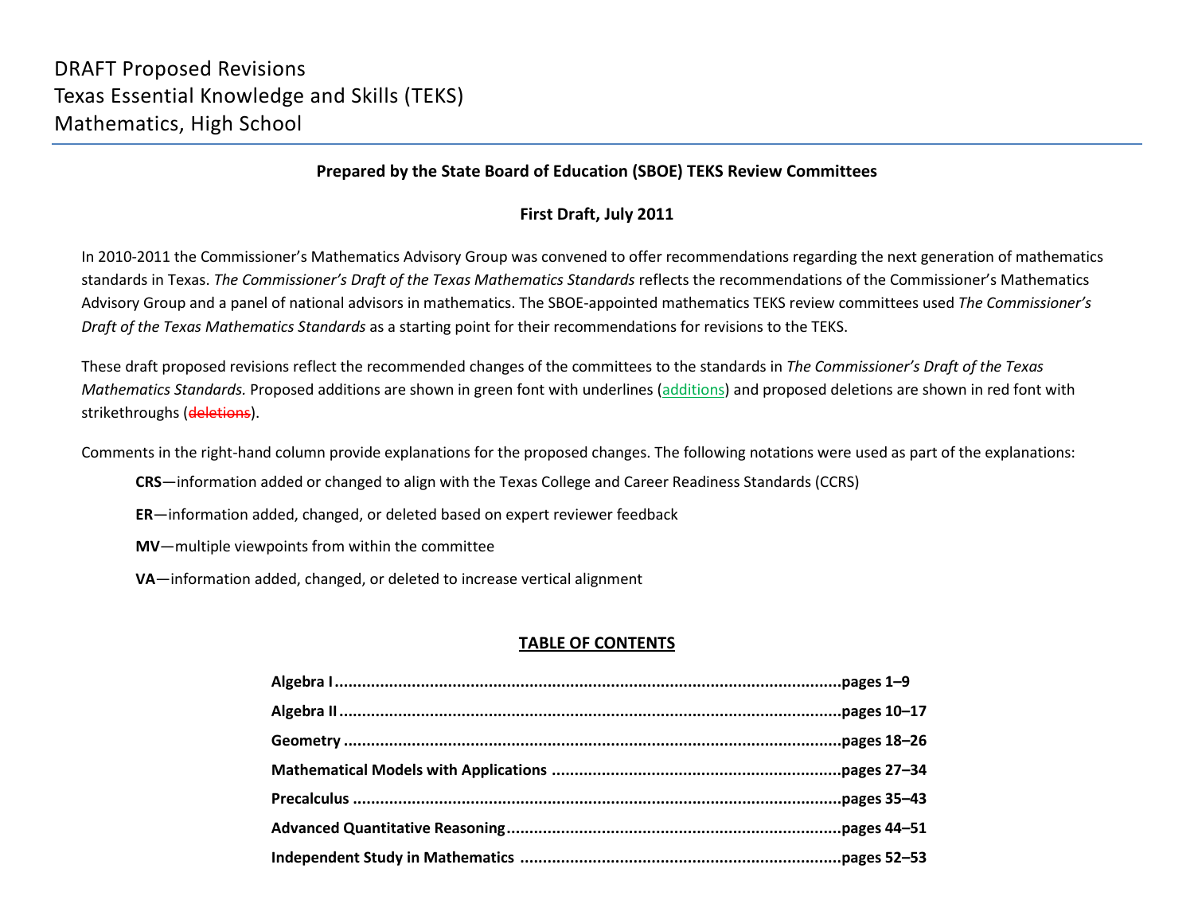# DRAFT Proposed Revisions
# Texas Essential Knowledge and Skills (TEKS)
# Mathematics, High School

**Prepared by the State Board of Education (SBOE) TEKS Review Committees**

**First Draft, July 2011**

In 2010-2011 the Commissioner's Mathematics Advisory Group was convened to offer recommendations regarding the next generation of mathematics standards in Texas. *The Commissioner's Draft of the Texas Mathematics Standards* reflects the recommendations of the Commissioner's Mathematics Advisory Group and a panel of national advisors in mathematics. The SBOE-appointed mathematics TEKS review committees used *The Commissioner's Draft of the Texas Mathematics Standards* as a starting point for their recommendations for revisions to the TEKS.

These draft proposed revisions reflect the recommended changes of the committees to the standards in *The Commissioner's Draft of the Texas Mathematics Standards.* Proposed additions are shown in green font with underlines (<u>additions</u>) and proposed deletions are shown in red font with strikethroughs (~~deletions~~).

Comments in the right-hand column provide explanations for the proposed changes. The following notations were used as part of the explanations:

- **CRS**—information added or changed to align with the Texas College and Career Readiness Standards (CCRS)
- **ER**—information added, changed, or deleted based on expert reviewer feedback
- **MV**—multiple viewpoints from within the committee
- **VA**—information added, changed, or deleted to increase vertical alignment

## TABLE OF CONTENTS

**Algebra I** ........................................................ **pages 1–9**

**Algebra II** ........................................................ **pages 10–17**

**Geometry** ........................................................ **pages 18–26**

**Mathematical Models with Applications** ........................ **pages 27–34**

**Precalculus** ........................................................ **pages 35–43**

**Advanced Quantitative Reasoning** ................................ **pages 44–51**

**Independent Study in Mathematics** ............................. **pages 52–53**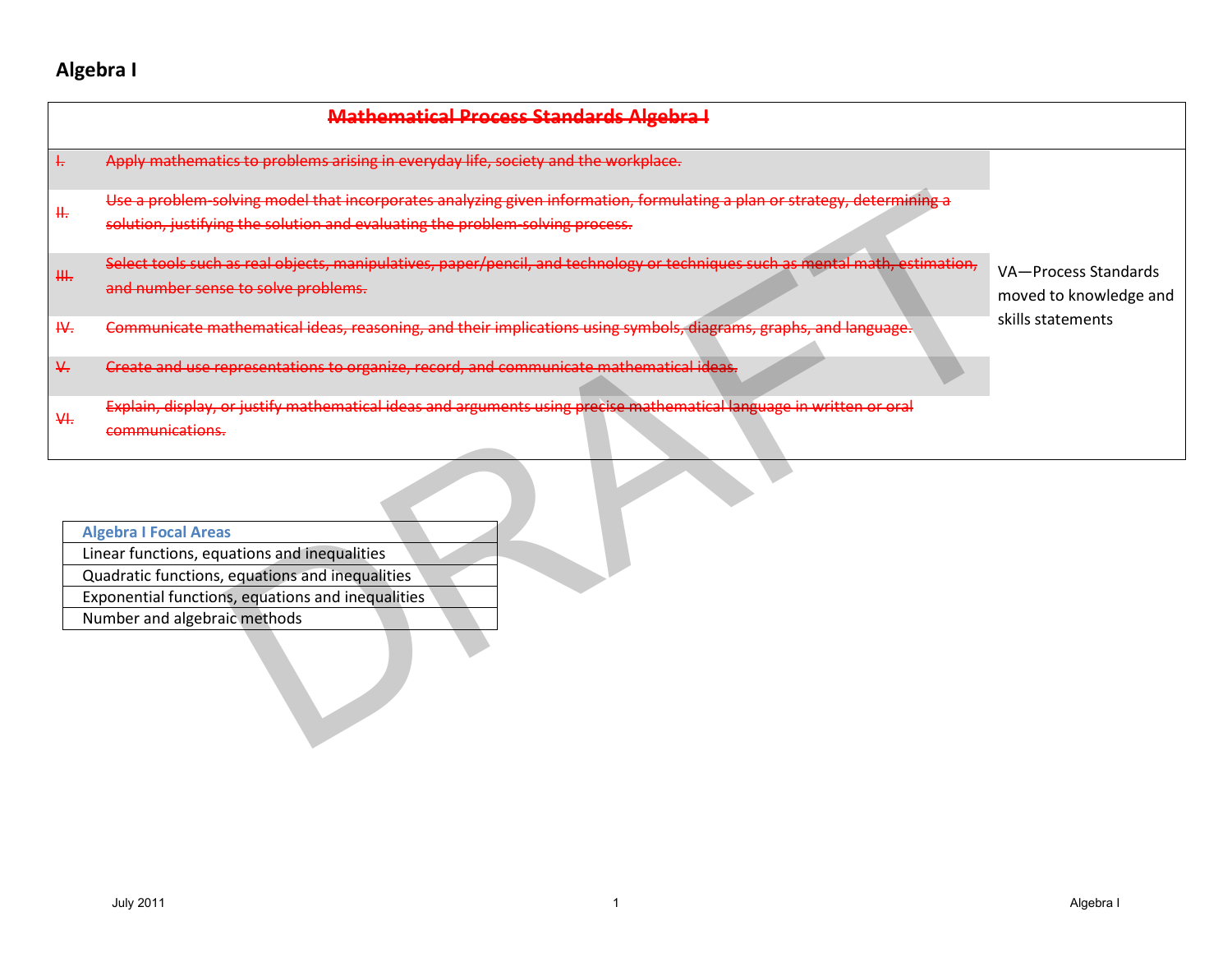# Algebra I

| ~~Mathematical Process Standards Algebra I~~ | | |
|---|---|---|
| ~~I.~~ | ~~Apply mathematics to problems arising in everyday life, society and the workplace.~~ | VA—Process Standards moved to knowledge and skills statements |
| ~~II.~~ | ~~Use a problem-solving model that incorporates analyzing given information, formulating a plan or strategy, determining a solution, justifying the solution and evaluating the problem-solving process.~~ | |
| ~~III.~~ | ~~Select tools such as real objects, manipulatives, paper/pencil, and technology or techniques such as mental math, estimation, and number sense to solve problems.~~ | |
| ~~IV.~~ | ~~Communicate mathematical ideas, reasoning, and their implications using symbols, diagrams, graphs, and language.~~ | |
| ~~V.~~ | ~~Create and use representations to organize, record, and communicate mathematical ideas.~~ | |
| ~~VI.~~ | ~~Explain, display, or justify mathematical ideas and arguments using precise mathematical language in written or oral communications.~~ | |

| Algebra I Focal Areas |
|---|
| Linear functions, equations and inequalities |
| Quadratic functions, equations and inequalities |
| Exponential functions, equations and inequalities |
| Number and algebraic methods |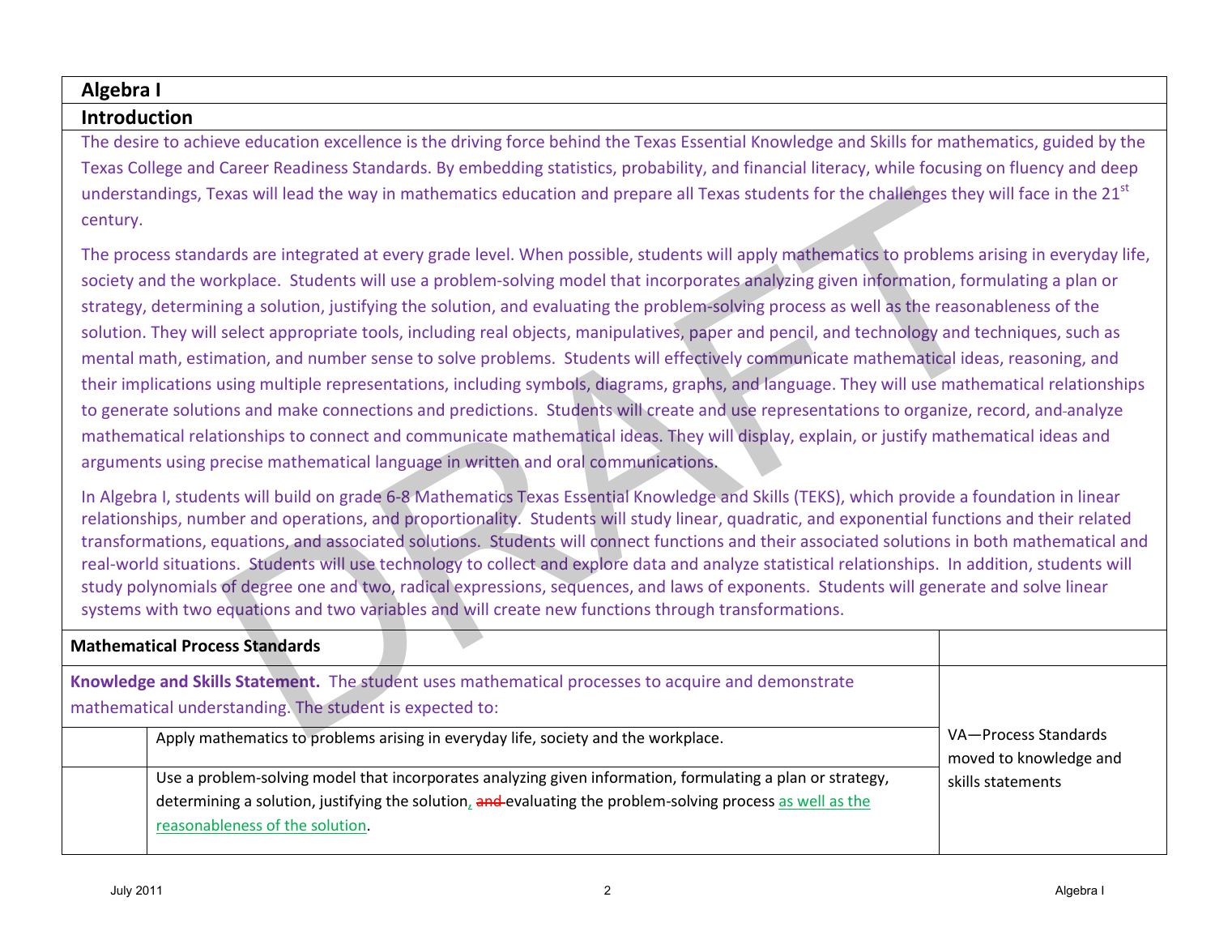## Algebra I

## Introduction

The desire to achieve education excellence is the driving force behind the Texas Essential Knowledge and Skills for mathematics, guided by the Texas College and Career Readiness Standards. By embedding statistics, probability, and financial literacy, while focusing on fluency and deep understandings, Texas will lead the way in mathematics education and prepare all Texas students for the challenges they will face in the 21st century.

The process standards are integrated at every grade level. When possible, students will apply mathematics to problems arising in everyday life, society and the workplace. Students will use a problem-solving model that incorporates analyzing given information, formulating a plan or strategy, determining a solution, justifying the solution, and evaluating the problem-solving process as well as the reasonableness of the solution. They will select appropriate tools, including real objects, manipulatives, paper and pencil, and technology and techniques, such as mental math, estimation, and number sense to solve problems. Students will effectively communicate mathematical ideas, reasoning, and their implications using multiple representations, including symbols, diagrams, graphs, and language. They will use mathematical relationships to generate solutions and make connections and predictions. Students will create and use representations to organize, record, and analyze mathematical relationships to connect and communicate mathematical ideas. They will display, explain, or justify mathematical ideas and arguments using precise mathematical language in written and oral communications.

In Algebra I, students will build on grade 6-8 Mathematics Texas Essential Knowledge and Skills (TEKS), which provide a foundation in linear relationships, number and operations, and proportionality. Students will study linear, quadratic, and exponential functions and their related transformations, equations, and associated solutions. Students will connect functions and their associated solutions in both mathematical and real-world situations. Students will use technology to collect and explore data and analyze statistical relationships. In addition, students will study polynomials of degree one and two, radical expressions, sequences, and laws of exponents. Students will generate and solve linear systems with two equations and two variables and will create new functions through transformations.

| Mathematical Process Standards | | |
|---|---|---|
| **Knowledge and Skills Statement.** The student uses mathematical processes to acquire and demonstrate mathematical understanding. The student is expected to: | | |
| | Apply mathematics to problems arising in everyday life, society and the workplace. | VA—Process Standards moved to knowledge and skills statements |
| | Use a problem-solving model that incorporates analyzing given information, formulating a plan or strategy, determining a solution, justifying the solution, ~~and~~ evaluating the problem-solving process as well as the reasonableness of the solution. | |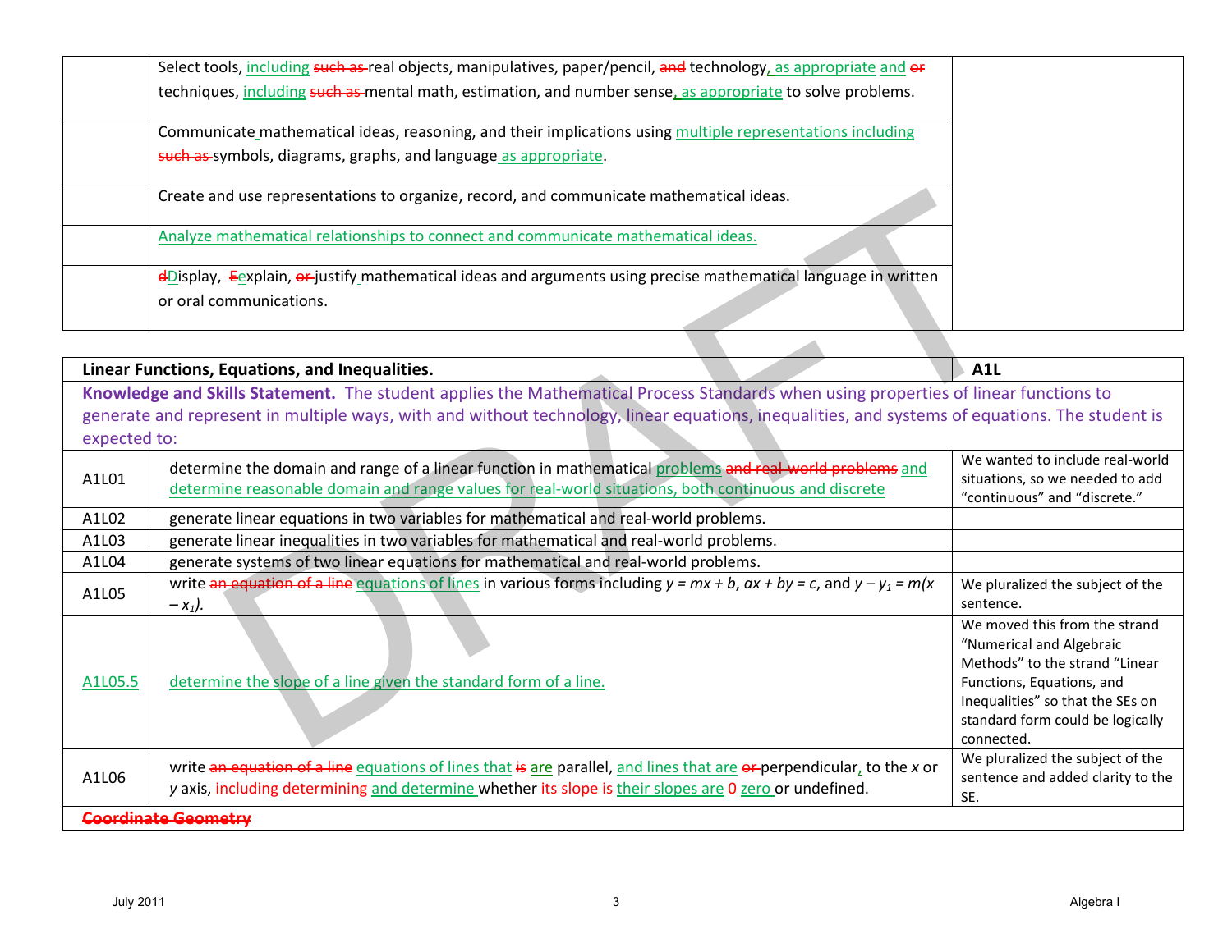| | | |
|---|---|---|
| | Select tools, including ~~such as~~ real objects, manipulatives, paper/pencil, ~~and~~ technology, as appropriate and ~~or~~ techniques, including ~~such as~~ mental math, estimation, and number sense, as appropriate to solve problems. | |
| | Communicate mathematical ideas, reasoning, and their implications using multiple representations including ~~such as~~ symbols, diagrams, graphs, and language as appropriate. | |
| | Create and use representations to organize, record, and communicate mathematical ideas. | |
| | Analyze mathematical relationships to connect and communicate mathematical ideas. | |
| | ~~d~~Display, ~~E~~explain, ~~or~~ justify mathematical ideas and arguments using precise mathematical language in written or oral communications. | |

| **Linear Functions, Equations, and Inequalities.** | | **A1L** |
|---|---|---|
| **Knowledge and Skills Statement.** The student applies the Mathematical Process Standards when using properties of linear functions to generate and represent in multiple ways, with and without technology, linear equations, inequalities, and systems of equations. The student is expected to: | | |
| A1L01 | determine the domain and range of a linear function in mathematical problems ~~and real-world problems~~ and determine reasonable domain and range values for real-world situations, both continuous and discrete | We wanted to include real-world situations, so we needed to add "continuous" and "discrete." |
| A1L02 | generate linear equations in two variables for mathematical and real-world problems. | |
| A1L03 | generate linear inequalities in two variables for mathematical and real-world problems. | |
| A1L04 | generate systems of two linear equations for mathematical and real-world problems. | |
| A1L05 | write ~~an equation of a line~~ equations of lines in various forms including $y = mx + b$, $ax + by = c$, and $y - y_1 = m(x - x_1)$. | We pluralized the subject of the sentence. |
| A1L05.5 | determine the slope of a line given the standard form of a line. | We moved this from the strand "Numerical and Algebraic Methods" to the strand "Linear Functions, Equations, and Inequalities" so that the SEs on standard form could be logically connected. |
| A1L06 | write ~~an equation of a line~~ equations of lines that ~~is~~ are parallel, and lines that are ~~or~~ perpendicular, to the *x* or *y* axis, ~~including determining~~ and determine whether ~~its slope is~~ their slopes are ~~0~~ zero or undefined. | We pluralized the subject of the sentence and added clarity to the SE. |
| ~~**Coordinate Geometry**~~ | | |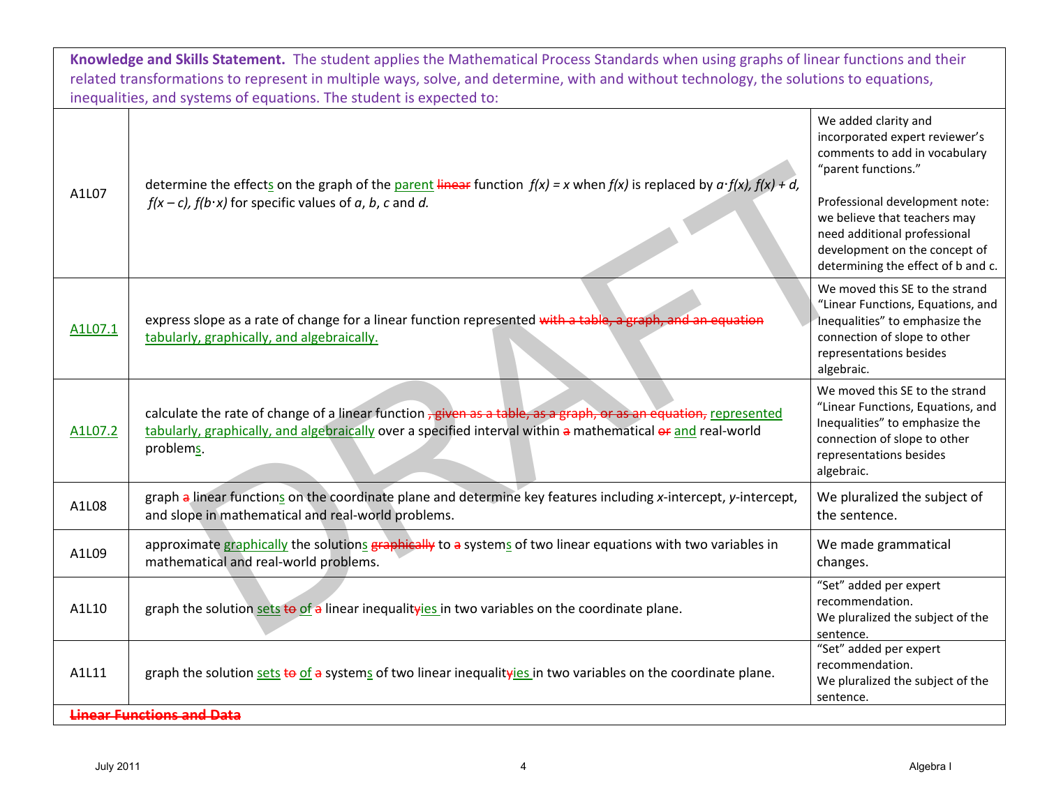| **Knowledge and Skills Statement.** The student applies the Mathematical Process Standards when using graphs of linear functions and their related transformations to represent in multiple ways, solve, and determine, with and without technology, the solutions to equations, inequalities, and systems of equations. The student is expected to: | | |
|---|---|---|
| A1L07 | determine the effects on the graph of the parent ~~linear~~ function $f(x) = x$ when $f(x)$ is replaced by $a \cdot f(x)$, $f(x) + d$, $f(x - c)$, $f(b \cdot x)$ for specific values of $a$, $b$, $c$ and $d$. | We added clarity and incorporated expert reviewer's comments to add in vocabulary "parent functions." Professional development note: we believe that teachers may need additional professional development on the concept of determining the effect of b and c. |
| A1L07.1 | express slope as a rate of change for a linear function represented ~~with a table, a graph, and an equation~~ tabularly, graphically, and algebraically. | We moved this SE to the strand "Linear Functions, Equations, and Inequalities" to emphasize the connection of slope to other representations besides algebraic. |
| A1L07.2 | calculate the rate of change of a linear function ~~, given as a table, as a graph, or as an equation,~~ represented tabularly, graphically, and algebraically over a specified interval within ~~a~~ mathematical ~~or~~ and real-world problems. | We moved this SE to the strand "Linear Functions, Equations, and Inequalities" to emphasize the connection of slope to other representations besides algebraic. |
| A1L08 | graph ~~a~~ linear functions on the coordinate plane and determine key features including *x*-intercept, *y*-intercept, and slope in mathematical and real-world problems. | We pluralized the subject of the sentence. |
| A1L09 | approximate graphically the solutions ~~graphically~~ to ~~a~~ systems of two linear equations with two variables in mathematical and real-world problems. | We made grammatical changes. |
| A1L10 | graph the solution sets ~~to~~ of ~~a~~ linear inequalit~~y~~ies in two variables on the coordinate plane. | "Set" added per expert recommendation. We pluralized the subject of the sentence. |
| A1L11 | graph the solution sets ~~to~~ of ~~a~~ systems of two linear inequalit~~y~~ies in two variables on the coordinate plane. | "Set" added per expert recommendation. We pluralized the subject of the sentence. |
| ~~**Linear Functions and Data**~~ | | |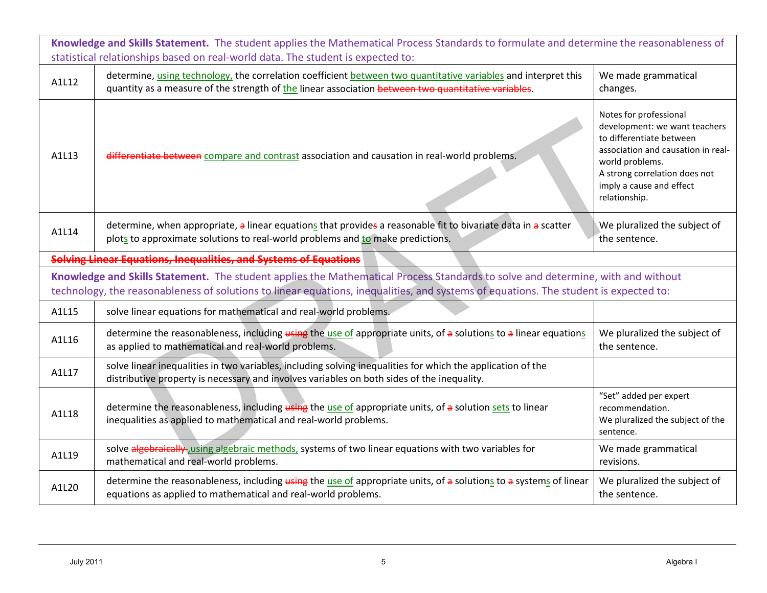| | | |
|---|---|---|
| **Knowledge and Skills Statement.** The student applies the Mathematical Process Standards to formulate and determine the reasonableness of statistical relationships based on real-world data. The student is expected to: | | |
| A1L12 | determine, using technology, the correlation coefficient between two quantitative variables and interpret this quantity as a measure of the strength of the linear association ~~between two quantitative variables~~. | We made grammatical changes. |
| A1L13 | ~~differentiate between~~ compare and contrast association and causation in real-world problems. | Notes for professional development: we want teachers to differentiate between association and causation in real-world problems.<br>A strong correlation does not imply a cause and effect relationship. |
| A1L14 | determine, when appropriate, ~~a~~ linear equations that provide~~s~~ a reasonable fit to bivariate data in ~~a~~ scatter plots to approximate solutions to real-world problems and to make predictions. | We pluralized the subject of the sentence. |
| ~~**Solving Linear Equations, Inequalities, and Systems of Equations**~~ | | |
| **Knowledge and Skills Statement.** The student applies the Mathematical Process Standards to solve and determine, with and without technology, the reasonableness of solutions to linear equations, inequalities, and systems of equations. The student is expected to: | | |
| A1L15 | solve linear equations for mathematical and real-world problems. | |
| A1L16 | determine the reasonableness, including ~~using~~ the use of appropriate units, of ~~a~~ solutions to ~~a~~ linear equations as applied to mathematical and real-world problems. | We pluralized the subject of the sentence. |
| A1L17 | solve linear inequalities in two variables, including solving inequalities for which the application of the distributive property is necessary and involves variables on both sides of the inequality. | |
| A1L18 | determine the reasonableness, including ~~using~~ the use of appropriate units, of ~~a~~ solution sets to linear inequalities as applied to mathematical and real-world problems. | "Set" added per expert recommendation.<br>We pluralized the subject of the sentence. |
| A1L19 | solve ~~algebraically~~ , using algebraic methods, systems of two linear equations with two variables for mathematical and real-world problems. | We made grammatical revisions. |
| A1L20 | determine the reasonableness, including ~~using~~ the use of appropriate units, of ~~a~~ solutions to ~~a~~ systems of linear equations as applied to mathematical and real-world problems. | We pluralized the subject of the sentence. |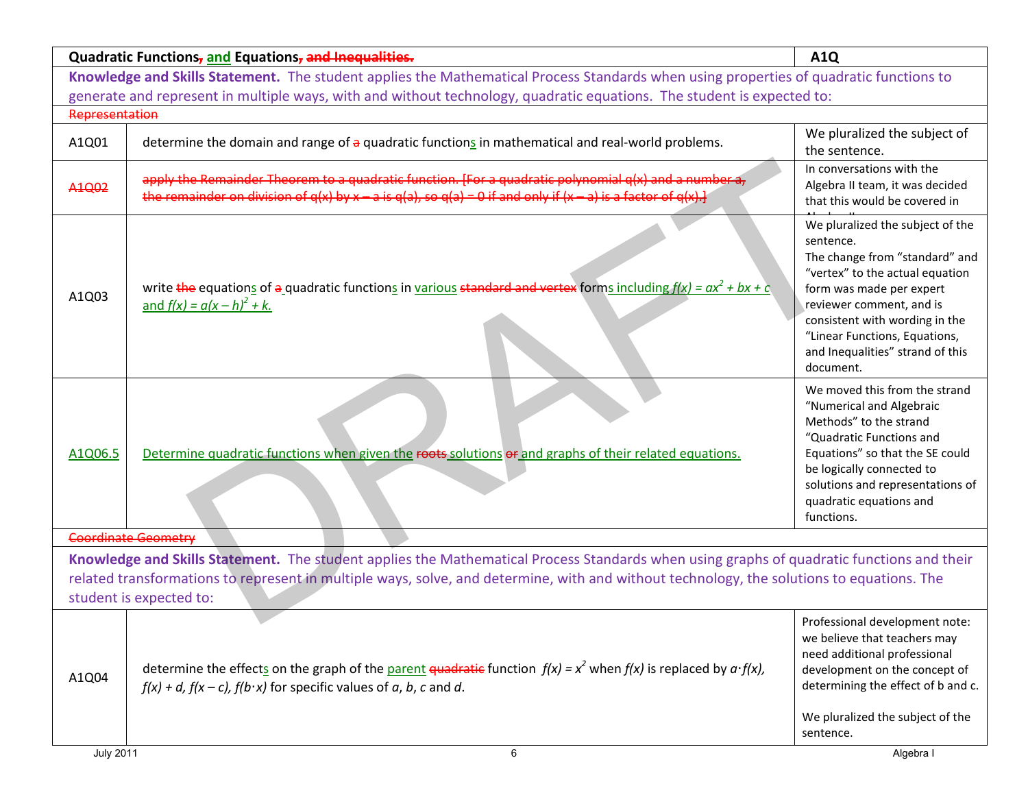| Quadratic Functions, and Equations, and Inequalities. | | A1Q |
|---|---|---|
| **Knowledge and Skills Statement.** The student applies the Mathematical Process Standards when using properties of quadratic functions to generate and represent in multiple ways, with and without technology, quadratic equations. The student is expected to: | | |
| ~~Representation~~ | | |
| A1Q01 | determine the domain and range of ~~a~~ quadratic functions in mathematical and real-world problems. | We pluralized the subject of the sentence. |
| ~~A1Q02~~ | ~~apply the Remainder Theorem to a quadratic function. [For a quadratic polynomial q(x) and a number a, the remainder on division of q(x) by x – a is q(a), so q(a) = 0 if and only if (x – a) is a factor of q(x).]~~ | In conversations with the Algebra II team, it was decided that this would be covered in |
| A1Q03 | write ~~the~~ equations of ~~a~~ quadratic functions in various ~~standard and vertex~~ forms including $f(x) = ax^2 + bx + c$ and $f(x) = a(x – h)^2 + k$. | We pluralized the subject of the sentence. The change from "standard" and "vertex" to the actual equation form was made per expert reviewer comment, and is consistent with wording in the "Linear Functions, Equations, and Inequalities" strand of this document. |
| A1Q06.5 | Determine quadratic functions when given the ~~roots~~ solutions ~~or~~ and graphs of their related equations. | We moved this from the strand "Numerical and Algebraic Methods" to the strand "Quadratic Functions and Equations" so that the SE could be logically connected to solutions and representations of quadratic equations and functions. |
| ~~Coordinate Geometry~~ | | |
| **Knowledge and Skills Statement.** The student applies the Mathematical Process Standards when using graphs of quadratic functions and their related transformations to represent in multiple ways, solve, and determine, with and without technology, the solutions to equations. The student is expected to: | | |
| A1Q04 | determine the effects on the graph of the parent ~~quadratic~~ function $f(x) = x^2$ when $f(x)$ is replaced by $a \cdot f(x)$, $f(x) + d$, $f(x – c)$, $f(b \cdot x)$ for specific values of $a$, $b$, $c$ and $d$. | Professional development note: we believe that teachers may need additional professional development on the concept of determining the effect of b and c.<br><br>We pluralized the subject of the sentence. |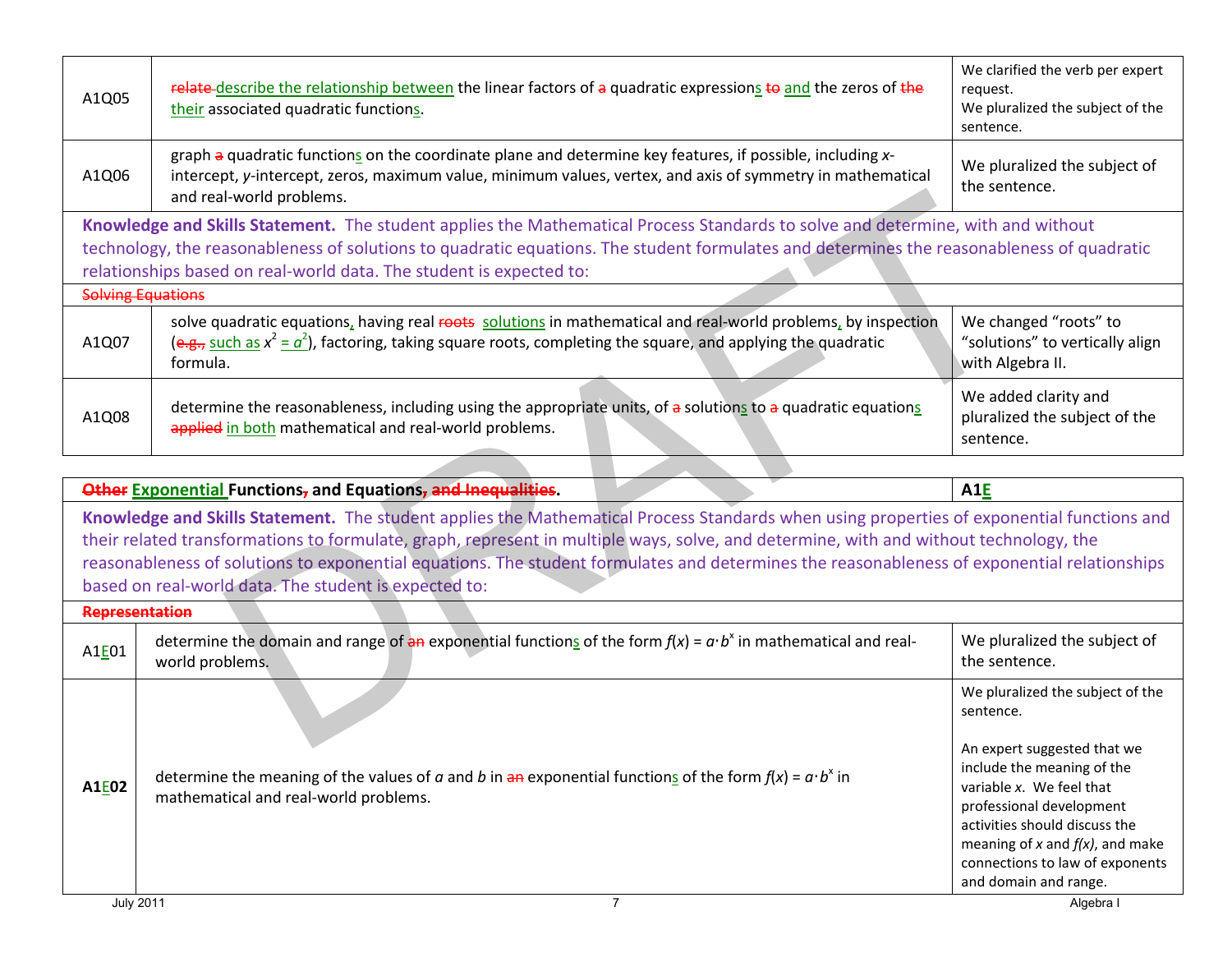| | | |
|---|---|---|
| A1Q05 | ~~relate~~ describe the relationship between the linear factors of ~~a~~ quadratic expressions ~~to~~ and the zeros of ~~the~~ their associated quadratic functions. | We clarified the verb per expert request. We pluralized the subject of the sentence. |
| A1Q06 | graph ~~a~~ quadratic functions on the coordinate plane and determine key features, if possible, including $x$-intercept, $y$-intercept, zeros, maximum value, minimum values, vertex, and axis of symmetry in mathematical and real-world problems. | We pluralized the subject of the sentence. |

**Knowledge and Skills Statement.** The student applies the Mathematical Process Standards to solve and determine, with and without technology, the reasonableness of solutions to quadratic equations. The student formulates and determines the reasonableness of quadratic relationships based on real-world data. The student is expected to:

~~Solving Equations~~

| | | |
|---|---|---|
| A1Q07 | solve quadratic equations, having real ~~roots~~ solutions in mathematical and real-world problems, by inspection (~~e.g.,~~ such as $x^2 = a^2$), factoring, taking square roots, completing the square, and applying the quadratic formula. | We changed "roots" to "solutions" to vertically align with Algebra II. |
| A1Q08 | determine the reasonableness, including using the appropriate units, of ~~a~~ solutions to ~~a~~ quadratic equations ~~applied~~ in both mathematical and real-world problems. | We added clarity and pluralized the subject of the sentence. |

| ~~Other~~ Exponential Functions~~,~~ and Equations~~, and Inequalities~~. | A1E |
|---|---|

**Knowledge and Skills Statement.** The student applies the Mathematical Process Standards when using properties of exponential functions and their related transformations to formulate, graph, represent in multiple ways, solve, and determine, with and without technology, the reasonableness of solutions to exponential equations. The student formulates and determines the reasonableness of exponential relationships based on real-world data. The student is expected to:

~~Representation~~

| | | |
|---|---|---|
| A1E01 | determine the domain and range of ~~an~~ exponential functions of the form $f(x) = a \cdot b^x$ in mathematical and real-world problems. | We pluralized the subject of the sentence. |
| **A1E02** | determine the meaning of the values of $a$ and $b$ in ~~an~~ exponential functions of the form $f(x) = a \cdot b^x$ in mathematical and real-world problems. | We pluralized the subject of the sentence.<br><br>An expert suggested that we include the meaning of the variable $x$. We feel that professional development activities should discuss the meaning of $x$ and $f(x)$, and make connections to law of exponents and domain and range. |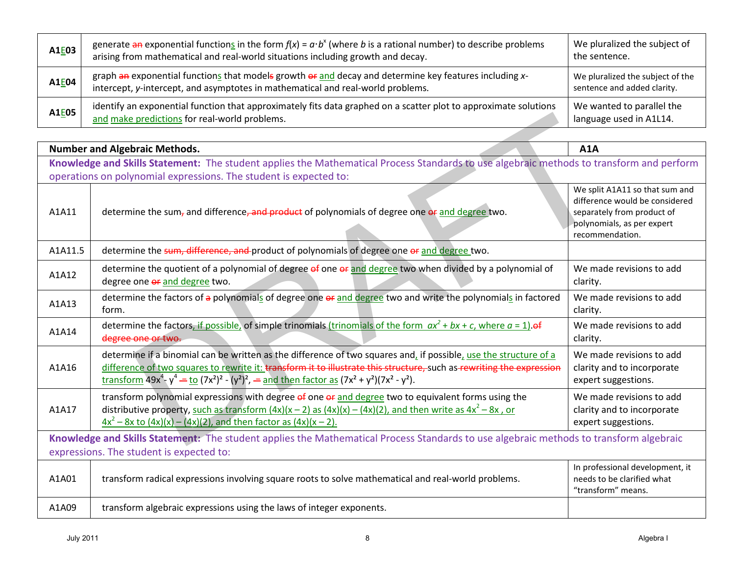| | | |
|---|---|---|
| **A1E03** | generate ~~an~~ exponential functions in the form $f(x) = a \cdot b^x$ (where *b* is a rational number) to describe problems arising from mathematical and real-world situations including growth and decay. | We pluralized the subject of the sentence. |
| **A1E04** | graph ~~an~~ exponential functions that models growth ~~or~~ and decay and determine key features including *x*-intercept, *y*-intercept, and asymptotes in mathematical and real-world problems. | We pluralized the subject of the sentence and added clarity. |
| **A1E05** | identify an exponential function that approximately fits data graphed on a scatter plot to approximate solutions and make predictions for real-world problems. | We wanted to parallel the language used in A1L14. |

| **Number and Algebraic Methods.** | | **A1A** |
|---|---|---|
| **Knowledge and Skills Statement:** The student applies the Mathematical Process Standards to use algebraic methods to transform and perform operations on polynomial expressions. The student is expected to: | | |
| A1A11 | determine the sum~~,~~ and difference~~, and product~~ of polynomials of degree one ~~or~~ and degree two. | We split A1A11 so that sum and difference would be considered separately from product of polynomials, as per expert recommendation. |
| A1A11.5 | determine the ~~sum, difference, and~~ product of polynomials of degree one ~~or~~ and degree two. | |
| A1A12 | determine the quotient of a polynomial of degree ~~of~~ one ~~or~~ and degree two when divided by a polynomial of degree one ~~or~~ and degree two. | We made revisions to add clarity. |
| A1A13 | determine the factors of ~~a~~ polynomials of degree one ~~or~~ and degree two and write the polynomials in factored form. | We made revisions to add clarity. |
| A1A14 | determine the factors, if possible, of simple trinomials (trinomials of the form $ax^2 + bx + c$, where $a = 1$). ~~of degree one or two.~~ | We made revisions to add clarity. |
| A1A16 | determine if a binomial can be written as the difference of two squares and, if possible, use the structure of a difference of two squares to rewrite it: ~~transform it to illustrate this structure,~~ such as ~~rewriting the expression~~ transform $49x^4 - y^4$ ~~=~~ to $(7x^2)^2 - (y^2)^2$, ~~=~~ and then factor as $(7x^2 + y^2)(7x^2 - y^2)$. | We made revisions to add clarity and to incorporate expert suggestions. |
| A1A17 | transform polynomial expressions with degree ~~of~~ one ~~or~~ and degree two to equivalent forms using the distributive property, such as transform $(4x)(x-2)$ as $(4x)(x) - (4x)(2)$, and then write as $4x^2 - 8x$, or $4x^2 - 8x$ to $(4x)(x) - (4x)(2)$, and then factor as $(4x)(x-2)$. | We made revisions to add clarity and to incorporate expert suggestions. |
| **Knowledge and Skills Statement:** The student applies the Mathematical Process Standards to use algebraic methods to transform algebraic expressions. The student is expected to: | | |
| A1A01 | transform radical expressions involving square roots to solve mathematical and real-world problems. | In professional development, it needs to be clarified what "transform" means. |
| A1A09 | transform algebraic expressions using the laws of integer exponents. | |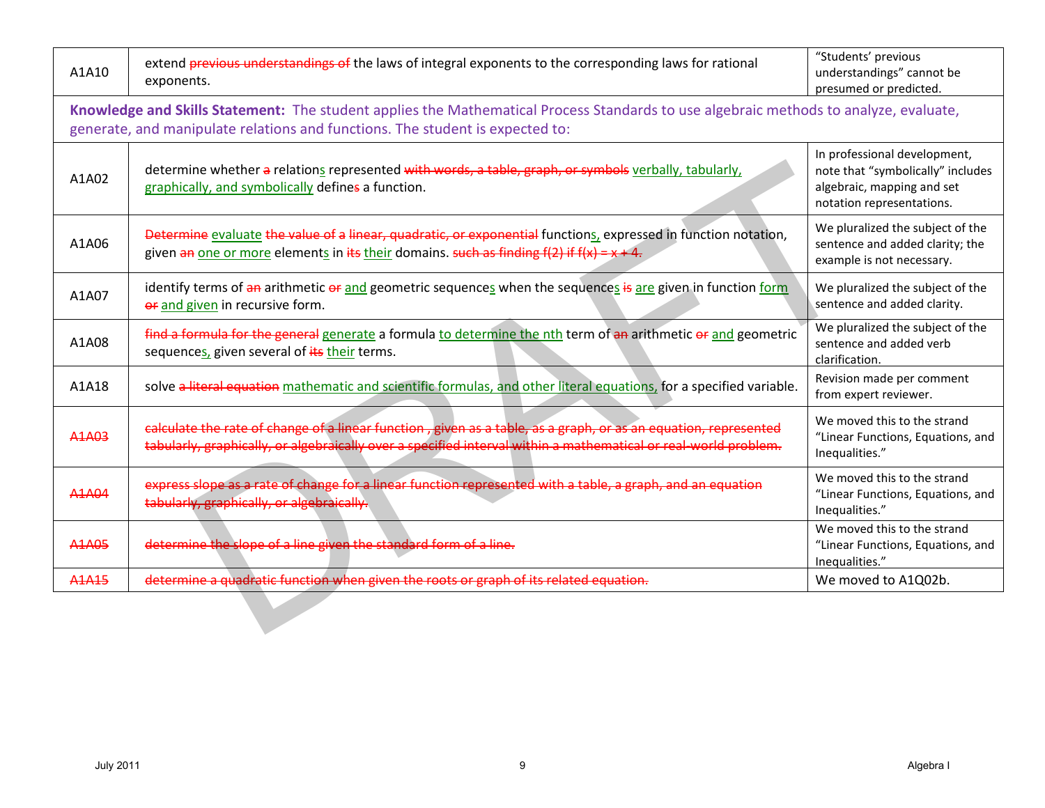| | | |
|---|---|---|
| A1A10 | extend ~~previous understandings of~~ the laws of integral exponents to the corresponding laws for rational exponents. | "Students' previous understandings" cannot be presumed or predicted. |
| **Knowledge and Skills Statement:** The student applies the Mathematical Process Standards to use algebraic methods to analyze, evaluate, generate, and manipulate relations and functions. The student is expected to: | | |
| A1A02 | determine whether ~~a~~ relation<u>s</u> represented ~~with words, a table, graph, or symbols~~ <u>verbally, tabularly, graphically, and symbolically</u> define~~s~~ a function. | In professional development, note that "symbolically" includes algebraic, mapping and set notation representations. |
| A1A06 | ~~Determine~~ <u>evaluate</u> ~~the value of a linear, quadratic, or exponential~~ function<u>s,</u> expressed in function notation, given ~~an~~ <u>one or more</u> element<u>s</u> in ~~its~~ <u>their</u> domains. ~~such as finding f(2) if f(x) = x + 4.~~ | We pluralized the subject of the sentence and added clarity; the example is not necessary. |
| A1A07 | identify terms of ~~an~~ arithmetic ~~or~~ <u>and</u> geometric sequence<u>s</u> when the sequence<u>s</u> ~~is~~ <u>are</u> given in function <u>form</u> ~~or~~ <u>and given</u> in recursive form. | We pluralized the subject of the sentence and added clarity. |
| A1A08 | ~~find a formula for the general~~ <u>generate</u> a formula <u>to determine the nth</u> term of ~~an~~ arithmetic ~~or~~ <u>and</u> geometric sequence<u>s,</u> given several of ~~its~~ <u>their</u> terms. | We pluralized the subject of the sentence and added verb clarification. |
| A1A18 | solve ~~a literal equation~~ <u>mathematic and scientific formulas, and other literal equations,</u> for a specified variable. | Revision made per comment from expert reviewer. |
| ~~A1A03~~ | ~~calculate the rate of change of a linear function , given as a table, as a graph, or as an equation, represented tabularly, graphically, or algebraically over a specified interval within a mathematical or real-world problem.~~ | We moved this to the strand "Linear Functions, Equations, and Inequalities." |
| ~~A1A04~~ | ~~express slope as a rate of change for a linear function represented with a table, a graph, and an equation tabularly, graphically, or algebraically.~~ | We moved this to the strand "Linear Functions, Equations, and Inequalities." |
| ~~A1A05~~ | ~~determine the slope of a line given the standard form of a line.~~ | We moved this to the strand "Linear Functions, Equations, and Inequalities." |
| ~~A1A15~~ | ~~determine a quadratic function when given the roots or graph of its related equation.~~ | We moved to A1Q02b. |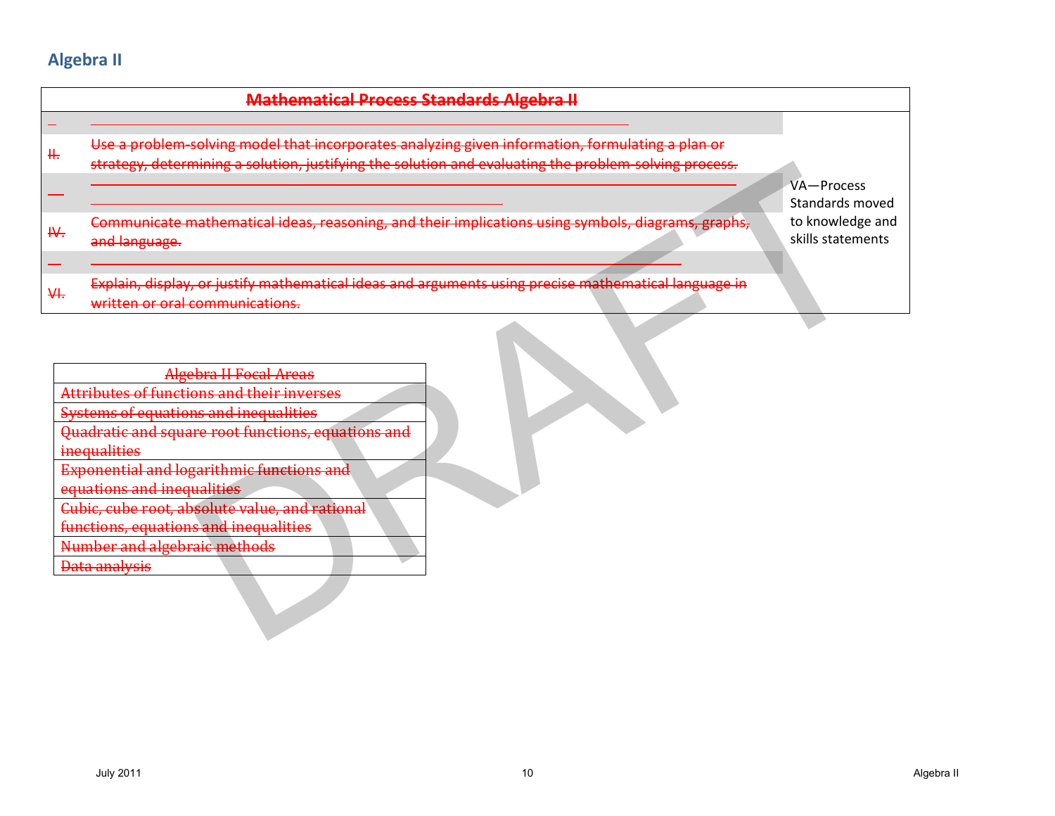## Algebra II

| ~~Mathematical Process Standards Algebra II~~ | | |
|---|---|---|
| | | VA—Process Standards moved to knowledge and skills statements |
| ~~II.~~ | ~~Use a problem-solving model that incorporates analyzing given information, formulating a plan or strategy, determining a solution, justifying the solution and evaluating the problem-solving process.~~ | |
| | | |
| ~~IV.~~ | ~~Communicate mathematical ideas, reasoning, and their implications using symbols, diagrams, graphs, and language.~~ | |
| | | |
| ~~VI.~~ | ~~Explain, display, or justify mathematical ideas and arguments using precise mathematical language in written or oral communications.~~ | |

| ~~Algebra II Focal Areas~~ |
|---|
| ~~Attributes of functions and their inverses~~ |
| ~~Systems of equations and inequalities~~ |
| ~~Quadratic and square root functions, equations and inequalities~~ |
| ~~Exponential and logarithmic functions and equations and inequalities~~ |
| ~~Cubic, cube root, absolute value, and rational functions, equations and inequalities~~ |
| ~~Number and algebraic methods~~ |
| ~~Data analysis~~ |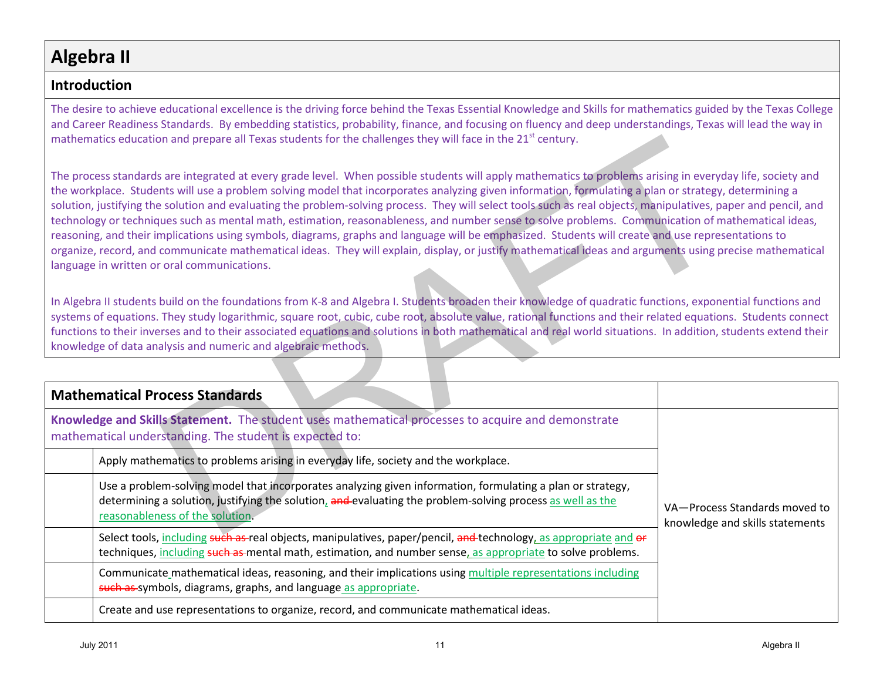# Algebra II

## Introduction

The desire to achieve educational excellence is the driving force behind the Texas Essential Knowledge and Skills for mathematics guided by the Texas College and Career Readiness Standards. By embedding statistics, probability, finance, and focusing on fluency and deep understandings, Texas will lead the way in mathematics education and prepare all Texas students for the challenges they will face in the 21st century.

The process standards are integrated at every grade level. When possible students will apply mathematics to problems arising in everyday life, society and the workplace. Students will use a problem solving model that incorporates analyzing given information, formulating a plan or strategy, determining a solution, justifying the solution and evaluating the problem-solving process. They will select tools such as real objects, manipulatives, paper and pencil, and technology or techniques such as mental math, estimation, reasonableness, and number sense to solve problems. Communication of mathematical ideas, reasoning, and their implications using symbols, diagrams, graphs and language will be emphasized. Students will create and use representations to organize, record, and communicate mathematical ideas. They will explain, display, or justify mathematical ideas and arguments using precise mathematical language in written or oral communications.

In Algebra II students build on the foundations from K-8 and Algebra I. Students broaden their knowledge of quadratic functions, exponential functions and systems of equations. They study logarithmic, square root, cubic, cube root, absolute value, rational functions and their related equations. Students connect functions to their inverses and to their associated equations and solutions in both mathematical and real world situations. In addition, students extend their knowledge of data analysis and numeric and algebraic methods.

| **Mathematical Process Standards** | | |
|---|---|---|
| **Knowledge and Skills Statement.** The student uses mathematical processes to acquire and demonstrate mathematical understanding. The student is expected to: | | VA—Process Standards moved to knowledge and skills statements |
| | Apply mathematics to problems arising in everyday life, society and the workplace. | |
| | Use a problem-solving model that incorporates analyzing given information, formulating a plan or strategy, determining a solution, justifying the solution, ~~and~~ evaluating the problem-solving process as well as the reasonableness of the solution. | |
| | Select tools, including ~~such as~~ real objects, manipulatives, paper/pencil, ~~and~~ technology, as appropriate and ~~or~~ techniques, including ~~such as~~ mental math, estimation, and number sense, as appropriate to solve problems. | |
| | Communicate mathematical ideas, reasoning, and their implications using multiple representations including ~~such as~~ symbols, diagrams, graphs, and language as appropriate. | |
| | Create and use representations to organize, record, and communicate mathematical ideas. | |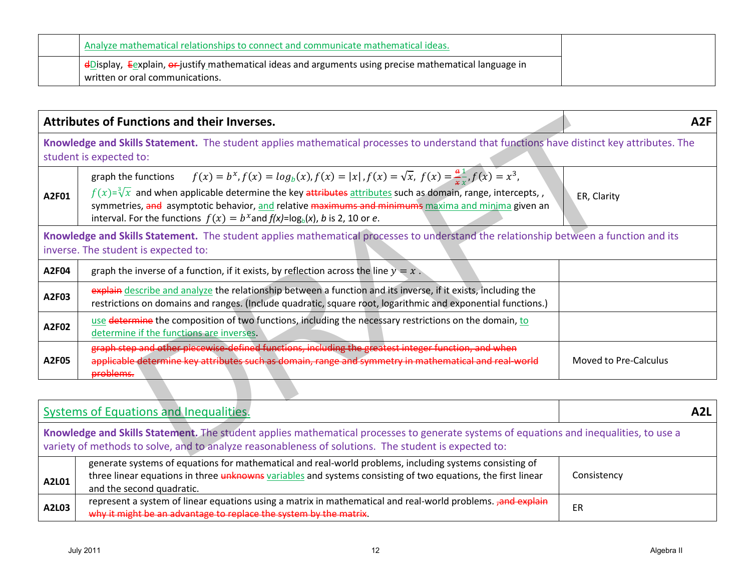| | | |
|---|---|---|
| | Analyze mathematical relationships to connect and communicate mathematical ideas. | |
| | ~~d~~Display, ~~E~~explain, ~~or~~ justify mathematical ideas and arguments using precise mathematical language in written or oral communications. | |

| **Attributes of Functions and their Inverses.** | | **A2F** |
|---|---|---|
| **Knowledge and Skills Statement.** The student applies mathematical processes to understand that functions have distinct key attributes. The student is expected to: | | |
| **A2F01** | graph the functions $f(x) = b^x, f(x) = log_b(x), f(x) = \|x\|, f(x) = \sqrt{x}, f(x) = \frac{1}{x}, f(x) = x^3$, $f(x)=\sqrt[3]{x}$ and when applicable determine the key ~~attributes~~ attributes such as domain, range, intercepts, , symmetries, ~~and~~ asymptotic behavior, and relative ~~maximums and minimums~~ maxima and minima given an interval. For the functions $f(x) = b^x$ and $f(x)=\log_b(x)$, $b$ is 2, 10 or $e$. | ER, Clarity |
| **Knowledge and Skills Statement.** The student applies mathematical processes to understand the relationship between a function and its inverse. The student is expected to: | | |
| **A2F04** | graph the inverse of a function, if it exists, by reflection across the line $y = x$ . | |
| **A2F03** | ~~explain~~ describe and analyze the relationship between a function and its inverse, if it exists, including the restrictions on domains and ranges. (Include quadratic, square root, logarithmic and exponential functions.) | |
| **A2F02** | use ~~determine~~ the composition of two functions, including the necessary restrictions on the domain, to determine if the functions are inverses. | |
| **A2F05** | ~~graph step and other piecewise-defined functions, including the greatest integer function, and when applicable determine key attributes such as domain, range and symmetry in mathematical and real-world problems.~~ | Moved to Pre-Calculus |

| Systems of Equations and Inequalities. | | **A2L** |
|---|---|---|
| **Knowledge and Skills Statement.** The student applies mathematical processes to generate systems of equations and inequalities, to use a variety of methods to solve, and to analyze reasonableness of solutions. The student is expected to: | | |
| **A2L01** | generate systems of equations for mathematical and real-world problems, including systems consisting of three linear equations in three ~~unknowns~~ variables and systems consisting of two equations, the first linear and the second quadratic. | Consistency |
| **A2L03** | represent a system of linear equations using a matrix in mathematical and real-world problems. ~~,and explain why it might be an advantage to replace the system by the matrix~~. | ER |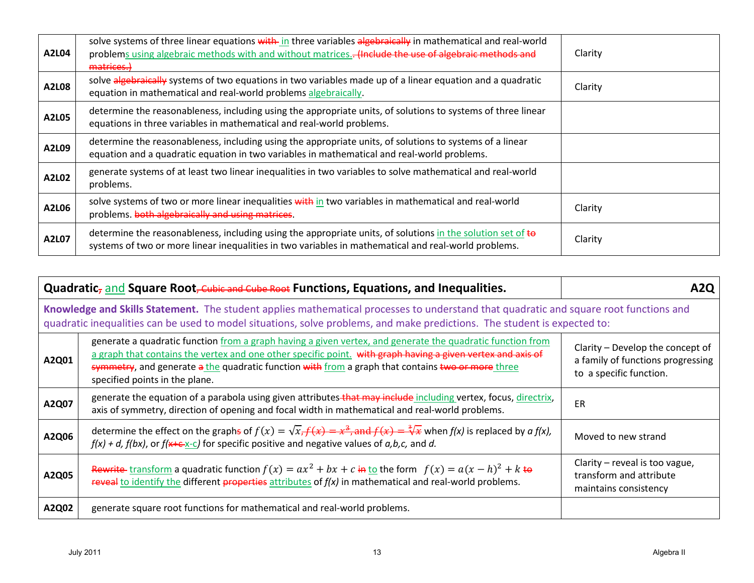| | | |
|---|---|---|
| **A2L04** | solve systems of three linear equations ~~with~~ in three variables ~~algebraically~~ in mathematical and real-world problems using algebraic methods with and without matrices. ~~(Include the use of algebraic methods and matrices.)~~ | Clarity |
| **A2L08** | solve ~~algebraically~~ systems of two equations in two variables made up of a linear equation and a quadratic equation in mathematical and real-world problems algebraically. | Clarity |
| **A2L05** | determine the reasonableness, including using the appropriate units, of solutions to systems of three linear equations in three variables in mathematical and real-world problems. | |
| **A2L09** | determine the reasonableness, including using the appropriate units, of solutions to systems of a linear equation and a quadratic equation in two variables in mathematical and real-world problems. | |
| **A2L02** | generate systems of at least two linear inequalities in two variables to solve mathematical and real-world problems. | |
| **A2L06** | solve systems of two or more linear inequalities ~~with~~ in two variables in mathematical and real-world problems. ~~both algebraically and using matrices~~. | Clarity |
| **A2L07** | determine the reasonableness, including using the appropriate units, of solutions in the solution set of ~~to~~ systems of two or more linear inequalities in two variables in mathematical and real-world problems. | Clarity |

| **Quadratic~~,~~ and Square Root~~, Cubic and Cube Root~~ Functions, Equations, and Inequalities.** | | **A2Q** |
|---|---|---|
| **Knowledge and Skills Statement.** The student applies mathematical processes to understand that quadratic and square root functions and quadratic inequalities can be used to model situations, solve problems, and make predictions. The student is expected to: | | |
| **A2Q01** | generate a quadratic function from a graph having a given vertex, and generate the quadratic function from a graph that contains the vertex and one other specific point. ~~with graph having a given vertex and axis of symmetry~~, and generate ~~a~~ the quadratic function ~~with~~ from a graph that contains ~~two or more~~ three specified points in the plane. | Clarity – Develop the concept of a family of functions progressing to a specific function. |
| **A2Q07** | generate the equation of a parabola using given attributes ~~that may include~~ including vertex, focus, directrix, axis of symmetry, direction of opening and focal width in mathematical and real-world problems. | ER |
| **A2Q06** | determine the effect on the graph~~s~~ of $f(x) = \sqrt{x}$~~, $f(x) = x^3$, and $f(x) = \sqrt[3]{x}$~~ when *f(x)* is replaced by *a f(x), f(x) + d, f(bx)*, or *f(*~~x+c~~ x-c*)* for specific positive and negative values of *a,b,c,* and *d.* | Moved to new strand |
| **A2Q05** | ~~Rewrite~~ transform a quadratic function $f(x) = ax^2 + bx + c$ ~~in~~ to the form $f(x) = a(x-h)^2 + k$ ~~to reveal~~ to identify the different ~~properties~~ attributes of *f(x)* in mathematical and real-world problems. | Clarity – reveal is too vague, transform and attribute maintains consistency |
| **A2Q02** | generate square root functions for mathematical and real-world problems. | |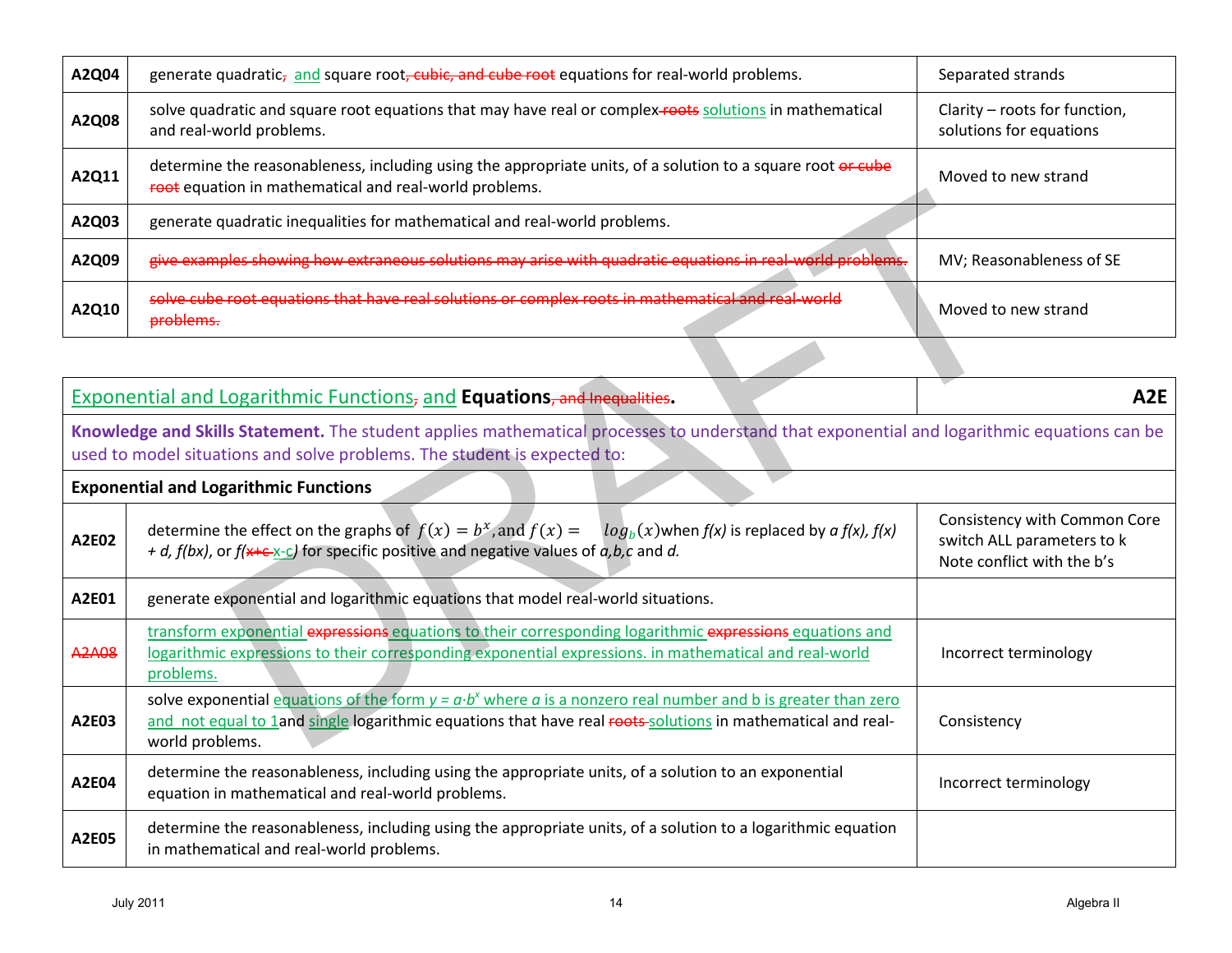| | | |
|---|---|---|
| A2Q04 | generate quadratic, and square root, cubic, and cube root equations for real-world problems. | Separated strands |
| A2Q08 | solve quadratic and square root equations that may have real or complex roots solutions in mathematical and real-world problems. | Clarity – roots for function, solutions for equations |
| A2Q11 | determine the reasonableness, including using the appropriate units, of a solution to a square root or cube root equation in mathematical and real-world problems. | Moved to new strand |
| A2Q03 | generate quadratic inequalities for mathematical and real-world problems. | |
| A2Q09 | ~~give examples showing how extraneous solutions may arise with quadratic equations in real-world problems.~~ | MV; Reasonableness of SE |
| A2Q10 | ~~solve cube root equations that have real solutions or complex roots in mathematical and real-world problems.~~ | Moved to new strand |

| | | |
|---|---|---|
| **Exponential and Logarithmic Functions, and Equations, ~~and Inequalities~~.** | | **A2E** |
| **Knowledge and Skills Statement.** The student applies mathematical processes to understand that exponential and logarithmic equations can be used to model situations and solve problems. The student is expected to: | | |
| **Exponential and Logarithmic Functions** | | |
| A2E02 | determine the effect on the graphs of $f(x) = b^x$, and $f(x) = \log_b(x)$ when *f(x)* is replaced by *a f(x), f(x) + d, f(bx)*, or *f(~~x+c~~ x-c)* for specific positive and negative values of *a,b,c* and *d.* | Consistency with Common Core switch ALL parameters to k Note conflict with the b's |
| A2E01 | generate exponential and logarithmic equations that model real-world situations. | |
| ~~A2A08~~ | transform exponential ~~expressions~~ equations to their corresponding logarithmic ~~expressions~~ equations and logarithmic expressions to their corresponding exponential expressions. in mathematical and real-world problems. | Incorrect terminology |
| A2E03 | solve exponential equations of the form $y = a \cdot b^x$ where *a* is a nonzero real number and b is greater than zero and not equal to 1and single logarithmic equations that have real ~~roots~~ solutions in mathematical and real-world problems. | Consistency |
| A2E04 | determine the reasonableness, including using the appropriate units, of a solution to an exponential equation in mathematical and real-world problems. | Incorrect terminology |
| A2E05 | determine the reasonableness, including using the appropriate units, of a solution to a logarithmic equation in mathematical and real-world problems. | |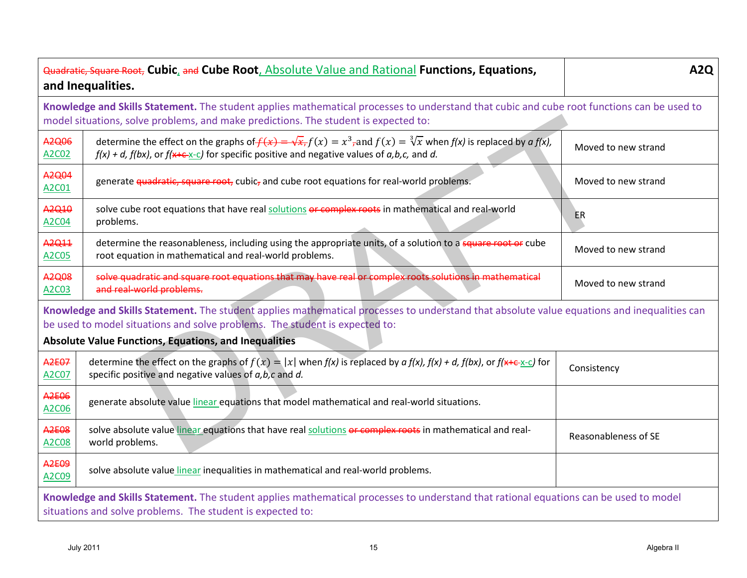| ~~Quadratic, Square Root,~~ **Cubic**, ~~and~~ **Cube Root**, Absolute Value and Rational **Functions, Equations, and Inequalities.** | | **A2Q** |
|---|---|---|
| **Knowledge and Skills Statement.** The student applies mathematical processes to understand that cubic and cube root functions can be used to model situations, solve problems, and make predictions. The student is expected to: | | |
| ~~A2Q06~~ A2C02 | determine the effect on the graphs of ~~$f(x) = \sqrt{x}$,~~ $f(x) = x^3$~~,~~ and $f(x) = \sqrt[3]{x}$ when *f(x)* is replaced by *a f(x), f(x) + d, f(bx)*, or *f(~~x+c~~ x-c)* for specific positive and negative values of *a,b,c,* and *d.* | Moved to new strand |
| ~~A2Q04~~ A2C01 | generate ~~quadratic, square root,~~ cubic~~,~~ and cube root equations for real-world problems. | Moved to new strand |
| ~~A2Q10~~ A2C04 | solve cube root equations that have real solutions ~~or complex roots~~ in mathematical and real-world problems. | ER |
| ~~A2Q11~~ A2C05 | determine the reasonableness, including using the appropriate units, of a solution to a ~~square root or~~ cube root equation in mathematical and real-world problems. | Moved to new strand |
| ~~A2Q08~~ A2C03 | ~~solve quadratic and square root equations that may have real or complex roots solutions in mathematical and real-world problems.~~ | Moved to new strand |
| **Knowledge and Skills Statement.** The student applies mathematical processes to understand that absolute value equations and inequalities can be used to model situations and solve problems. The student is expected to: **Absolute Value Functions, Equations, and Inequalities** | | |
| ~~A2E07~~ A2C07 | determine the effect on the graphs of $f(x) = \lvert x \rvert$ when *f(x)* is replaced by *a f(x), f(x) + d, f(bx)*, or *f(~~x+c~~ x-c)* for specific positive and negative values of *a,b,c* and *d.* | Consistency |
| ~~A2E06~~ A2C06 | generate absolute value linear equations that model mathematical and real-world situations. | |
| ~~A2E08~~ A2C08 | solve absolute value linear equations that have real solutions ~~or complex roots~~ in mathematical and real-world problems. | Reasonableness of SE |
| ~~A2E09~~ A2C09 | solve absolute value linear inequalities in mathematical and real-world problems. | |
| **Knowledge and Skills Statement.** The student applies mathematical processes to understand that rational equations can be used to model situations and solve problems. The student is expected to: | | |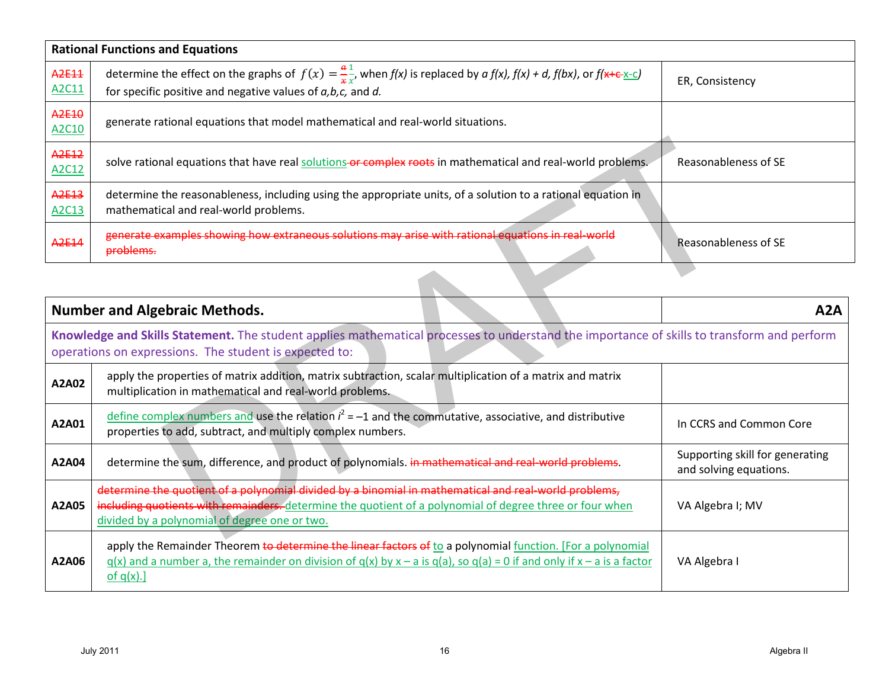| Rational Functions and Equations | | |
|---|---|---|
| ~~A2E11~~ A2C11 | determine the effect on the graphs of $f(x) = \frac{1}{x}$ (formerly $\frac{a}{x}$), when *f(x)* is replaced by *a f(x), f(x) + d, f(bx)*, or *f(~~x+c~~ x-c)* for specific positive and negative values of *a,b,c,* and *d.* | ER, Consistency |
| ~~A2E10~~ A2C10 | generate rational equations that model mathematical and real-world situations. | |
| ~~A2E12~~ A2C12 | solve rational equations that have real solutions ~~or complex roots~~ in mathematical and real-world problems. | Reasonableness of SE |
| ~~A2E13~~ A2C13 | determine the reasonableness, including using the appropriate units, of a solution to a rational equation in mathematical and real-world problems. | |
| ~~A2E14~~ | ~~generate examples showing how extraneous solutions may arise with rational equations in real-world problems.~~ | Reasonableness of SE |

| Number and Algebraic Methods. | | A2A |
|---|---|---|
| **Knowledge and Skills Statement.** The student applies mathematical processes to understand the importance of skills to transform and perform operations on expressions. The student is expected to: | | |
| **A2A02** | apply the properties of matrix addition, matrix subtraction, scalar multiplication of a matrix and matrix multiplication in mathematical and real-world problems. | |
| **A2A01** | define complex numbers and use the relation $i^2 = -1$ and the commutative, associative, and distributive properties to add, subtract, and multiply complex numbers. | In CCRS and Common Core |
| **A2A04** | determine the sum, difference, and product of polynomials. ~~in mathematical and real-world problems~~. | Supporting skill for generating and solving equations. |
| **A2A05** | ~~determine the quotient of a polynomial divided by a binomial in mathematical and real-world problems, including quotients with remainders.~~ determine the quotient of a polynomial of degree three or four when divided by a polynomial of degree one or two. | VA Algebra I; MV |
| **A2A06** | apply the Remainder Theorem ~~to determine the linear factors of~~ to a polynomial function. [For a polynomial q(x) and a number a, the remainder on division of q(x) by x – a is q(a), so q(a) = 0 if and only if x – a is a factor of q(x).] | VA Algebra I |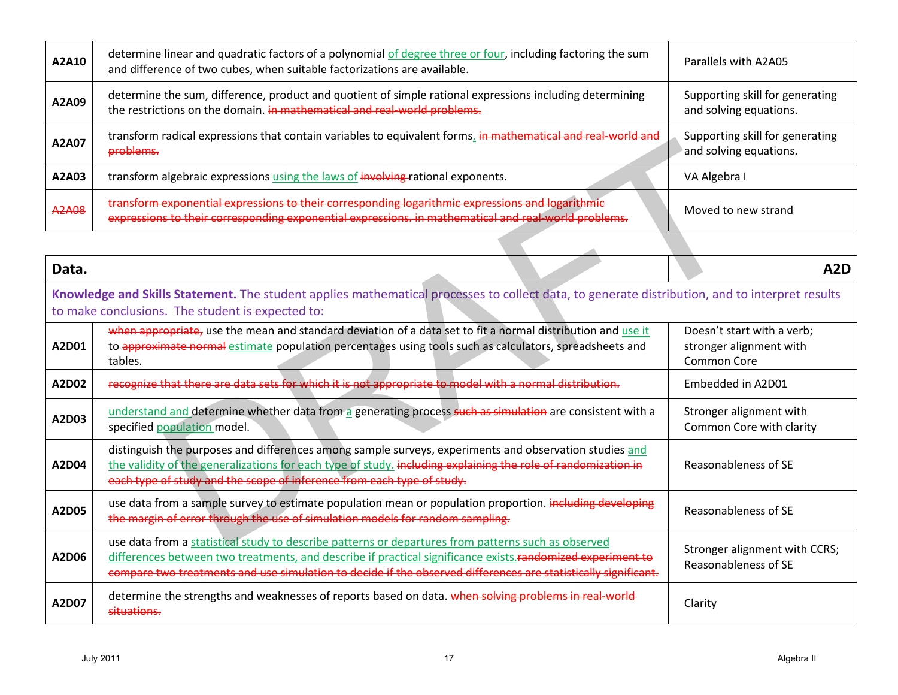| | | |
|---|---|---|
| **A2A10** | determine linear and quadratic factors of a polynomial <ins>of degree three or four</ins>, including factoring the sum and difference of two cubes, when suitable factorizations are available. | Parallels with A2A05 |
| **A2A09** | determine the sum, difference, product and quotient of simple rational expressions including determining the restrictions on the domain. ~~in mathematical and real-world problems.~~ | Supporting skill for generating and solving equations. |
| **A2A07** | transform radical expressions that contain variables to equivalent forms<ins>.</ins> ~~in mathematical and real-world and problems.~~ | Supporting skill for generating and solving equations. |
| **A2A03** | transform algebraic expressions <ins>using the laws of</ins> ~~involving~~ rational exponents. | VA Algebra I |
| ~~A2A08~~ | ~~transform exponential expressions to their corresponding logarithmic expressions and logarithmic expressions to their corresponding exponential expressions. in mathematical and real-world problems.~~ | Moved to new strand |

| **Data.** | | **A2D** |
|---|---|---|
| **Knowledge and Skills Statement.** The student applies mathematical processes to collect data, to generate distribution, and to interpret results to make conclusions. The student is expected to: | | |
| **A2D01** | ~~when appropriate,~~ use the mean and standard deviation of a data set to fit a normal distribution and <ins>use it</ins> to ~~approximate normal~~ <ins>estimate</ins> population percentages using tools such as calculators, spreadsheets and tables. | Doesn't start with a verb; stronger alignment with Common Core |
| **A2D02** | ~~recognize that there are data sets for which it is not appropriate to model with a normal distribution.~~ | Embedded in A2D01 |
| **A2D03** | <ins>understand and</ins> determine whether data from <ins>a</ins> generating process ~~such as simulation~~ are consistent with a specified <ins>population</ins> model. | Stronger alignment with Common Core with clarity |
| **A2D04** | distinguish the purposes and differences among sample surveys, experiments and observation studies <ins>and the validity of the generalizations for each type of study.</ins> ~~including explaining the role of randomization in each type of study and the scope of inference from each type of study.~~ | Reasonableness of SE |
| **A2D05** | use data from a sample survey to estimate population mean or population proportion. ~~including developing the margin of error through the use of simulation models for random sampling.~~ | Reasonableness of SE |
| **A2D06** | use data from a <ins>statistical study to describe patterns or departures from patterns such as observed differences between two treatments, and describe if practical significance exists.</ins>~~randomized experiment to compare two treatments and use simulation to decide if the observed differences are statistically significant.~~ | Stronger alignment with CCRS; Reasonableness of SE |
| **A2D07** | determine the strengths and weaknesses of reports based on data. ~~when solving problems in real-world situations.~~ | Clarity |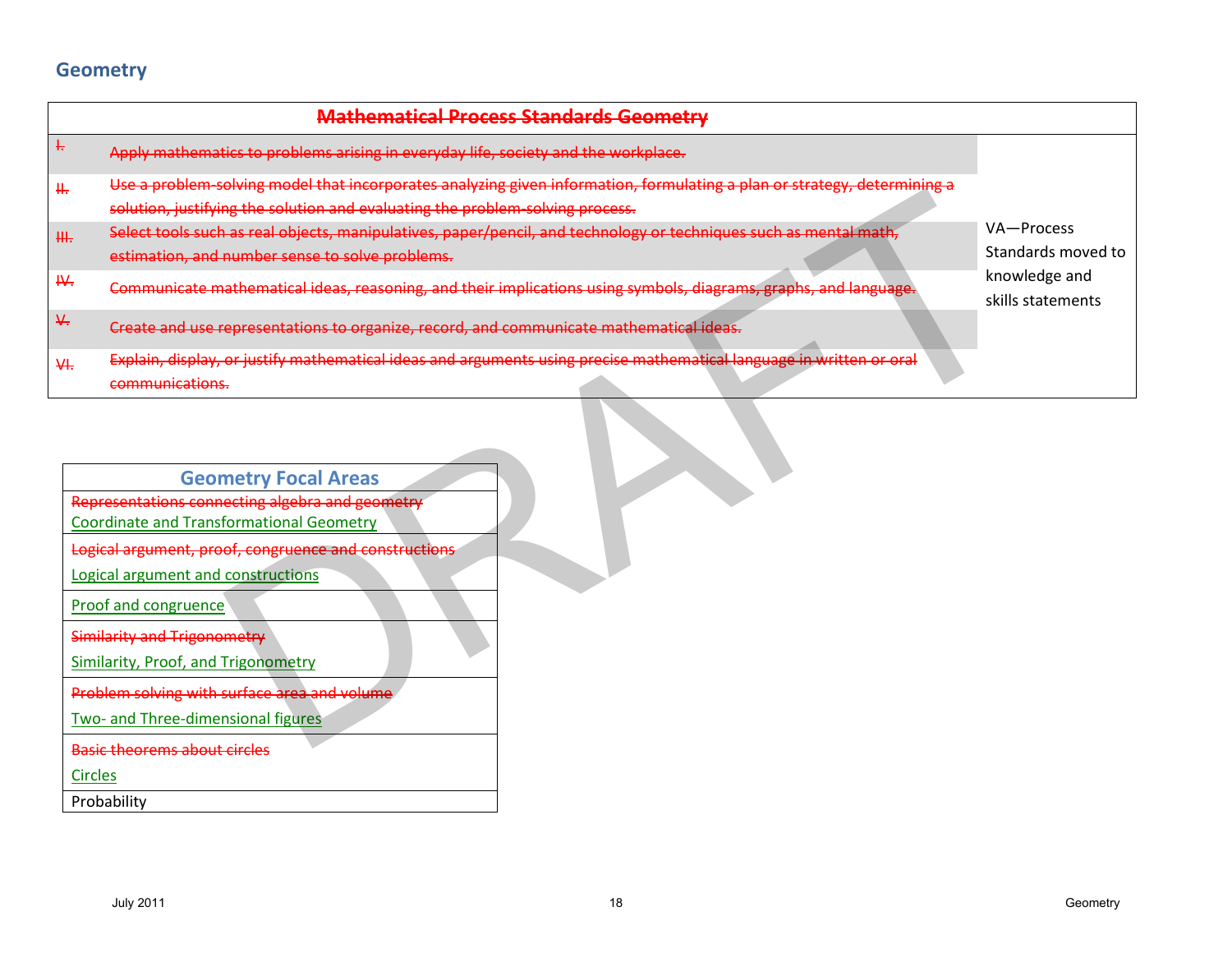## Geometry

| Mathematical Process Standards Geometry | | |
|---|---|---|
| I. | Apply mathematics to problems arising in everyday life, society and the workplace. | VA—Process Standards moved to knowledge and skills statements |
| II. | Use a problem-solving model that incorporates analyzing given information, formulating a plan or strategy, determining a solution, justifying the solution and evaluating the problem-solving process. | |
| III. | Select tools such as real objects, manipulatives, paper/pencil, and technology or techniques such as mental math, estimation, and number sense to solve problems. | |
| IV. | Communicate mathematical ideas, reasoning, and their implications using symbols, diagrams, graphs, and language. | |
| V. | Create and use representations to organize, record, and communicate mathematical ideas. | |
| VI. | Explain, display, or justify mathematical ideas and arguments using precise mathematical language in written or oral communications. | |

| Geometry Focal Areas |
|---|
| ~~Representations connecting algebra and geometry~~ Coordinate and Transformational Geometry |
| ~~Logical argument, proof, congruence and constructions~~ Logical argument and constructions |
| Proof and congruence |
| ~~Similarity and Trigonometry~~ Similarity, Proof, and Trigonometry |
| ~~Problem solving with surface area and volume~~ Two- and Three-dimensional figures |
| ~~Basic theorems about circles~~ Circles |
| Probability |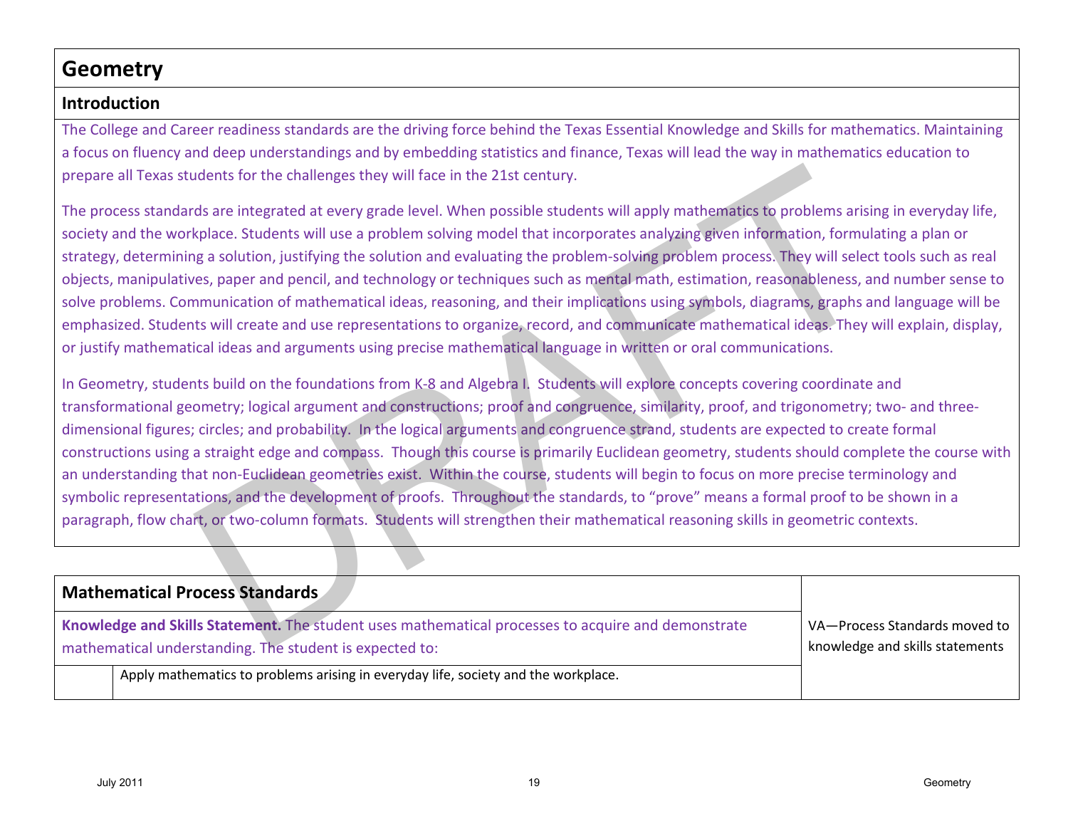# Geometry

## Introduction

The College and Career readiness standards are the driving force behind the Texas Essential Knowledge and Skills for mathematics. Maintaining a focus on fluency and deep understandings and by embedding statistics and finance, Texas will lead the way in mathematics education to prepare all Texas students for the challenges they will face in the 21st century.

The process standards are integrated at every grade level. When possible students will apply mathematics to problems arising in everyday life, society and the workplace. Students will use a problem solving model that incorporates analyzing given information, formulating a plan or strategy, determining a solution, justifying the solution and evaluating the problem-solving problem process. They will select tools such as real objects, manipulatives, paper and pencil, and technology or techniques such as mental math, estimation, reasonableness, and number sense to solve problems. Communication of mathematical ideas, reasoning, and their implications using symbols, diagrams, graphs and language will be emphasized. Students will create and use representations to organize, record, and communicate mathematical ideas. They will explain, display, or justify mathematical ideas and arguments using precise mathematical language in written or oral communications.

In Geometry, students build on the foundations from K-8 and Algebra I. Students will explore concepts covering coordinate and transformational geometry; logical argument and constructions; proof and congruence, similarity, proof, and trigonometry; two- and three-dimensional figures; circles; and probability. In the logical arguments and congruence strand, students are expected to create formal constructions using a straight edge and compass. Though this course is primarily Euclidean geometry, students should complete the course with an understanding that non-Euclidean geometries exist. Within the course, students will begin to focus on more precise terminology and symbolic representations, and the development of proofs. Throughout the standards, to "prove" means a formal proof to be shown in a paragraph, flow chart, or two-column formats. Students will strengthen their mathematical reasoning skills in geometric contexts.

| Mathematical Process Standards | | |
|---|---|---|
| **Knowledge and Skills Statement.** The student uses mathematical processes to acquire and demonstrate mathematical understanding. The student is expected to: | | VA—Process Standards moved to knowledge and skills statements |
| | Apply mathematics to problems arising in everyday life, society and the workplace. | |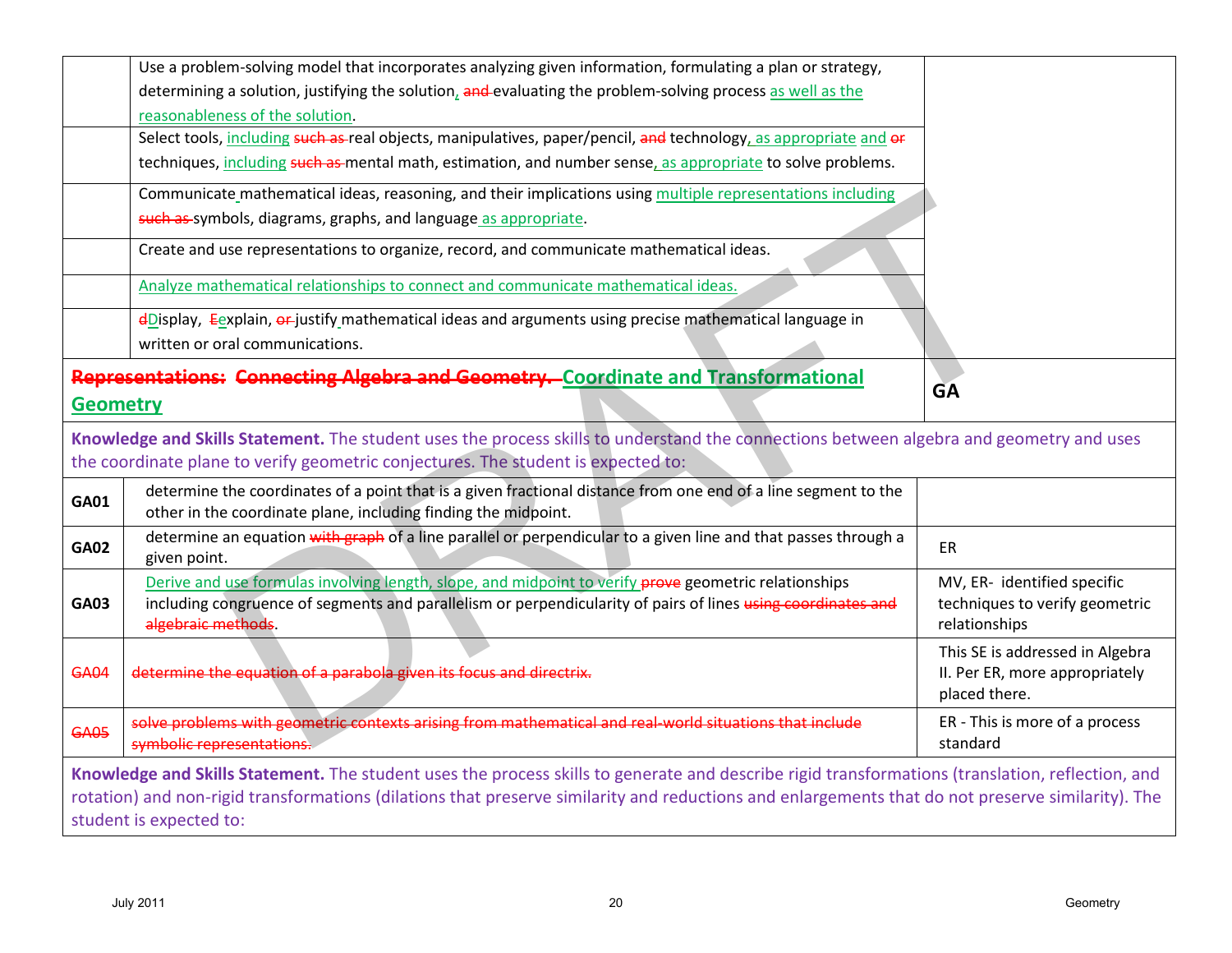| | | |
|---|---|---|
| | Use a problem-solving model that incorporates analyzing given information, formulating a plan or strategy, determining a solution, justifying the solution, ~~and~~ evaluating the problem-solving process as well as the reasonableness of the solution. | |
| | Select tools, including ~~such as~~ real objects, manipulatives, paper/pencil, ~~and~~ technology, as appropriate and ~~or~~ techniques, including ~~such as~~ mental math, estimation, and number sense, as appropriate to solve problems. | |
| | Communicate mathematical ideas, reasoning, and their implications using multiple representations including ~~such as~~ symbols, diagrams, graphs, and language as appropriate. | |
| | Create and use representations to organize, record, and communicate mathematical ideas. | |
| | Analyze mathematical relationships to connect and communicate mathematical ideas. | |
| | ~~d~~Display, ~~E~~explain, ~~or~~ justify mathematical ideas and arguments using precise mathematical language in written or oral communications. | |
| **~~Representations: Connecting Algebra and Geometry.~~ Coordinate and Transformational Geometry** | | **GA** |
| **Knowledge and Skills Statement.** The student uses the process skills to understand the connections between algebra and geometry and uses the coordinate plane to verify geometric conjectures. The student is expected to: | | |
| **GA01** | determine the coordinates of a point that is a given fractional distance from one end of a line segment to the other in the coordinate plane, including finding the midpoint. | |
| **GA02** | determine an equation ~~with graph~~ of a line parallel or perpendicular to a given line and that passes through a given point. | ER |
| **GA03** | Derive and use formulas involving length, slope, and midpoint to verify ~~prove~~ geometric relationships including congruence of segments and parallelism or perpendicularity of pairs of lines ~~using coordinates and algebraic methods~~. | MV, ER- identified specific techniques to verify geometric relationships |
| ~~GA04~~ | ~~determine the equation of a parabola given its focus and directrix.~~ | This SE is addressed in Algebra II. Per ER, more appropriately placed there. |
| ~~GA05~~ | ~~solve problems with geometric contexts arising from mathematical and real-world situations that include symbolic representations.~~ | ER - This is more of a process standard |
| **Knowledge and Skills Statement.** The student uses the process skills to generate and describe rigid transformations (translation, reflection, and rotation) and non-rigid transformations (dilations that preserve similarity and reductions and enlargements that do not preserve similarity). The student is expected to: | | |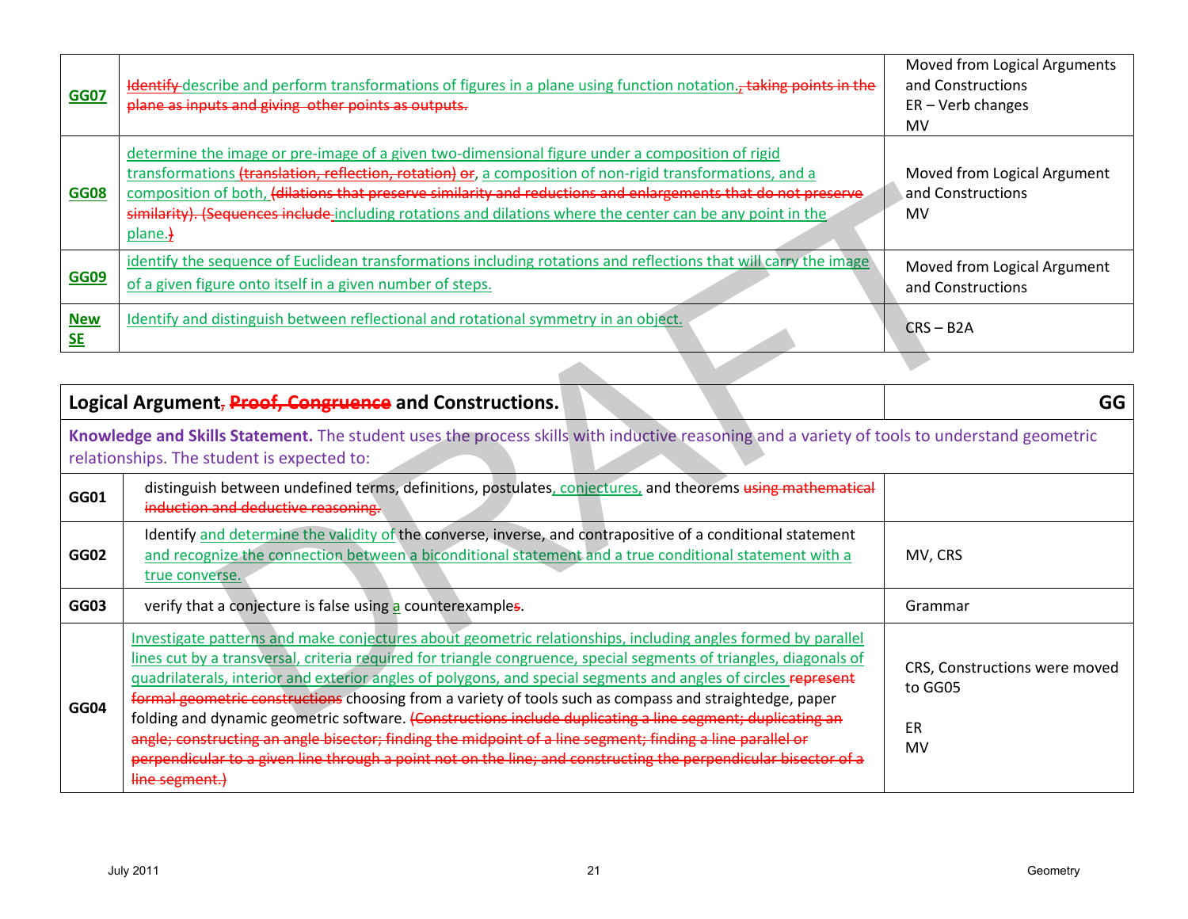| | | |
|---|---|---|
| GG07 | ~~Identify~~ describe and perform transformations of figures in a plane using function notation.~~, taking points in the plane as inputs and giving other points as outputs.~~ | Moved from Logical Arguments and Constructions<br>ER – Verb changes<br>MV |
| GG08 | determine the image or pre-image of a given two-dimensional figure under a composition of rigid transformations ~~(translation, reflection, rotation)~~ ~~or~~, a composition of non-rigid transformations, and a composition of both, ~~(dilations that preserve similarity and reductions and enlargements that do not preserve similarity). (Sequences include~~ including rotations and dilations where the center can be any point in the plane.~~)~~ | Moved from Logical Argument and Constructions<br>MV |
| GG09 | identify the sequence of Euclidean transformations including rotations and reflections that will carry the image of a given figure onto itself in a given number of steps. | Moved from Logical Argument and Constructions |
| New SE | Identify and distinguish between reflectional and rotational symmetry in an object. | CRS – B2A |

| Logical Argument~~, Proof, Congruence~~ and Constructions. | | GG |
|---|---|---|
| **Knowledge and Skills Statement.** The student uses the process skills with inductive reasoning and a variety of tools to understand geometric relationships. The student is expected to: | | |
| GG01 | distinguish between undefined terms, definitions, postulates, conjectures, and theorems ~~using mathematical induction and deductive reasoning.~~ | |
| GG02 | Identify and determine the validity of the converse, inverse, and contrapositive of a conditional statement and recognize the connection between a biconditional statement and a true conditional statement with a true converse. | MV, CRS |
| GG03 | verify that a conjecture is false using a counterexample~~s~~. | Grammar |
| GG04 | Investigate patterns and make conjectures about geometric relationships, including angles formed by parallel lines cut by a transversal, criteria required for triangle congruence, special segments of triangles, diagonals of quadrilaterals, interior and exterior angles of polygons, and special segments and angles of circles ~~represent formal geometric constructions~~ choosing from a variety of tools such as compass and straightedge, paper folding and dynamic geometric software. ~~(Constructions include duplicating a line segment; duplicating an angle; constructing an angle bisector; finding the midpoint of a line segment; finding a line parallel or perpendicular to a given line through a point not on the line; and constructing the perpendicular bisector of a line segment.)~~ | CRS, Constructions were moved to GG05<br><br>ER<br>MV |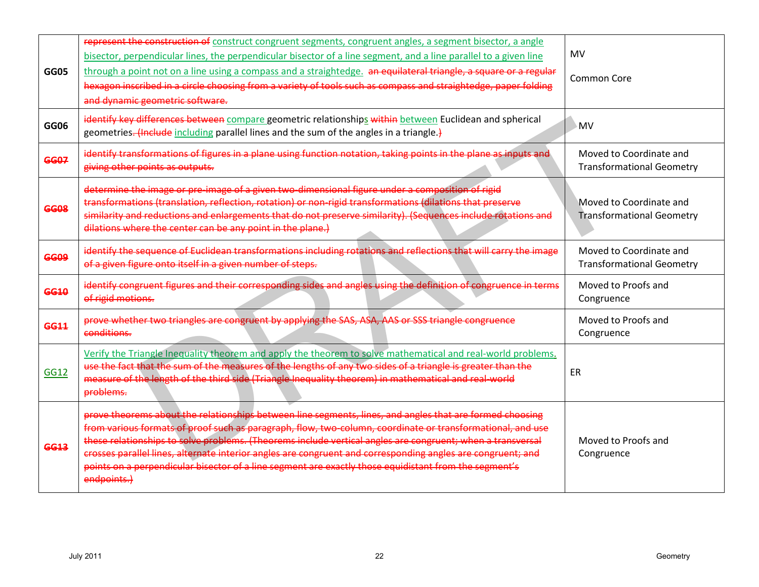| | | |
|---|---|---|
| GG05 | ~~represent the construction of~~ construct congruent segments, congruent angles, a segment bisector, a angle bisector, perpendicular lines, the perpendicular bisector of a line segment, and a line parallel to a given line through a point not on a line using a compass and a straightedge. ~~an equilateral triangle, a square or a regular hexagon inscribed in a circle choosing from a variety of tools such as compass and straightedge, paper folding and dynamic geometric software.~~ | MV<br><br>Common Core |
| GG06 | ~~identify key differences between~~ compare geometric relationships ~~within~~ between Euclidean and spherical geometries~~. (Include~~ including parallel lines and the sum of the angles in a triangle.~~)~~ | MV |
| ~~GG07~~ | ~~identify transformations of figures in a plane using function notation, taking points in the plane as inputs and giving other points as outputs.~~ | Moved to Coordinate and Transformational Geometry |
| ~~GG08~~ | ~~determine the image or pre-image of a given two-dimensional figure under a composition of rigid transformations (translation, reflection, rotation) or non-rigid transformations (dilations that preserve similarity and reductions and enlargements that do not preserve similarity). (Sequences include rotations and dilations where the center can be any point in the plane.)~~ | Moved to Coordinate and Transformational Geometry |
| ~~GG09~~ | ~~identify the sequence of Euclidean transformations including rotations and reflections that will carry the image of a given figure onto itself in a given number of steps.~~ | Moved to Coordinate and Transformational Geometry |
| ~~GG10~~ | ~~identify congruent figures and their corresponding sides and angles using the definition of congruence in terms of rigid motions.~~ | Moved to Proofs and Congruence |
| ~~GG11~~ | ~~prove whether two triangles are congruent by applying the SAS, ASA, AAS or SSS triangle congruence conditions.~~ | Moved to Proofs and Congruence |
| GG12 | Verify the Triangle Inequality theorem and apply the theorem to solve mathematical and real-world problems. ~~use the fact that the sum of the measures of the lengths of any two sides of a triangle is greater than the measure of the length of the third side (Triangle Inequality theorem) in mathematical and real-world problems.~~ | ER |
| ~~GG13~~ | ~~prove theorems about the relationships between line segments, lines, and angles that are formed choosing from various formats of proof such as paragraph, flow, two-column, coordinate or transformational, and use these relationships to solve problems. (Theorems include vertical angles are congruent; when a transversal crosses parallel lines, alternate interior angles are congruent and corresponding angles are congruent; and points on a perpendicular bisector of a line segment are exactly those equidistant from the segment's endpoints.)~~ | Moved to Proofs and Congruence |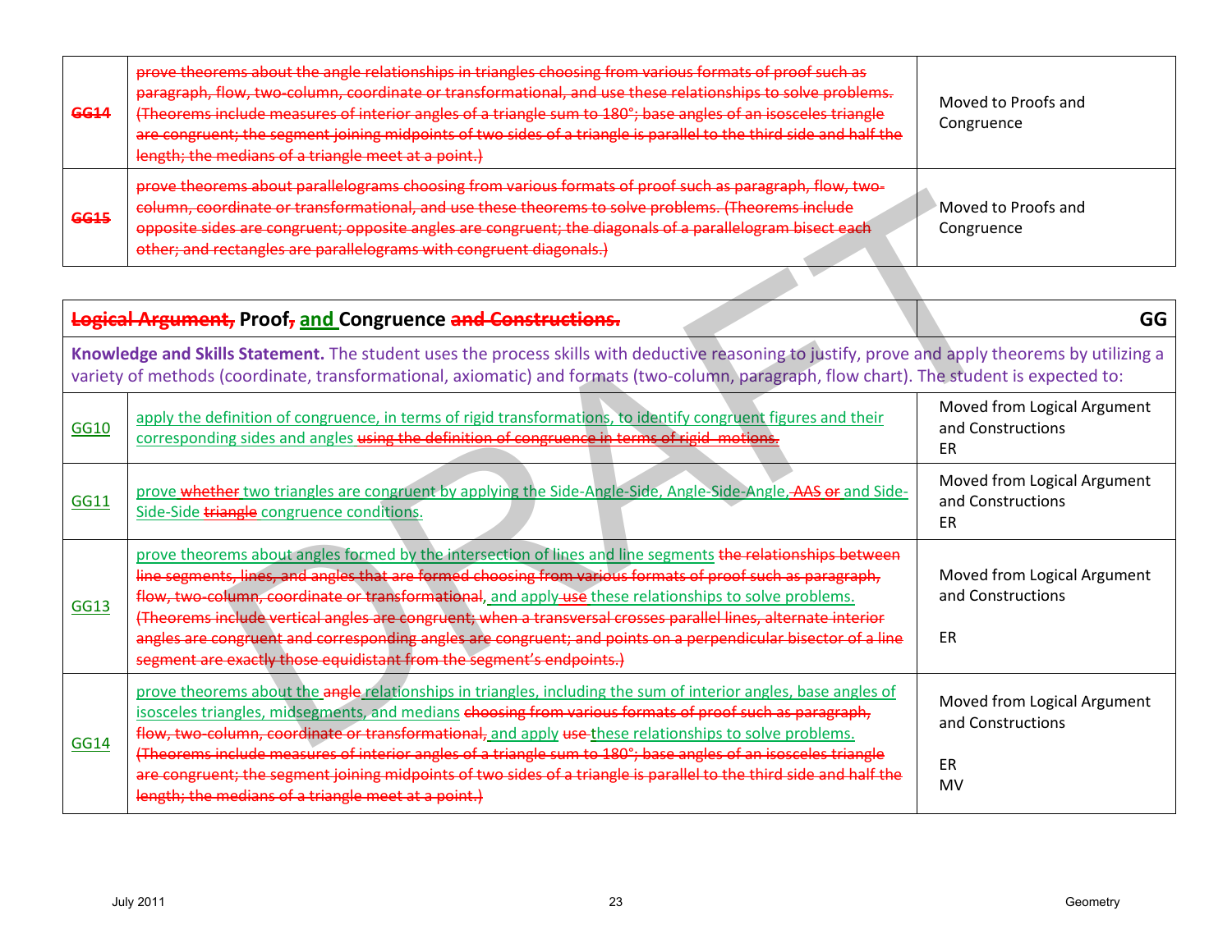| | | |
|---|---|---|
| ~~GG14~~ | ~~prove theorems about the angle relationships in triangles choosing from various formats of proof such as paragraph, flow, two-column, coordinate or transformational, and use these relationships to solve problems. (Theorems include measures of interior angles of a triangle sum to 180°; base angles of an isosceles triangle are congruent; the segment joining midpoints of two sides of a triangle is parallel to the third side and half the length; the medians of a triangle meet at a point.)~~ | Moved to Proofs and Congruence |
| ~~GG15~~ | ~~prove theorems about parallelograms choosing from various formats of proof such as paragraph, flow, two-column, coordinate or transformational, and use these theorems to solve problems. (Theorems include opposite sides are congruent; opposite angles are congruent; the diagonals of a parallelogram bisect each other; and rectangles are parallelograms with congruent diagonals.)~~ | Moved to Proofs and Congruence |

| **~~Logical Argument,~~ Proof~~,~~ and Congruence ~~and Constructions.~~** | | **GG** |
|---|---|---|
| **Knowledge and Skills Statement.** The student uses the process skills with deductive reasoning to justify, prove and apply theorems by utilizing a variety of methods (coordinate, transformational, axiomatic) and formats (two-column, paragraph, flow chart). The student is expected to: | | |
| GG10 | apply the definition of congruence, in terms of rigid transformations, to identify congruent figures and their corresponding sides and angles ~~using the definition of congruence in terms of rigid motions.~~ | Moved from Logical Argument and Constructions<br>ER |
| GG11 | prove ~~whether~~ two triangles are congruent by applying the Side-Angle-Side, Angle-Side-Angle, ~~AAS or~~ and Side-Side-Side ~~triangle~~ congruence conditions. | Moved from Logical Argument and Constructions<br>ER |
| GG13 | prove theorems about angles formed by the intersection of lines and line segments ~~the relationships between line segments, lines, and angles that are formed choosing from various formats of proof such as paragraph, flow, two-column, coordinate or transformational,~~ and apply ~~use~~ these relationships to solve problems. ~~(Theorems include vertical angles are congruent; when a transversal crosses parallel lines, alternate interior angles are congruent and corresponding angles are congruent; and points on a perpendicular bisector of a line segment are exactly those equidistant from the segment's endpoints.)~~ | Moved from Logical Argument and Constructions<br><br>ER |
| GG14 | prove theorems about the ~~angle~~ relationships in triangles, including the sum of interior angles, base angles of isosceles triangles, midsegments, and medians ~~choosing from various formats of proof such as paragraph, flow, two-column, coordinate or transformational,~~ and apply ~~use~~ these relationships to solve problems. ~~(Theorems include measures of interior angles of a triangle sum to 180°; base angles of an isosceles triangle are congruent; the segment joining midpoints of two sides of a triangle is parallel to the third side and half the length; the medians of a triangle meet at a point.)~~ | Moved from Logical Argument and Constructions<br><br>ER<br>MV |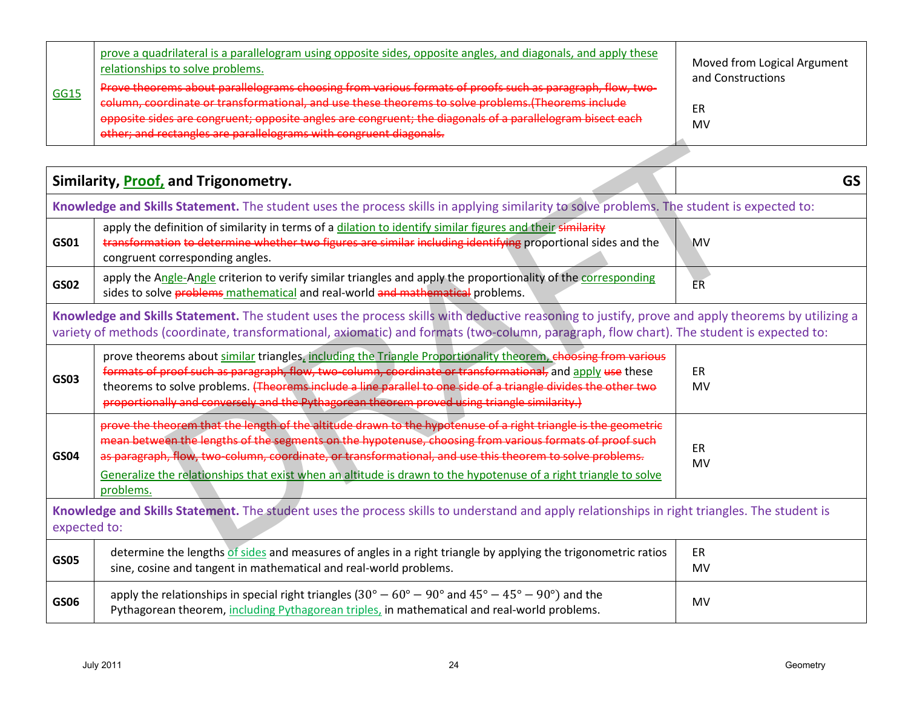| | | |
|---|---|---|
| GG15 | prove a quadrilateral is a parallelogram using opposite sides, opposite angles, and diagonals, and apply these relationships to solve problems.<br>~~Prove theorems about parallelograms choosing from various formats of proofs such as paragraph, flow, two-column, coordinate or transformational, and use these theorems to solve problems.(Theorems include opposite sides are congruent; opposite angles are congruent; the diagonals of a parallelogram bisect each other; and rectangles are parallelograms with congruent diagonals.~~ | Moved from Logical Argument and Constructions<br><br>ER<br>MV |

| **Similarity, Proof, and Trigonometry.** | | **GS** |
|---|---|---|
| **Knowledge and Skills Statement.** The student uses the process skills in applying similarity to solve problems. The student is expected to: | | |
| **GS01** | apply the definition of similarity in terms of a dilation to identify similar figures and their ~~similarity transformation to determine whether two figures are similar including identifying~~ proportional sides and the congruent corresponding angles. | MV |
| **GS02** | apply the Angle-Angle criterion to verify similar triangles and apply the proportionality of the corresponding sides to solve ~~problems~~ mathematical and real-world ~~and mathematical~~ problems. | ER |
| **Knowledge and Skills Statement.** The student uses the process skills with deductive reasoning to justify, prove and apply theorems by utilizing a variety of methods (coordinate, transformational, axiomatic) and formats (two-column, paragraph, flow chart). The student is expected to: | | |
| **GS03** | prove theorems about similar triangles, including the Triangle Proportionality theorem, ~~choosing from various formats of proof such as paragraph, flow, two-column, coordinate or transformational,~~ and apply ~~use~~ these theorems to solve problems. ~~(Theorems include a line parallel to one side of a triangle divides the other two proportionally and conversely and the Pythagorean theorem proved using triangle similarity.)~~ | ER<br>MV |
| **GS04** | ~~prove the theorem that the length of the altitude drawn to the hypotenuse of a right triangle is the geometric mean between the lengths of the segments on the hypotenuse, choosing from various formats of proof such as paragraph, flow, two-column, coordinate, or transformational, and use this theorem to solve problems.~~<br>Generalize the relationships that exist when an altitude is drawn to the hypotenuse of a right triangle to solve problems. | ER<br>MV |
| **Knowledge and Skills Statement.** The student uses the process skills to understand and apply relationships in right triangles. The student is expected to: | | |
| **GS05** | determine the lengths of sides and measures of angles in a right triangle by applying the trigonometric ratios sine, cosine and tangent in mathematical and real-world problems. | ER<br>MV |
| **GS06** | apply the relationships in special right triangles ($30° - 60° - 90°$ and $45° - 45° - 90°$) and the Pythagorean theorem, including Pythagorean triples, in mathematical and real-world problems. | MV |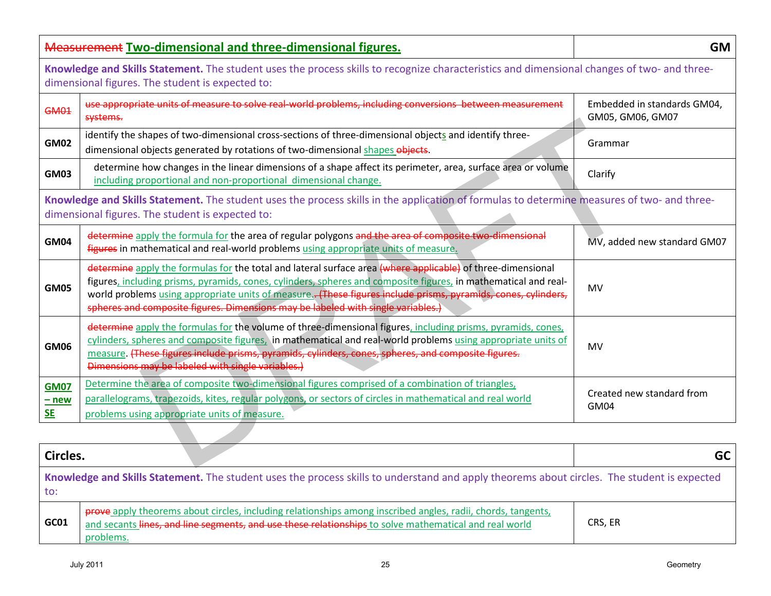| ~~Measurement~~ **Two-dimensional and three-dimensional figures.** | | **GM** |
|---|---|---|
| **Knowledge and Skills Statement.** The student uses the process skills to recognize characteristics and dimensional changes of two- and three-dimensional figures. The student is expected to: | | |
| ~~GM01~~ | ~~use appropriate units of measure to solve real-world problems, including conversions between measurement systems.~~ | Embedded in standards GM04, GM05, GM06, GM07 |
| **GM02** | identify the shapes of two-dimensional cross-sections of three-dimensional objects and identify three-dimensional objects generated by rotations of two-dimensional shapes ~~objects~~. | Grammar |
| **GM03** | determine how changes in the linear dimensions of a shape affect its perimeter, area, surface area or volume including proportional and non-proportional dimensional change. | Clarify |
| **Knowledge and Skills Statement.** The student uses the process skills in the application of formulas to determine measures of two- and three-dimensional figures. The student is expected to: | | |
| **GM04** | ~~determine~~ apply the formula for the area of regular polygons ~~and the area of composite two-dimensional figures~~ in mathematical and real-world problems using appropriate units of measure. | MV, added new standard GM07 |
| **GM05** | ~~determine~~ apply the formulas for the total and lateral surface area ~~(where applicable)~~ of three-dimensional figures, including prisms, pyramids, cones, cylinders, spheres and composite figures, in mathematical and real-world problems using appropriate units of measure.~~. (These figures include prisms, pyramids, cones, cylinders, spheres and composite figures. Dimensions may be labeled with single variables.)~~ | MV |
| **GM06** | ~~determine~~ apply the formulas for the volume of three-dimensional figures, including prisms, pyramids, cones, cylinders, spheres and composite figures, in mathematical and real-world problems using appropriate units of measure. ~~(These figures include prisms, pyramids, cylinders, cones, spheres, and composite figures. Dimensions may be labeled with single variables.)~~ | MV |
| **GM07 – new SE** | Determine the area of composite two-dimensional figures comprised of a combination of triangles, parallelograms, trapezoids, kites, regular polygons, or sectors of circles in mathematical and real world problems using appropriate units of measure. | Created new standard from GM04 |

| **Circles.** | | **GC** |
|---|---|---|
| **Knowledge and Skills Statement.** The student uses the process skills to understand and apply theorems about circles. The student is expected to: | | |
| **GC01** | ~~prove~~ apply theorems about circles, including relationships among inscribed angles, radii, chords, tangents, and secants ~~lines, and line segments, and use these relationships~~ to solve mathematical and real world problems. | CRS, ER |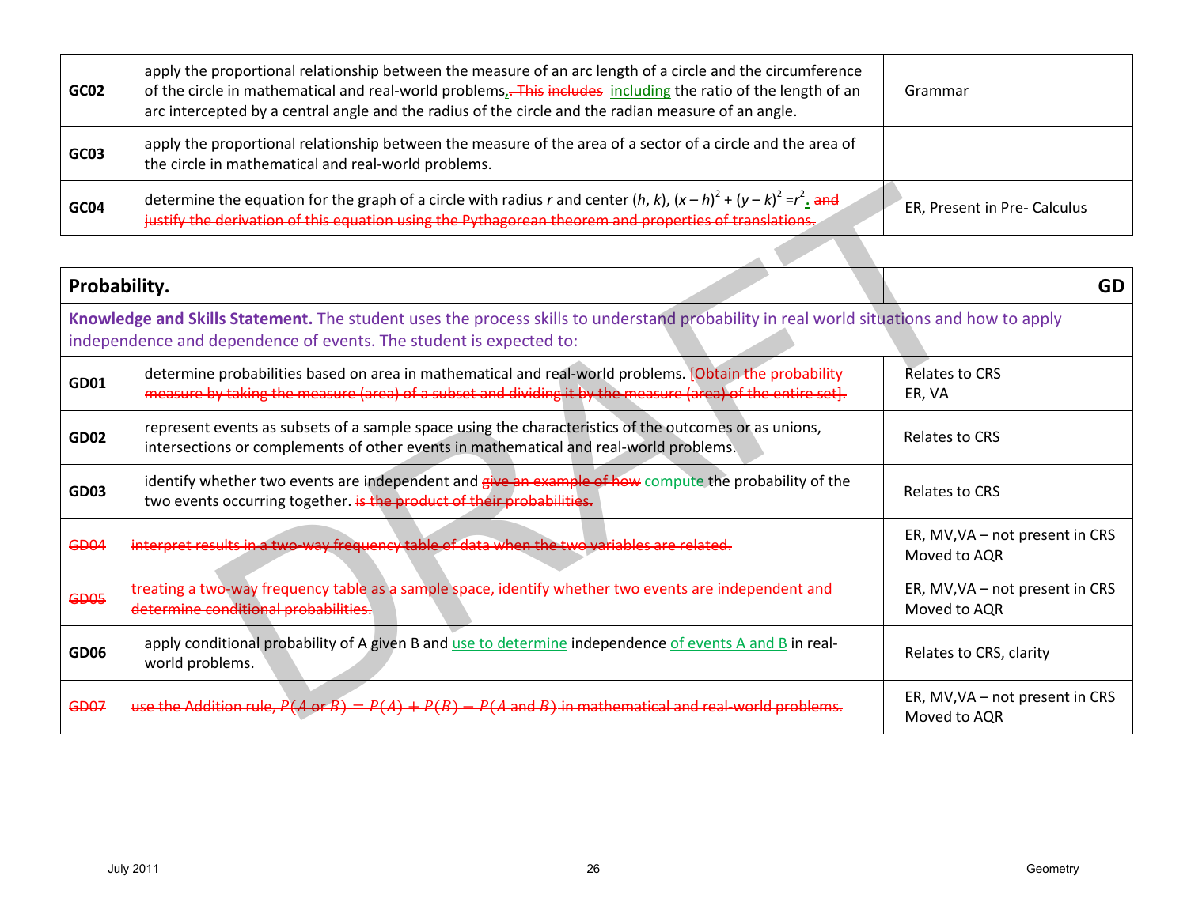| | | |
|---|---|---|
| **GC02** | apply the proportional relationship between the measure of an arc length of a circle and the circumference of the circle in mathematical and real-world problems, ~~. This includes~~ including the ratio of the length of an arc intercepted by a central angle and the radius of the circle and the radian measure of an angle. | Grammar |
| **GC03** | apply the proportional relationship between the measure of the area of a sector of a circle and the area of the circle in mathematical and real-world problems. | |
| **GC04** | determine the equation for the graph of a circle with radius *r* and center (*h*, *k*), $(x - h)^2 + (y - k)^2 = r^2$. ~~and justify the derivation of this equation using the Pythagorean theorem and properties of translations.~~ | ER, Present in Pre- Calculus |

| **Probability.** | | **GD** |
|---|---|---|
| **Knowledge and Skills Statement.** The student uses the process skills to understand probability in real world situations and how to apply independence and dependence of events. The student is expected to: | | |
| **GD01** | determine probabilities based on area in mathematical and real-world problems. ~~[Obtain the probability measure by taking the measure (area) of a subset and dividing it by the measure (area) of the entire set].~~ | Relates to CRS<br>ER, VA |
| **GD02** | represent events as subsets of a sample space using the characteristics of the outcomes or as unions, intersections or complements of other events in mathematical and real-world problems. | Relates to CRS |
| **GD03** | identify whether two events are independent and ~~give an example of how~~ compute the probability of the two events occurring together. ~~is the product of their probabilities.~~ | Relates to CRS |
| ~~GD04~~ | ~~interpret results in a two-way frequency table of data when the two variables are related.~~ | ER, MV,VA – not present in CRS<br>Moved to AQR |
| ~~GD05~~ | ~~treating a two-way frequency table as a sample space, identify whether two events are independent and determine conditional probabilities.~~ | ER, MV,VA – not present in CRS<br>Moved to AQR |
| **GD06** | apply conditional probability of A given B and use to determine independence of events A and B in real-world problems. | Relates to CRS, clarity |
| ~~GD07~~ | ~~use the Addition rule,~~ ~~$P(A \text{ or } B) = P(A) + P(B) - P(A \text{ and } B)$~~ ~~in mathematical and real-world problems.~~ | ER, MV,VA – not present in CRS<br>Moved to AQR |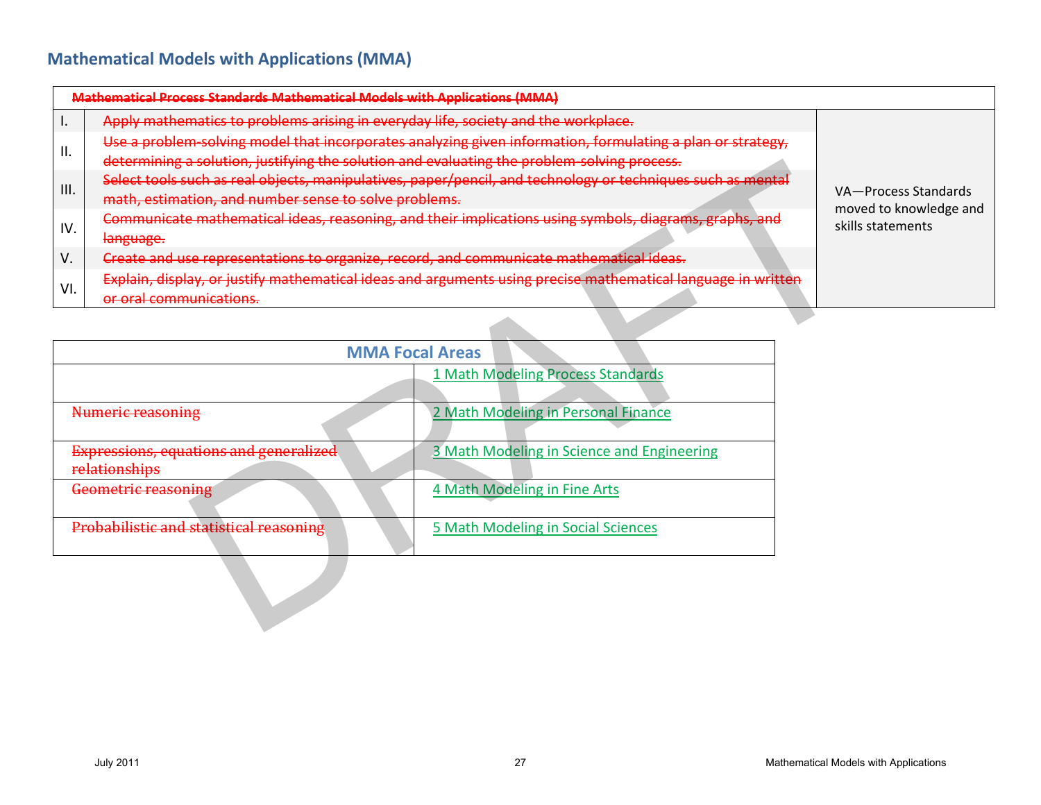## Mathematical Models with Applications (MMA)

| | Mathematical Process Standards Mathematical Models with Applications (MMA) | |
|---|---|---|
| I. | ~~Apply mathematics to problems arising in everyday life, society and the workplace.~~ | VA—Process Standards moved to knowledge and skills statements |
| II. | ~~Use a problem-solving model that incorporates analyzing given information, formulating a plan or strategy, determining a solution, justifying the solution and evaluating the problem-solving process.~~ | |
| III. | ~~Select tools such as real objects, manipulatives, paper/pencil, and technology or techniques such as mental math, estimation, and number sense to solve problems.~~ | |
| IV. | ~~Communicate mathematical ideas, reasoning, and their implications using symbols, diagrams, graphs, and language.~~ | |
| V. | ~~Create and use representations to organize, record, and communicate mathematical ideas.~~ | |
| VI. | ~~Explain, display, or justify mathematical ideas and arguments using precise mathematical language in written or oral communications.~~ | |

| MMA Focal Areas | |
|---|---|
| | 1 Math Modeling Process Standards |
| ~~Numeric reasoning~~ | 2 Math Modeling in Personal Finance |
| ~~Expressions, equations and generalized relationships~~ | 3 Math Modeling in Science and Engineering |
| ~~Geometric reasoning~~ | 4 Math Modeling in Fine Arts |
| ~~Probabilistic and statistical reasoning~~ | 5 Math Modeling in Social Sciences |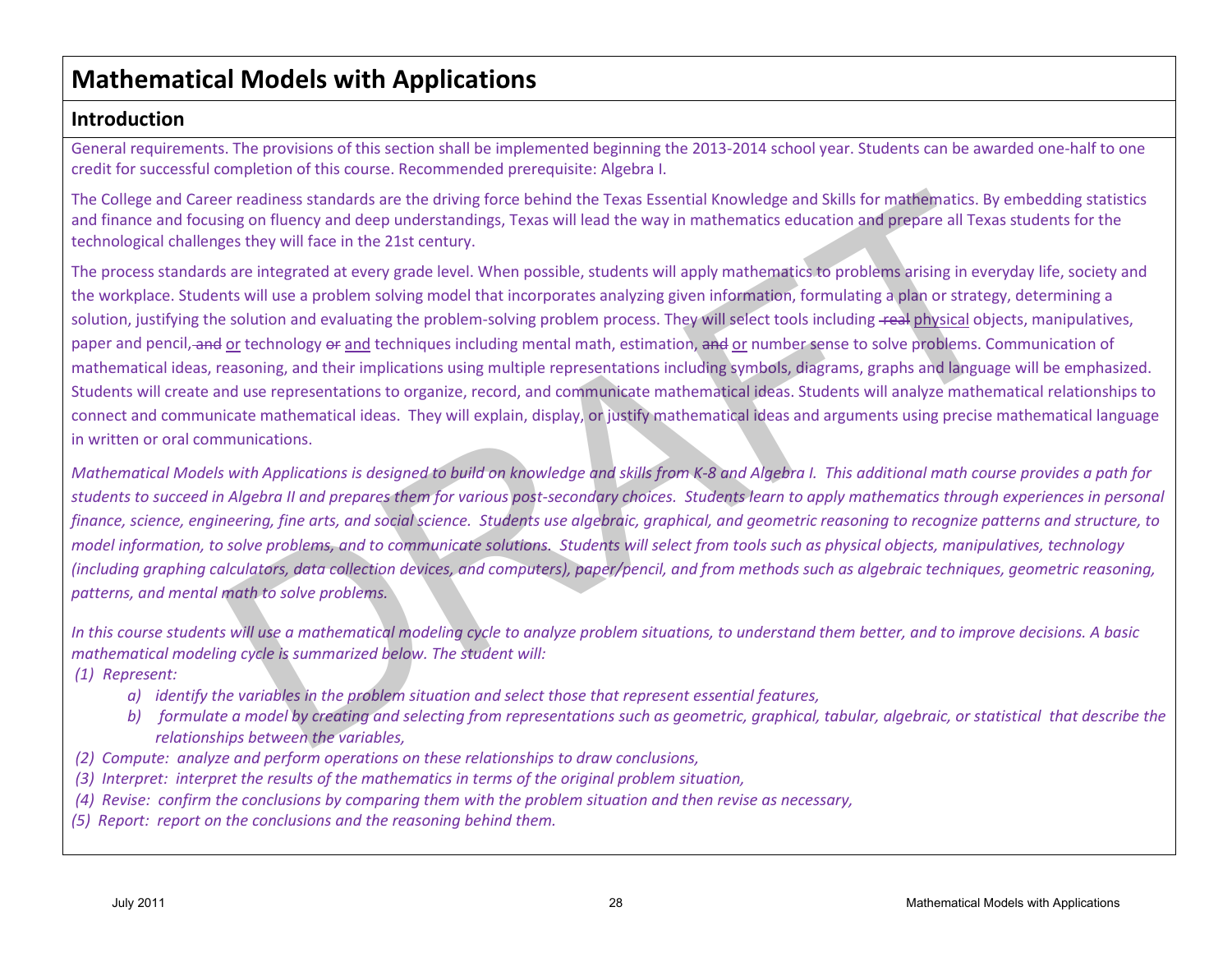# Mathematical Models with Applications

## Introduction

General requirements. The provisions of this section shall be implemented beginning the 2013-2014 school year. Students can be awarded one-half to one credit for successful completion of this course. Recommended prerequisite: Algebra I.

The College and Career readiness standards are the driving force behind the Texas Essential Knowledge and Skills for mathematics. By embedding statistics and finance and focusing on fluency and deep understandings, Texas will lead the way in mathematics education and prepare all Texas students for the technological challenges they will face in the 21st century.

The process standards are integrated at every grade level. When possible, students will apply mathematics to problems arising in everyday life, society and the workplace. Students will use a problem solving model that incorporates analyzing given information, formulating a plan or strategy, determining a solution, justifying the solution and evaluating the problem-solving problem process. They will select tools including ~~real~~ physical objects, manipulatives, paper and pencil, ~~and~~ or technology ~~or~~ and techniques including mental math, estimation, ~~and~~ or number sense to solve problems. Communication of mathematical ideas, reasoning, and their implications using multiple representations including symbols, diagrams, graphs and language will be emphasized. Students will create and use representations to organize, record, and communicate mathematical ideas. Students will analyze mathematical relationships to connect and communicate mathematical ideas. They will explain, display, or justify mathematical ideas and arguments using precise mathematical language in written or oral communications.

*Mathematical Models with Applications is designed to build on knowledge and skills from K-8 and Algebra I. This additional math course provides a path for students to succeed in Algebra II and prepares them for various post-secondary choices. Students learn to apply mathematics through experiences in personal finance, science, engineering, fine arts, and social science. Students use algebraic, graphical, and geometric reasoning to recognize patterns and structure, to model information, to solve problems, and to communicate solutions. Students will select from tools such as physical objects, manipulatives, technology (including graphing calculators, data collection devices, and computers), paper/pencil, and from methods such as algebraic techniques, geometric reasoning, patterns, and mental math to solve problems.*

*In this course students will use a mathematical modeling cycle to analyze problem situations, to understand them better, and to improve decisions. A basic mathematical modeling cycle is summarized below. The student will:*

*(1) Represent:*

- *a) identify the variables in the problem situation and select those that represent essential features,*
- *b) formulate a model by creating and selecting from representations such as geometric, graphical, tabular, algebraic, or statistical that describe the relationships between the variables,*

*(2) Compute: analyze and perform operations on these relationships to draw conclusions,*

*(3) Interpret: interpret the results of the mathematics in terms of the original problem situation,*

*(4) Revise: confirm the conclusions by comparing them with the problem situation and then revise as necessary,*

*(5) Report: report on the conclusions and the reasoning behind them.*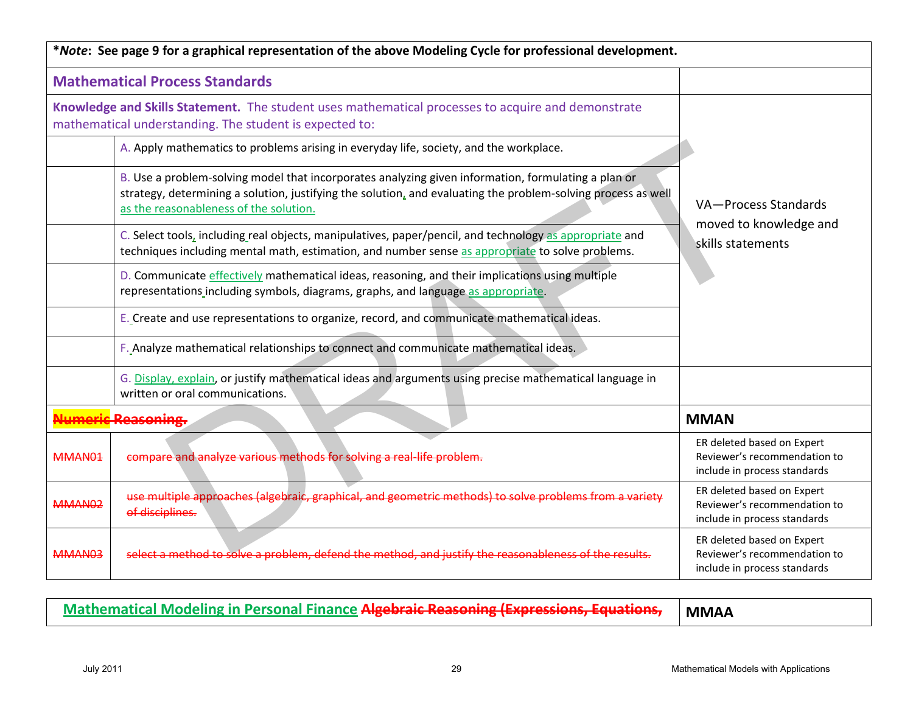| ***Note**: See page 9 for a graphical representation of the above Modeling Cycle for professional development. | | |
|---|---|---|
| **Mathematical Process Standards** | | |
| **Knowledge and Skills Statement.** The student uses mathematical processes to acquire and demonstrate mathematical understanding. The student is expected to: | | VA—Process Standards moved to knowledge and skills statements |
| | A. Apply mathematics to problems arising in everyday life, society, and the workplace. | |
| | B. Use a problem-solving model that incorporates analyzing given information, formulating a plan or strategy, determining a solution, justifying the solution, and evaluating the problem-solving process as well as the reasonableness of the solution. | |
| | C. Select tools, including real objects, manipulatives, paper/pencil, and technology as appropriate and techniques including mental math, estimation, and number sense as appropriate to solve problems. | |
| | D. Communicate effectively mathematical ideas, reasoning, and their implications using multiple representations including symbols, diagrams, graphs, and language as appropriate. | |
| | E. Create and use representations to organize, record, and communicate mathematical ideas. | |
| | F. Analyze mathematical relationships to connect and communicate mathematical ideas. | |
| | G. Display, explain, or justify mathematical ideas and arguments using precise mathematical language in written or oral communications. | |
| ~~Numeric Reasoning.~~ | | **MMAN** |
| ~~MMAN01~~ | ~~compare and analyze various methods for solving a real-life problem.~~ | ER deleted based on Expert Reviewer's recommendation to include in process standards |
| ~~MMAN02~~ | ~~use multiple approaches (algebraic, graphical, and geometric methods) to solve problems from a variety of disciplines.~~ | ER deleted based on Expert Reviewer's recommendation to include in process standards |
| ~~MMAN03~~ | ~~select a method to solve a problem, defend the method, and justify the reasonableness of the results.~~ | ER deleted based on Expert Reviewer's recommendation to include in process standards |

| Mathematical Modeling in Personal Finance ~~Algebraic Reasoning (Expressions, Equations,~~ | **MMAA** |
|---|---|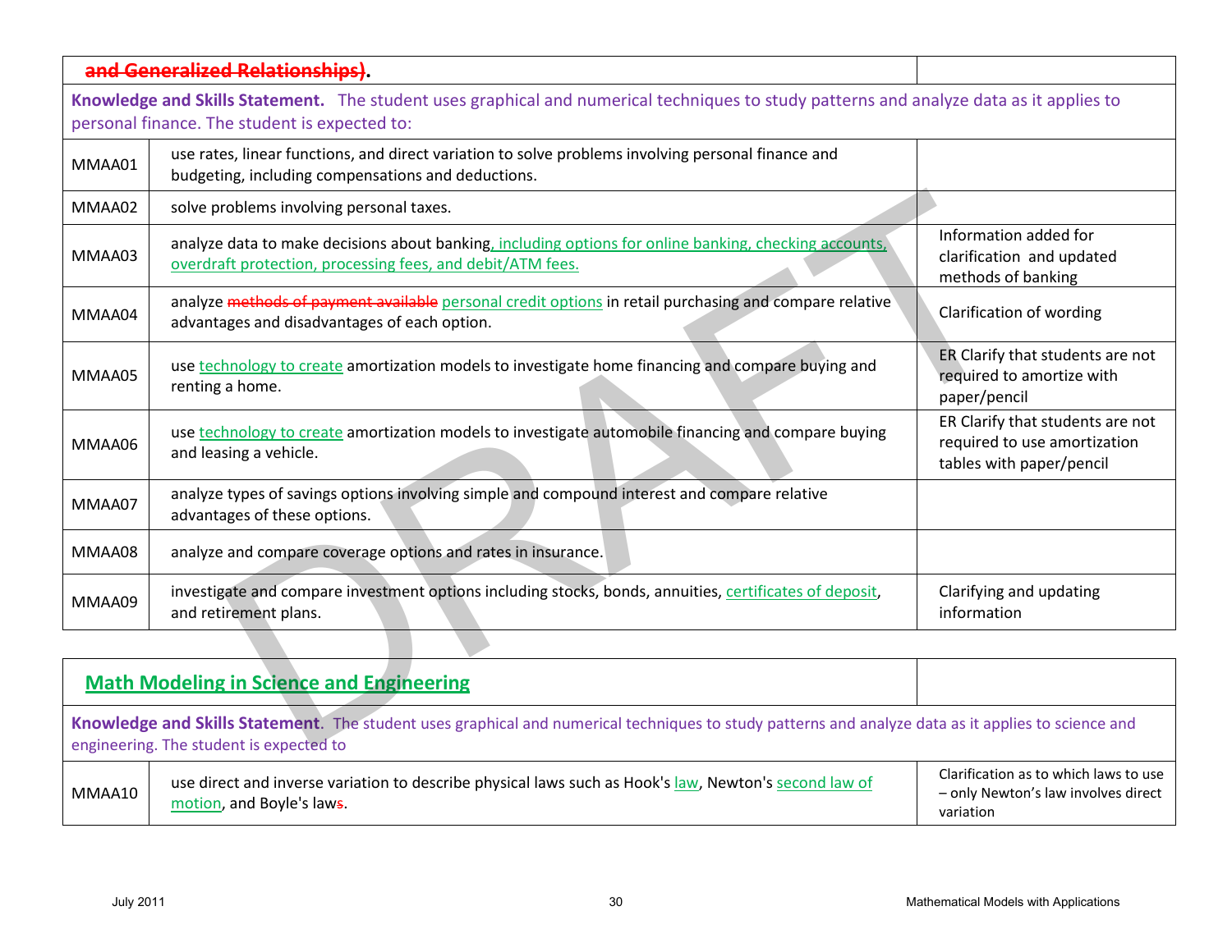| ~~and Generalized Relationships)~~. | |
|---|---|
| **Knowledge and Skills Statement.** The student uses graphical and numerical techniques to study patterns and analyze data as it applies to personal finance. The student is expected to: | |

| | | |
|---|---|---|
| MMAA01 | use rates, linear functions, and direct variation to solve problems involving personal finance and budgeting, including compensations and deductions. | |
| MMAA02 | solve problems involving personal taxes. | |
| MMAA03 | analyze data to make decisions about banking, including options for online banking, checking accounts, overdraft protection, processing fees, and debit/ATM fees. | Information added for clarification and updated methods of banking |
| MMAA04 | analyze ~~methods of payment available~~ personal credit options in retail purchasing and compare relative advantages and disadvantages of each option. | Clarification of wording |
| MMAA05 | use technology to create amortization models to investigate home financing and compare buying and renting a home. | ER Clarify that students are not required to amortize with paper/pencil |
| MMAA06 | use technology to create amortization models to investigate automobile financing and compare buying and leasing a vehicle. | ER Clarify that students are not required to use amortization tables with paper/pencil |
| MMAA07 | analyze types of savings options involving simple and compound interest and compare relative advantages of these options. | |
| MMAA08 | analyze and compare coverage options and rates in insurance. | |
| MMAA09 | investigate and compare investment options including stocks, bonds, annuities, certificates of deposit, and retirement plans. | Clarifying and updating information |

| **Math Modeling in Science and Engineering** | | |
|---|---|---|
| **Knowledge and Skills Statement.** The student uses graphical and numerical techniques to study patterns and analyze data as it applies to science and engineering. The student is expected to | | |
| MMAA10 | use direct and inverse variation to describe physical laws such as Hook's law, Newton's second law of motion, and Boyle's law~~s~~. | Clarification as to which laws to use – only Newton's law involves direct variation |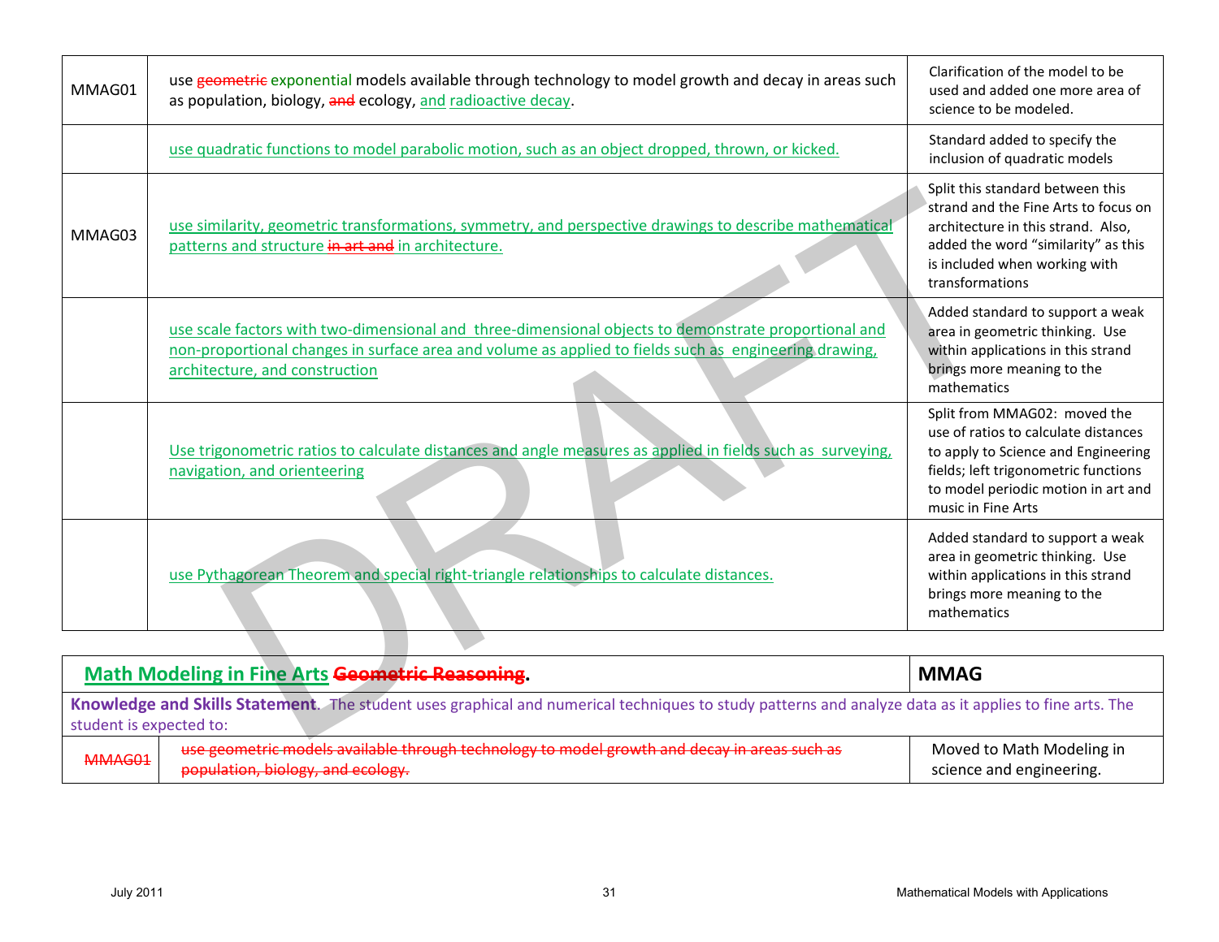| | | |
|---|---|---|
| MMAG01 | use ~~geometric~~ exponential models available through technology to model growth and decay in areas such as population, biology, ~~and~~ ecology, and radioactive decay. | Clarification of the model to be used and added one more area of science to be modeled. |
| | use quadratic functions to model parabolic motion, such as an object dropped, thrown, or kicked. | Standard added to specify the inclusion of quadratic models |
| MMAG03 | use similarity, geometric transformations, symmetry, and perspective drawings to describe mathematical patterns and structure ~~in art and~~ in architecture. | Split this standard between this strand and the Fine Arts to focus on architecture in this strand. Also, added the word "similarity" as this is included when working with transformations |
| | use scale factors with two-dimensional and three-dimensional objects to demonstrate proportional and non-proportional changes in surface area and volume as applied to fields such as engineering drawing, architecture, and construction | Added standard to support a weak area in geometric thinking. Use within applications in this strand brings more meaning to the mathematics |
| | Use trigonometric ratios to calculate distances and angle measures as applied in fields such as surveying, navigation, and orienteering | Split from MMAG02: moved the use of ratios to calculate distances to apply to Science and Engineering fields; left trigonometric functions to model periodic motion in art and music in Fine Arts |
| | use Pythagorean Theorem and special right-triangle relationships to calculate distances. | Added standard to support a weak area in geometric thinking. Use within applications in this strand brings more meaning to the mathematics |

| **Math Modeling in Fine Arts ~~Geometric Reasoning~~.** | | **MMAG** |
|---|---|---|
| **Knowledge and Skills Statement**. The student uses graphical and numerical techniques to study patterns and analyze data as it applies to fine arts. The student is expected to: | | |
| ~~MMAG01~~ | ~~use geometric models available through technology to model growth and decay in areas such as population, biology, and ecology.~~ | Moved to Math Modeling in science and engineering. |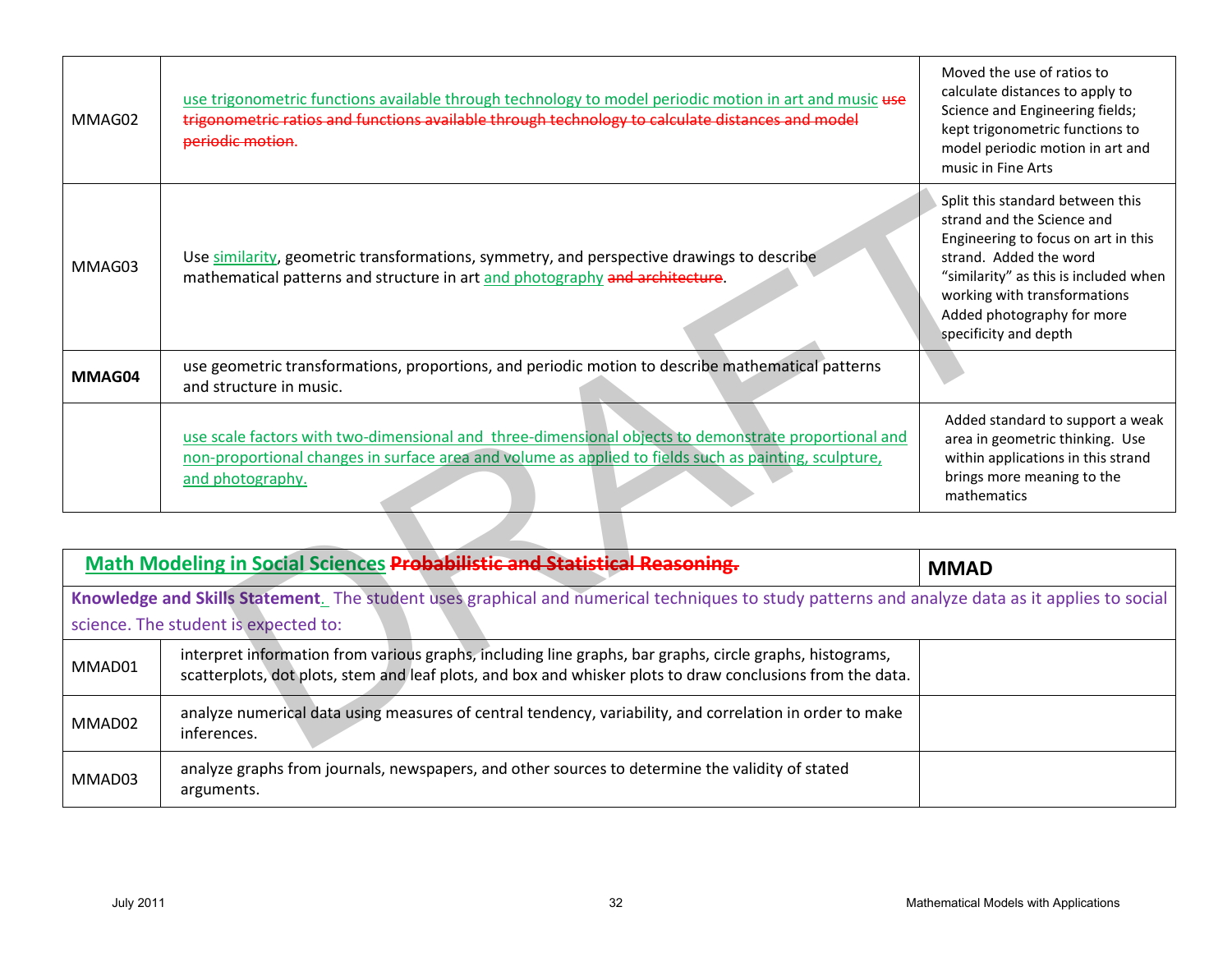| | | |
|---|---|---|
| MMAG02 | use trigonometric functions available through technology to model periodic motion in art and music ~~use trigonometric ratios and functions available through technology to calculate distances and model periodic motion.~~ | Moved the use of ratios to calculate distances to apply to Science and Engineering fields; kept trigonometric functions to model periodic motion in art and music in Fine Arts |
| MMAG03 | Use similarity, geometric transformations, symmetry, and perspective drawings to describe mathematical patterns and structure in art and photography ~~and architecture~~. | Split this standard between this strand and the Science and Engineering to focus on art in this strand. Added the word "similarity" as this is included when working with transformations Added photography for more specificity and depth |
| **MMAG04** | use geometric transformations, proportions, and periodic motion to describe mathematical patterns and structure in music. | |
| | use scale factors with two-dimensional and three-dimensional objects to demonstrate proportional and non-proportional changes in surface area and volume as applied to fields such as painting, sculpture, and photography. | Added standard to support a weak area in geometric thinking. Use within applications in this strand brings more meaning to the mathematics |

| **Math Modeling in Social Sciences** ~~**Probabilistic and Statistical Reasoning.**~~ | | **MMAD** |
|---|---|---|
| **Knowledge and Skills Statement**. The student uses graphical and numerical techniques to study patterns and analyze data as it applies to social science. The student is expected to: | | |
| MMAD01 | interpret information from various graphs, including line graphs, bar graphs, circle graphs, histograms, scatterplots, dot plots, stem and leaf plots, and box and whisker plots to draw conclusions from the data. | |
| MMAD02 | analyze numerical data using measures of central tendency, variability, and correlation in order to make inferences. | |
| MMAD03 | analyze graphs from journals, newspapers, and other sources to determine the validity of stated arguments. | |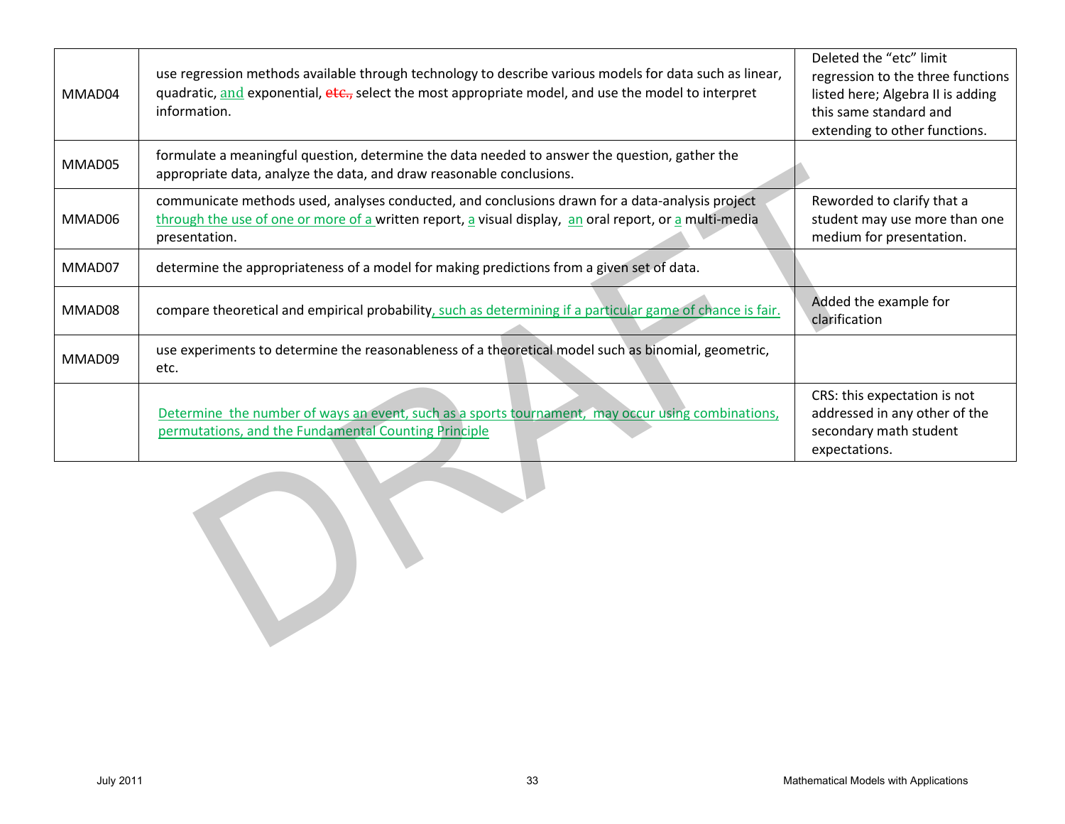| | | |
|---|---|---|
| MMAD04 | use regression methods available through technology to describe various models for data such as linear, quadratic, and exponential, ~~etc.,~~ select the most appropriate model, and use the model to interpret information. | Deleted the "etc" limit regression to the three functions listed here; Algebra II is adding this same standard and extending to other functions. |
| MMAD05 | formulate a meaningful question, determine the data needed to answer the question, gather the appropriate data, analyze the data, and draw reasonable conclusions. | |
| MMAD06 | communicate methods used, analyses conducted, and conclusions drawn for a data-analysis project through the use of one or more of a written report, a visual display, an oral report, or a multi-media presentation. | Reworded to clarify that a student may use more than one medium for presentation. |
| MMAD07 | determine the appropriateness of a model for making predictions from a given set of data. | |
| MMAD08 | compare theoretical and empirical probability, such as determining if a particular game of chance is fair. | Added the example for clarification |
| MMAD09 | use experiments to determine the reasonableness of a theoretical model such as binomial, geometric, etc. | |
| | Determine the number of ways an event, such as a sports tournament, may occur using combinations, permutations, and the Fundamental Counting Principle | CRS: this expectation is not addressed in any other of the secondary math student expectations. |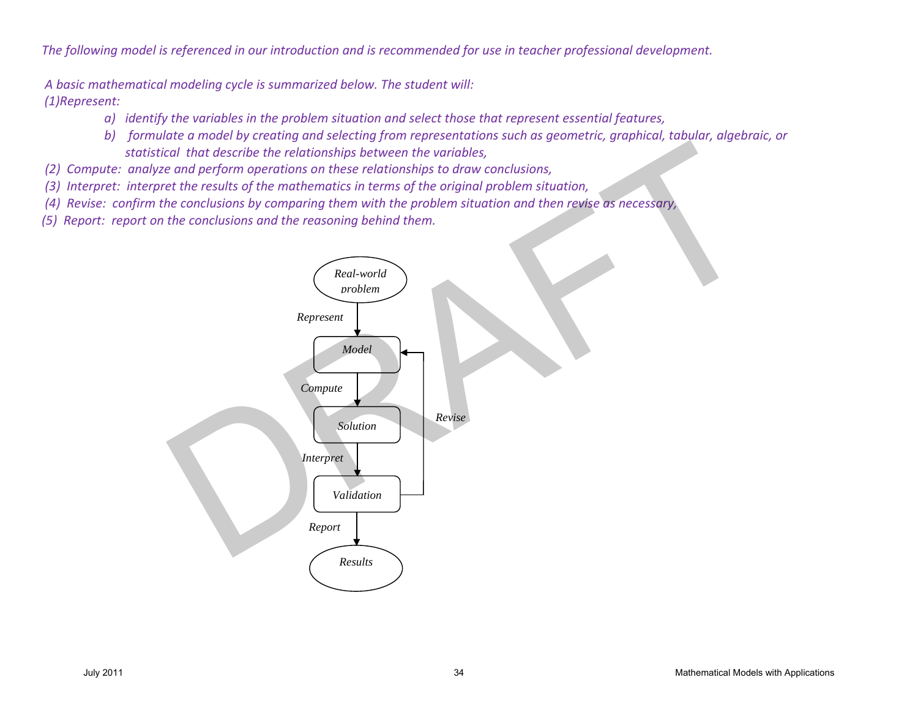*The following model is referenced in our introduction and is recommended for use in teacher professional development.*

*A basic mathematical modeling cycle is summarized below. The student will:*

*(1)Represent:*

- *a) identify the variables in the problem situation and select those that represent essential features,*
- *b) formulate a model by creating and selecting from representations such as geometric, graphical, tabular, algebraic, or statistical that describe the relationships between the variables,*

*(2) Compute: analyze and perform operations on these relationships to draw conclusions,*

*(3) Interpret: interpret the results of the mathematics in terms of the original problem situation,*

*(4) Revise: confirm the conclusions by comparing them with the problem situation and then revise as necessary,*

*(5) Report: report on the conclusions and the reasoning behind them.*

*Real-world problem*

*Represent*

*Model*

*Compute*

*Solution*

*Revise*

*Interpret*

*Validation*

*Report*

*Results*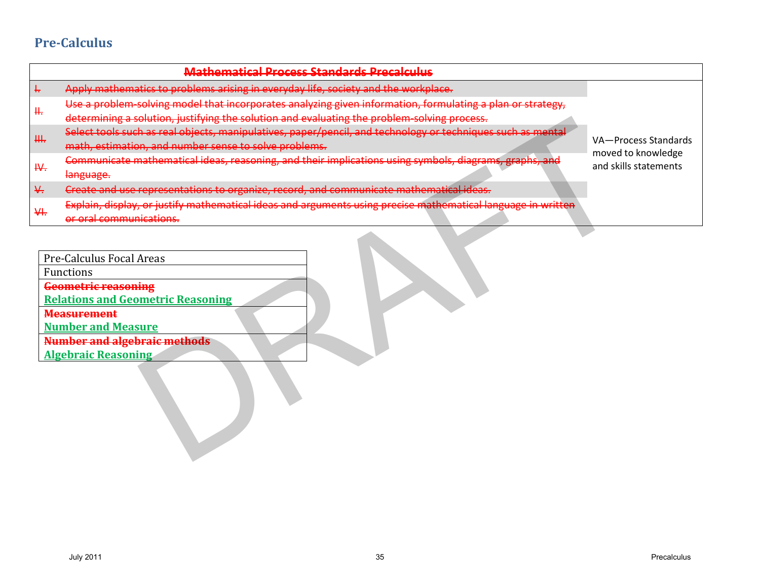## Pre-Calculus

| ~~Mathematical Process Standards Precalculus~~ | | |
|---|---|---|
| ~~I.~~ | ~~Apply mathematics to problems arising in everyday life, society and the workplace.~~ | VA—Process Standards moved to knowledge and skills statements |
| ~~II.~~ | ~~Use a problem-solving model that incorporates analyzing given information, formulating a plan or strategy, determining a solution, justifying the solution and evaluating the problem-solving process.~~ | |
| ~~III.~~ | ~~Select tools such as real objects, manipulatives, paper/pencil, and technology or techniques such as mental math, estimation, and number sense to solve problems.~~ | |
| ~~IV.~~ | ~~Communicate mathematical ideas, reasoning, and their implications using symbols, diagrams, graphs, and language.~~ | |
| ~~V.~~ | ~~Create and use representations to organize, record, and communicate mathematical ideas.~~ | |
| ~~VI.~~ | ~~Explain, display, or justify mathematical ideas and arguments using precise mathematical language in written or oral communications.~~ | |

| Pre-Calculus Focal Areas |
|---|
| Functions |
| ~~**Geometric reasoning**~~ <u>**Relations and Geometric Reasoning**</u> |
| ~~**Measurement**~~ <u>**Number and Measure**</u> |
| ~~**Number and algebraic methods**~~ <u>**Algebraic Reasoning**</u> |

DRAFT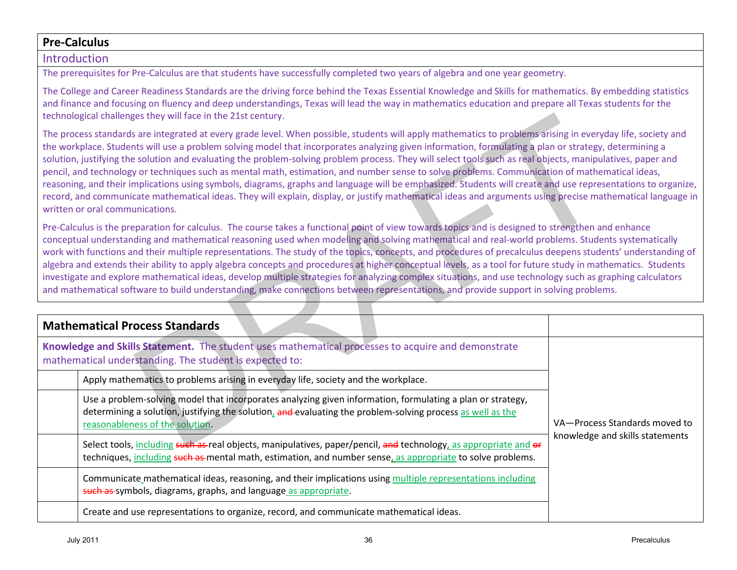# Pre-Calculus

## Introduction

The prerequisites for Pre-Calculus are that students have successfully completed two years of algebra and one year geometry.

The College and Career Readiness Standards are the driving force behind the Texas Essential Knowledge and Skills for mathematics. By embedding statistics and finance and focusing on fluency and deep understandings, Texas will lead the way in mathematics education and prepare all Texas students for the technological challenges they will face in the 21st century.

The process standards are integrated at every grade level. When possible, students will apply mathematics to problems arising in everyday life, society and the workplace. Students will use a problem solving model that incorporates analyzing given information, formulating a plan or strategy, determining a solution, justifying the solution and evaluating the problem-solving problem process. They will select tools such as real objects, manipulatives, paper and pencil, and technology or techniques such as mental math, estimation, and number sense to solve problems. Communication of mathematical ideas, reasoning, and their implications using symbols, diagrams, graphs and language will be emphasized. Students will create and use representations to organize, record, and communicate mathematical ideas. They will explain, display, or justify mathematical ideas and arguments using precise mathematical language in written or oral communications.

Pre-Calculus is the preparation for calculus. The course takes a functional point of view towards topics and is designed to strengthen and enhance conceptual understanding and mathematical reasoning used when modeling and solving mathematical and real-world problems. Students systematically work with functions and their multiple representations. The study of the topics, concepts, and procedures of precalculus deepens students' understanding of algebra and extends their ability to apply algebra concepts and procedures at higher conceptual levels, as a tool for future study in mathematics. Students investigate and explore mathematical ideas, develop multiple strategies for analyzing complex situations, and use technology such as graphing calculators and mathematical software to build understanding, make connections between representations, and provide support in solving problems.

| **Mathematical Process Standards** | | |
|---|---|---|
| **Knowledge and Skills Statement.** The student uses mathematical processes to acquire and demonstrate mathematical understanding. The student is expected to: | | VA—Process Standards moved to knowledge and skills statements |
| | Apply mathematics to problems arising in everyday life, society and the workplace. | |
| | Use a problem-solving model that incorporates analyzing given information, formulating a plan or strategy, determining a solution, justifying the solution, ~~and~~ evaluating the problem-solving process as well as the reasonableness of the solution. | |
| | Select tools, including ~~such as~~ real objects, manipulatives, paper/pencil, ~~and~~ technology, as appropriate and ~~or~~ techniques, including ~~such as~~ mental math, estimation, and number sense, as appropriate to solve problems. | |
| | Communicate mathematical ideas, reasoning, and their implications using multiple representations including ~~such as~~ symbols, diagrams, graphs, and language as appropriate. | |
| | Create and use representations to organize, record, and communicate mathematical ideas. | |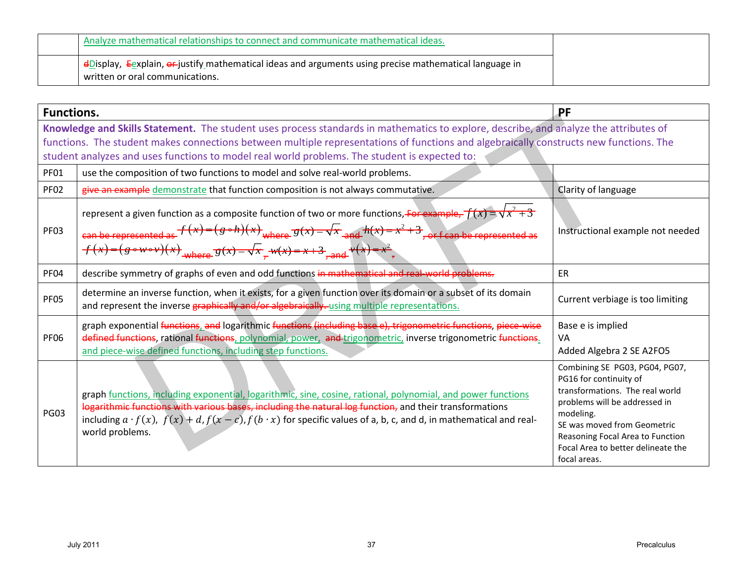| | | |
|---|---|---|
| | Analyze mathematical relationships to connect and communicate mathematical ideas. | |
| | ~~d~~Display, ~~E~~explain, ~~or~~ justify mathematical ideas and arguments using precise mathematical language in written or oral communications. | |

| **Functions.** | | **PF** |
|---|---|---|
| **Knowledge and Skills Statement.** The student uses process standards in mathematics to explore, describe, and analyze the attributes of functions. The student makes connections between multiple representations of functions and algebraically constructs new functions. The student analyzes and uses functions to model real world problems. The student is expected to: | | |
| PF01 | use the composition of two functions to model and solve real-world problems. | |
| PF02 | ~~give an example~~ demonstrate that function composition is not always commutative. | Clarity of language |
| PF03 | represent a given function as a composite function of two or more functions~~, For example, $f(x)=\sqrt{x^2+3}$ can be represented as $f(x)=(g\circ h)(x)$ where $g(x)=\sqrt{x}$ and $h(x)=x^2+3$, or f can be represented as $f(x)=(g\circ w\circ v)(x)$ where $g(x)=\sqrt{x}$, $w(x)=x+3$, and $v(x)=x^2$.~~ | Instructional example not needed |
| PF04 | describe symmetry of graphs of even and odd functions ~~in mathematical and real-world problems.~~ | ER |
| PF05 | determine an inverse function, when it exists, for a given function over its domain or a subset of its domain and represent the inverse ~~graphically and/or algebraically.~~ using multiple representations. | Current verbiage is too limiting |
| PF06 | graph exponential ~~functions~~, ~~and~~ logarithmic ~~functions (including base e), trigonometric functions~~, ~~piece-wise defined functions~~, rational ~~functions~~, polynomial, power, ~~and~~ trigonometric, inverse trigonometric ~~functions~~, and piece-wise defined functions, including step functions. | Base e is implied<br>VA<br>Added Algebra 2 SE A2FO5 |
| PG03 | graph functions, including exponential, logarithmic, sine, cosine, rational, polynomial, and power functions ~~logarithmic functions with various bases, including the natural log function,~~ and their transformations including $a\cdot f(x)$, $f(x)+d$, $f(x-c)$, $f(b\cdot x)$ for specific values of a, b, c, and d, in mathematical and real-world problems. | Combining SE PG03, PG04, PG07, PG16 for continuity of transformations. The real world problems will be addressed in modeling.<br>SE was moved from Geometric Reasoning Focal Area to Function Focal Area to better delineate the focal areas. |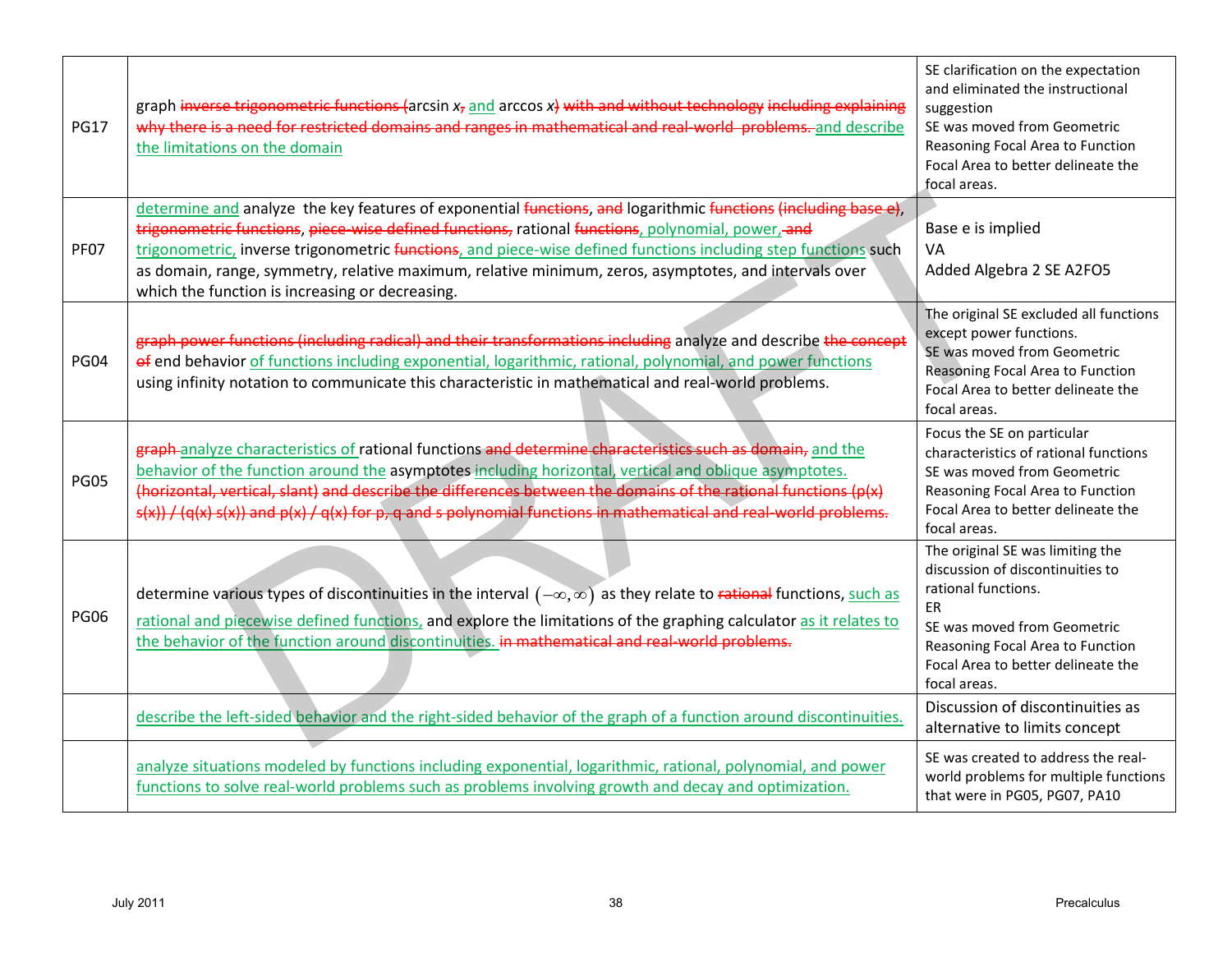| | | |
|---|---|---|
| PG17 | graph ~~inverse trigonometric functions (~~arcsin *x*~~,~~ and arccos *x*~~) with and without technology including explaining why there is a need for restricted domains and ranges in mathematical and real-world problems.~~ and describe the limitations on the domain | SE clarification on the expectation and eliminated the instructional suggestion<br>SE was moved from Geometric Reasoning Focal Area to Function Focal Area to better delineate the focal areas. |
| PF07 | determine and analyze the key features of exponential ~~functions~~, ~~and~~ logarithmic ~~functions (including base e)~~, ~~trigonometric functions~~, ~~piece-wise defined functions,~~ rational ~~functions~~, polynomial, power, ~~and~~ trigonometric, inverse trigonometric ~~functions~~, and piece-wise defined functions including step functions such as domain, range, symmetry, relative maximum, relative minimum, zeros, asymptotes, and intervals over which the function is increasing or decreasing. | Base e is implied<br>VA<br>Added Algebra 2 SE A2FO5 |
| PG04 | ~~graph power functions (including radical) and their transformations including~~ analyze and describe ~~the concept of~~ end behavior of functions including exponential, logarithmic, rational, polynomial, and power functions using infinity notation to communicate this characteristic in mathematical and real-world problems. | The original SE excluded all functions except power functions.<br>SE was moved from Geometric Reasoning Focal Area to Function Focal Area to better delineate the focal areas. |
| PG05 | ~~graph~~ analyze characteristics of rational functions ~~and determine characteristics such as domain,~~ and the behavior of the function around the asymptotes including horizontal, vertical and oblique asymptotes. ~~(horizontal, vertical, slant) and describe the differences between the domains of the rational functions (p(x) s(x)) / (q(x) s(x)) and p(x) / q(x) for p, q and s polynomial functions in mathematical and real-world problems.~~ | Focus the SE on particular characteristics of rational functions<br>SE was moved from Geometric Reasoning Focal Area to Function Focal Area to better delineate the focal areas. |
| PG06 | determine various types of discontinuities in the interval $(-\infty, \infty)$ as they relate to ~~rational~~ functions, such as rational and piecewise defined functions, and explore the limitations of the graphing calculator as it relates to the behavior of the function around discontinuities. ~~in mathematical and real-world problems.~~ | The original SE was limiting the discussion of discontinuities to rational functions.<br>ER<br>SE was moved from Geometric Reasoning Focal Area to Function Focal Area to better delineate the focal areas. |
| | describe the left-sided behavior and the right-sided behavior of the graph of a function around discontinuities. | Discussion of discontinuities as alternative to limits concept |
| | analyze situations modeled by functions including exponential, logarithmic, rational, polynomial, and power functions to solve real-world problems such as problems involving growth and decay and optimization. | SE was created to address the real-world problems for multiple functions that were in PG05, PG07, PA10 |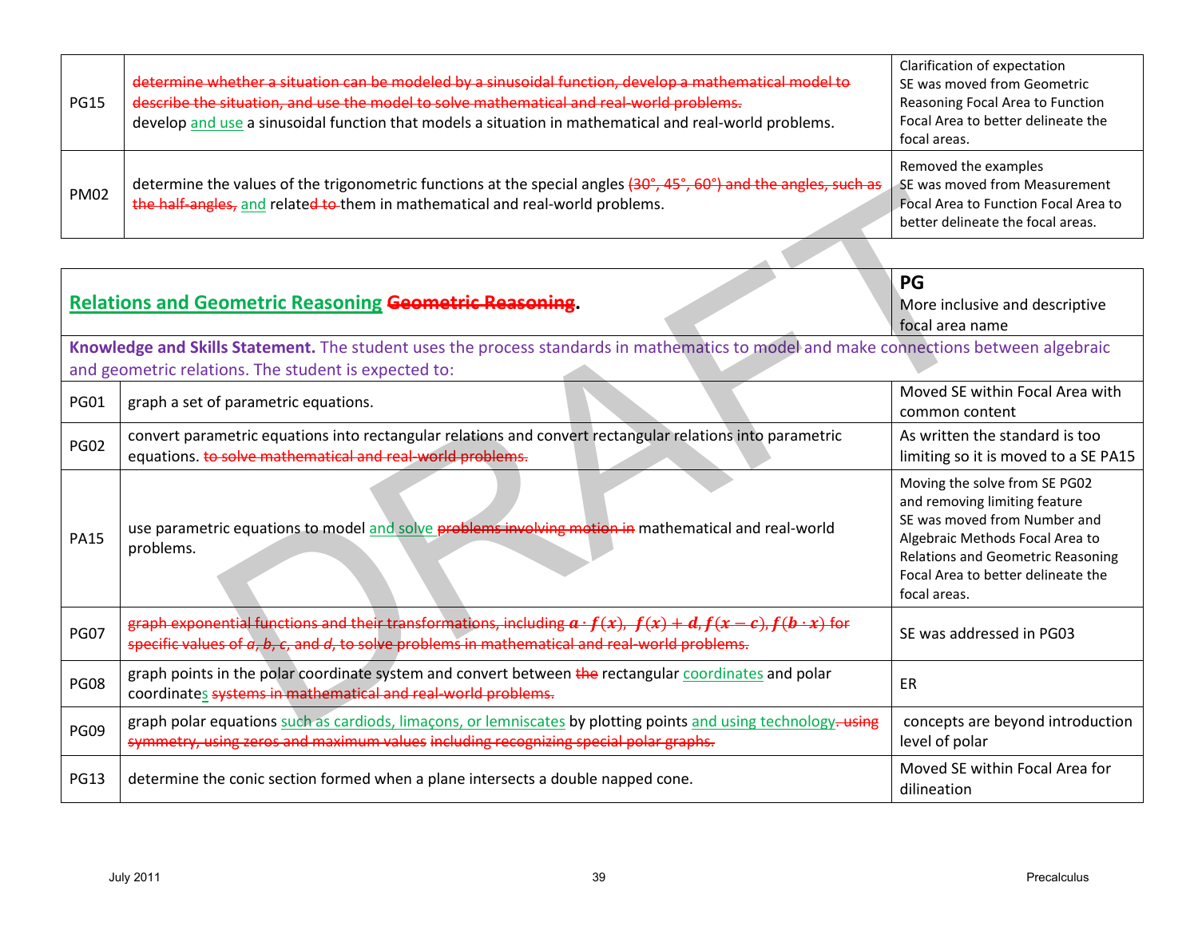| | | |
|---|---|---|
| PG15 | ~~determine whether a situation can be modeled by a sinusoidal function, develop a mathematical model to describe the situation, and use the model to solve mathematical and real-world problems.~~ develop and use a sinusoidal function that models a situation in mathematical and real-world problems. | Clarification of expectation SE was moved from Geometric Reasoning Focal Area to Function Focal Area to better delineate the focal areas. |
| PM02 | determine the values of the trigonometric functions at the special angles ~~(30°, 45°, 60°) and the angles, such as the half-angles,~~ and relate~~d to~~ them in mathematical and real-world problems. | Removed the examples SE was moved from Measurement Focal Area to Function Focal Area to better delineate the focal areas. |

| | | |
|---|---|---|
| **Relations and Geometric Reasoning** ~~**Geometric Reasoning**~~**.** | | **PG** More inclusive and descriptive focal area name |
| **Knowledge and Skills Statement.** The student uses the process standards in mathematics to model and make connections between algebraic and geometric relations. The student is expected to: | | |
| PG01 | graph a set of parametric equations. | Moved SE within Focal Area with common content |
| PG02 | convert parametric equations into rectangular relations and convert rectangular relations into parametric equations. ~~to solve mathematical and real-world problems.~~ | As written the standard is too limiting so it is moved to a SE PA15 |
| PA15 | use parametric equations to model and solve ~~problems involving motion in~~ mathematical and real-world problems. | Moving the solve from SE PG02 and removing limiting feature SE was moved from Number and Algebraic Methods Focal Area to Relations and Geometric Reasoning Focal Area to better delineate the focal areas. |
| PG07 | ~~graph exponential functions and their transformations, including $a \cdot f(x)$, $f(x) + d$, $f(x - c)$, $f(b \cdot x)$ for specific values of $a$, $b$, $c$, and $d$, to solve problems in mathematical and real-world problems.~~ | SE was addressed in PG03 |
| PG08 | graph points in the polar coordinate system and convert between ~~the~~ rectangular coordinates and polar coordinates ~~systems in mathematical and real-world problems.~~ | ER |
| PG09 | graph polar equations such as cardiods, limaçons, or lemniscates by plotting points and using technology. ~~using symmetry, using zeros and maximum values including recognizing special polar graphs.~~ | concepts are beyond introduction level of polar |
| PG13 | determine the conic section formed when a plane intersects a double napped cone. | Moved SE within Focal Area for dilineation |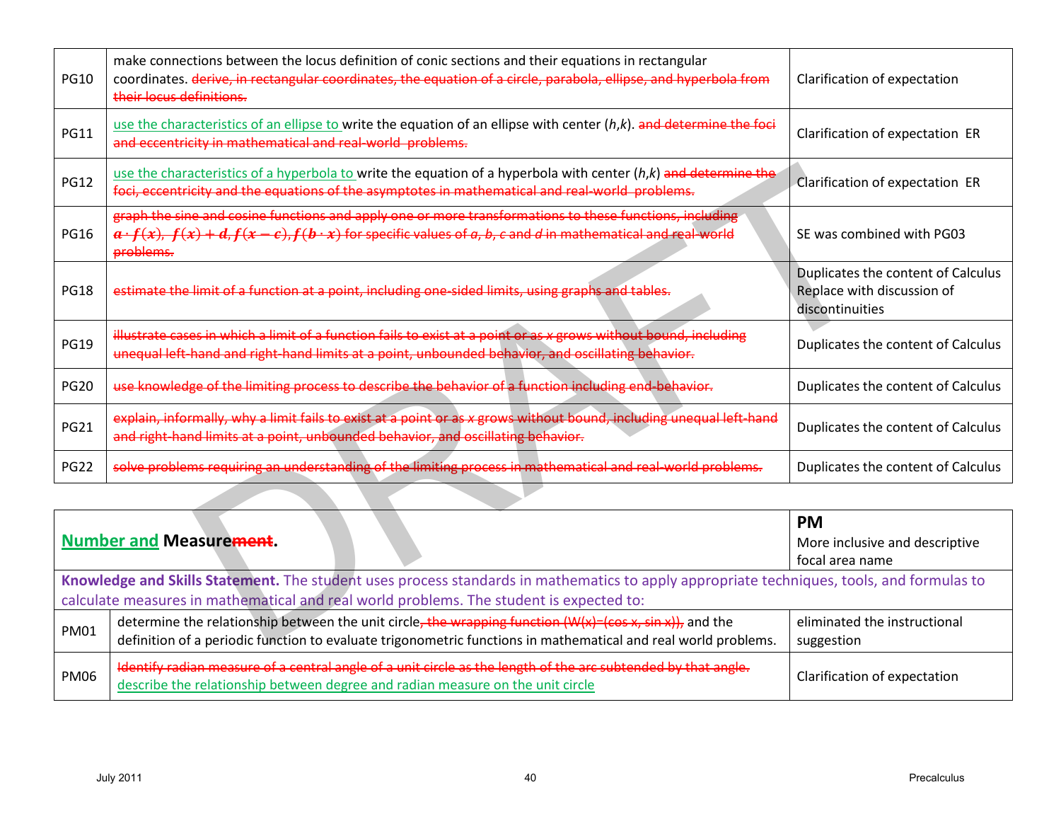| | | |
|---|---|---|
| PG10 | make connections between the locus definition of conic sections and their equations in rectangular coordinates. ~~derive, in rectangular coordinates, the equation of a circle, parabola, ellipse, and hyperbola from their locus definitions.~~ | Clarification of expectation |
| PG11 | use the characteristics of an ellipse to write the equation of an ellipse with center ($h$,$k$). ~~and determine the foci and eccentricity in mathematical and real-world problems.~~ | Clarification of expectation ER |
| PG12 | use the characteristics of a hyperbola to write the equation of a hyperbola with center ($h$,$k$) ~~and determine the foci, eccentricity and the equations of the asymptotes in mathematical and real-world problems.~~ | Clarification of expectation ER |
| PG16 | ~~graph the sine and cosine functions and apply one or more transformations to these functions, including $a \cdot f(x)$, $f(x)+d$, $f(x-c)$, $f(b \cdot x)$ for specific values of $a$, $b$, $c$ and $d$ in mathematical and real-world problems.~~ | SE was combined with PG03 |
| PG18 | ~~estimate the limit of a function at a point, including one-sided limits, using graphs and tables.~~ | Duplicates the content of Calculus Replace with discussion of discontinuities |
| PG19 | ~~illustrate cases in which a limit of a function fails to exist at a point or as $x$ grows without bound, including unequal left-hand and right-hand limits at a point, unbounded behavior, and oscillating behavior.~~ | Duplicates the content of Calculus |
| PG20 | ~~use knowledge of the limiting process to describe the behavior of a function including end-behavior.~~ | Duplicates the content of Calculus |
| PG21 | ~~explain, informally, why a limit fails to exist at a point or as $x$ grows without bound, including unequal left-hand and right-hand limits at a point, unbounded behavior, and oscillating behavior.~~ | Duplicates the content of Calculus |
| PG22 | ~~solve problems requiring an understanding of the limiting process in mathematical and real-world problems.~~ | Duplicates the content of Calculus |

| | | |
|---|---|---|
| **Number and Measure~~ment~~.** | | **PM** More inclusive and descriptive focal area name |
| **Knowledge and Skills Statement.** The student uses process standards in mathematics to apply appropriate techniques, tools, and formulas to calculate measures in mathematical and real world problems. The student is expected to: | | |
| PM01 | determine the relationship between the unit circle~~, the wrapping function (W(x)=(cos x, sin x)),~~ and the definition of a periodic function to evaluate trigonometric functions in mathematical and real world problems. | eliminated the instructional suggestion |
| PM06 | ~~Identify radian measure of a central angle of a unit circle as the length of the arc subtended by that angle.~~ describe the relationship between degree and radian measure on the unit circle | Clarification of expectation |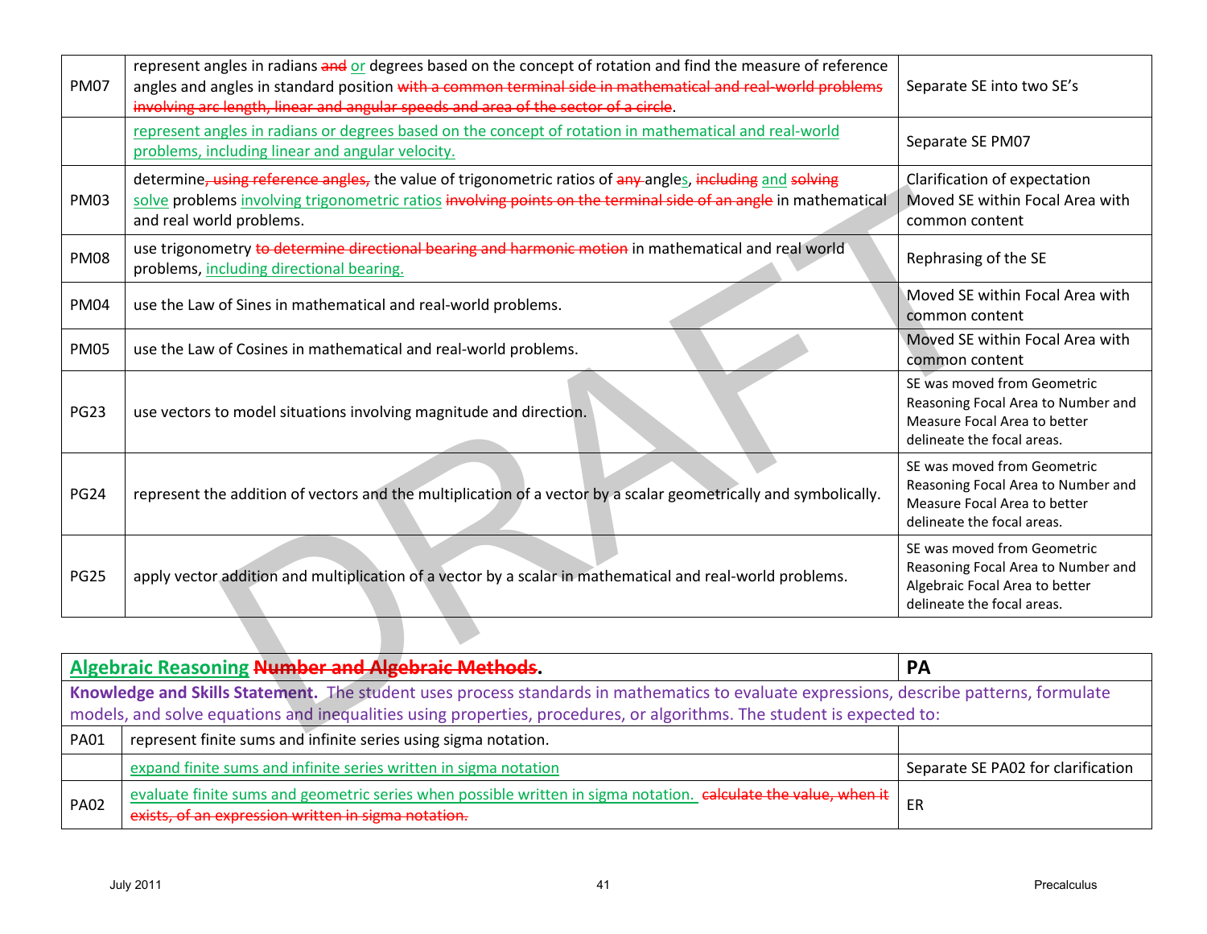| | | |
|---|---|---|
| PM07 | represent angles in radians ~~and~~ or degrees based on the concept of rotation and find the measure of reference angles and angles in standard position ~~with a common terminal side in mathematical and real-world problems involving arc length, linear and angular speeds and area of the sector of a circle~~. | Separate SE into two SE's |
| | represent angles in radians or degrees based on the concept of rotation in mathematical and real-world problems, including linear and angular velocity. | Separate SE PM07 |
| PM03 | determine~~, using reference angles,~~ the value of trigonometric ratios of ~~any~~ angles, ~~including~~ and ~~solving~~ solve problems involving trigonometric ratios ~~involving points on the terminal side of an angle~~ in mathematical and real world problems. | Clarification of expectation Moved SE within Focal Area with common content |
| PM08 | use trigonometry ~~to determine directional bearing and harmonic motion~~ in mathematical and real world problems, including directional bearing. | Rephrasing of the SE |
| PM04 | use the Law of Sines in mathematical and real-world problems. | Moved SE within Focal Area with common content |
| PM05 | use the Law of Cosines in mathematical and real-world problems. | Moved SE within Focal Area with common content |
| PG23 | use vectors to model situations involving magnitude and direction. | SE was moved from Geometric Reasoning Focal Area to Number and Measure Focal Area to better delineate the focal areas. |
| PG24 | represent the addition of vectors and the multiplication of a vector by a scalar geometrically and symbolically. | SE was moved from Geometric Reasoning Focal Area to Number and Measure Focal Area to better delineate the focal areas. |
| PG25 | apply vector addition and multiplication of a vector by a scalar in mathematical and real-world problems. | SE was moved from Geometric Reasoning Focal Area to Number and Algebraic Focal Area to better delineate the focal areas. |

| **Algebraic Reasoning** ~~**Number and Algebraic Methods**~~**.** | | **PA** |
|---|---|---|
| **Knowledge and Skills Statement.** The student uses process standards in mathematics to evaluate expressions, describe patterns, formulate models, and solve equations and inequalities using properties, procedures, or algorithms. The student is expected to: | | |
| PA01 | represent finite sums and infinite series using sigma notation. | |
| | expand finite sums and infinite series written in sigma notation | Separate SE PA02 for clarification |
| PA02 | evaluate finite sums and geometric series when possible written in sigma notation. ~~calculate the value, when it exists, of an expression written in sigma notation.~~ | ER |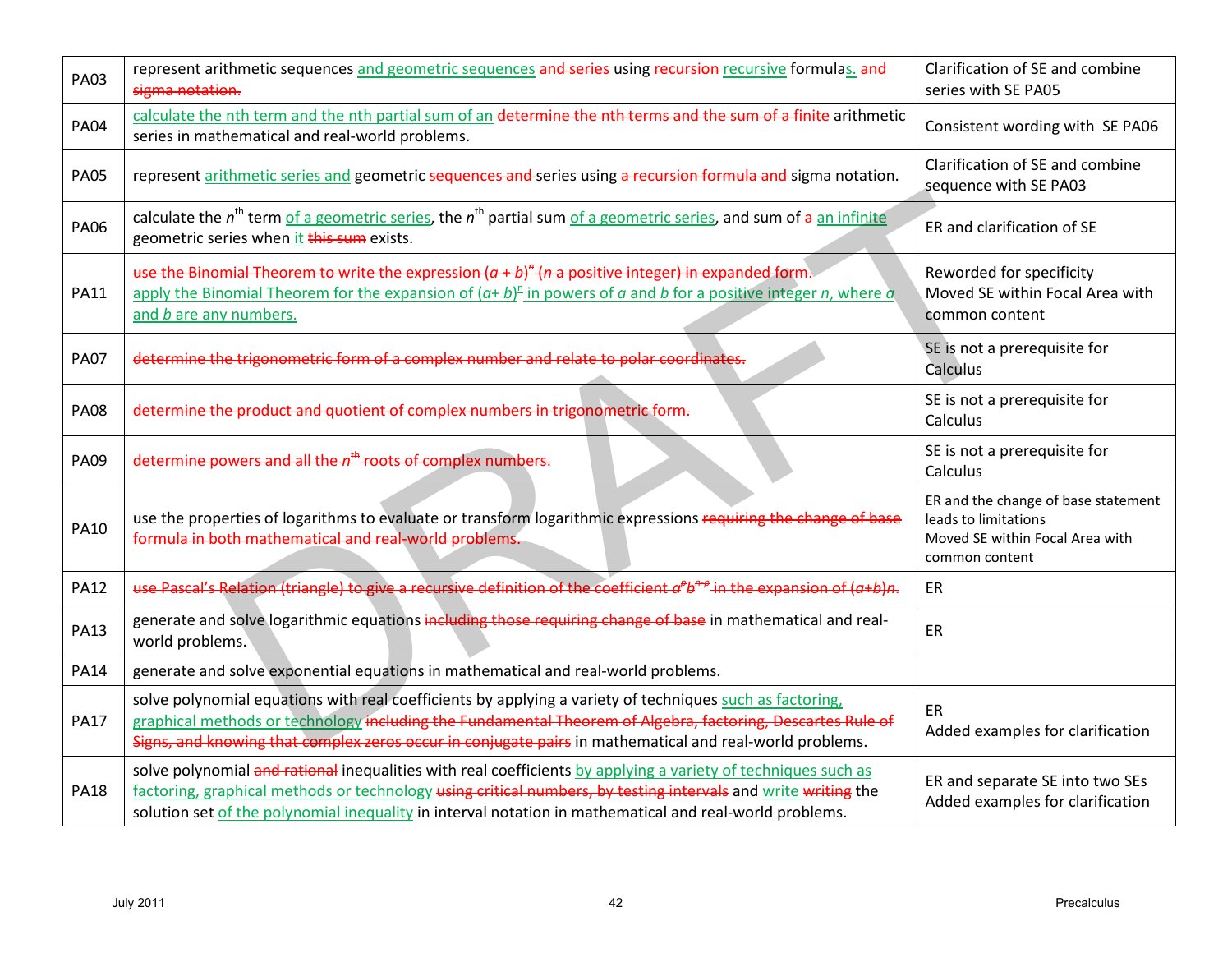| | | |
|---|---|---|
| PA03 | represent arithmetic sequences <u>and geometric sequences</u> ~~and series~~ using ~~recursion~~ <u>recursive</u> formula<u>s.</u> ~~and sigma notation.~~ | Clarification of SE and combine series with SE PA05 |
| PA04 | <u>calculate the nth term and the nth partial sum of an</u> ~~determine the nth terms and the sum of a finite~~ arithmetic series in mathematical and real-world problems. | Consistent wording with SE PA06 |
| PA05 | represent <u>arithmetic series and</u> geometric ~~sequences and~~ series using ~~a recursion formula and~~ sigma notation. | Clarification of SE and combine sequence with SE PA03 |
| PA06 | calculate the $n^{th}$ term <u>of a geometric series</u>, the $n^{th}$ partial sum <u>of a geometric series</u>, and sum of ~~a~~ <u>an infinite</u> geometric series when <u>it</u> ~~this sum~~ exists. | ER and clarification of SE |
| PA11 | ~~use the Binomial Theorem to write the expression $(a + b)^n$ ($n$ a positive integer) in expanded form.~~ <u>apply the Binomial Theorem for the expansion of $(a+ b)^n$ in powers of $a$ and $b$ for a positive integer $n$, where $a$ and $b$ are any numbers.</u> | Reworded for specificity<br>Moved SE within Focal Area with common content |
| PA07 | ~~determine the trigonometric form of a complex number and relate to polar coordinates.~~ | SE is not a prerequisite for Calculus |
| PA08 | ~~determine the product and quotient of complex numbers in trigonometric form.~~ | SE is not a prerequisite for Calculus |
| PA09 | ~~determine powers and all the $n^{th}$ roots of complex numbers.~~ | SE is not a prerequisite for Calculus |
| PA10 | use the properties of logarithms to evaluate or transform logarithmic expressions ~~requiring the change of base formula in both mathematical and real-world problems.~~ | ER and the change of base statement leads to limitations<br>Moved SE within Focal Area with common content |
| PA12 | ~~use Pascal's Relation (triangle) to give a recursive definition of the coefficient $a^p b^{n-p}$ in the expansion of $(a+b)n$.~~ | ER |
| PA13 | generate and solve logarithmic equations ~~including those requiring change of base~~ in mathematical and real-world problems. | ER |
| PA14 | generate and solve exponential equations in mathematical and real-world problems. | |
| PA17 | solve polynomial equations with real coefficients by applying a variety of techniques <u>such as factoring, graphical methods or technology</u> ~~including the Fundamental Theorem of Algebra, factoring, Descartes Rule of Signs, and knowing that complex zeros occur in conjugate pairs~~ in mathematical and real-world problems. | ER<br>Added examples for clarification |
| PA18 | solve polynomial ~~and rational~~ inequalities with real coefficients <u>by applying a variety of techniques such as factoring, graphical methods or technology</u> ~~using critical numbers, by testing intervals~~ and <u>write</u> ~~writing~~ the solution set <u>of the polynomial inequality</u> in interval notation in mathematical and real-world problems. | ER and separate SE into two SEs<br>Added examples for clarification |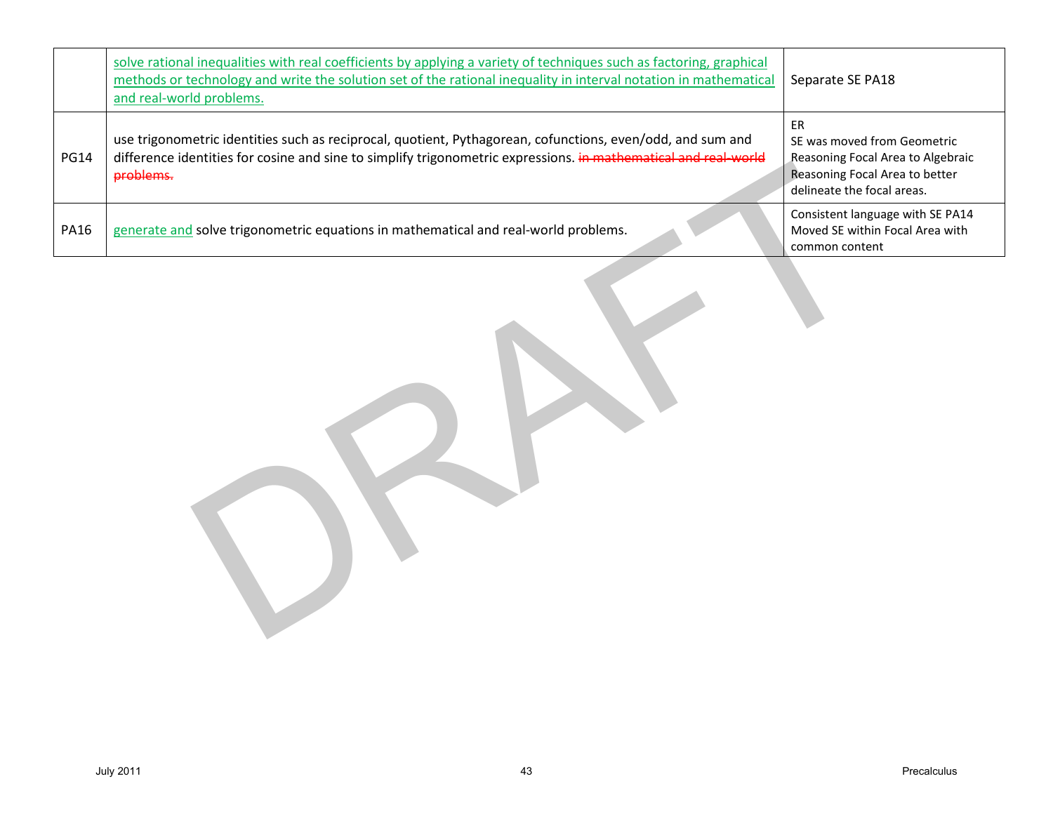| | | |
|---|---|---|
| | <u>solve rational inequalities with real coefficients by applying a variety of techniques such as factoring, graphical methods or technology and write the solution set of the rational inequality in interval notation in mathematical and real-world problems.</u> | Separate SE PA18 |
| PG14 | use trigonometric identities such as reciprocal, quotient, Pythagorean, cofunctions, even/odd, and sum and difference identities for cosine and sine to simplify trigonometric expressions. ~~in mathematical and real-world problems.~~ | ER<br>SE was moved from Geometric Reasoning Focal Area to Algebraic Reasoning Focal Area to better delineate the focal areas. |
| PA16 | <u>generate and</u> solve trigonometric equations in mathematical and real-world problems. | Consistent language with SE PA14<br>Moved SE within Focal Area with common content |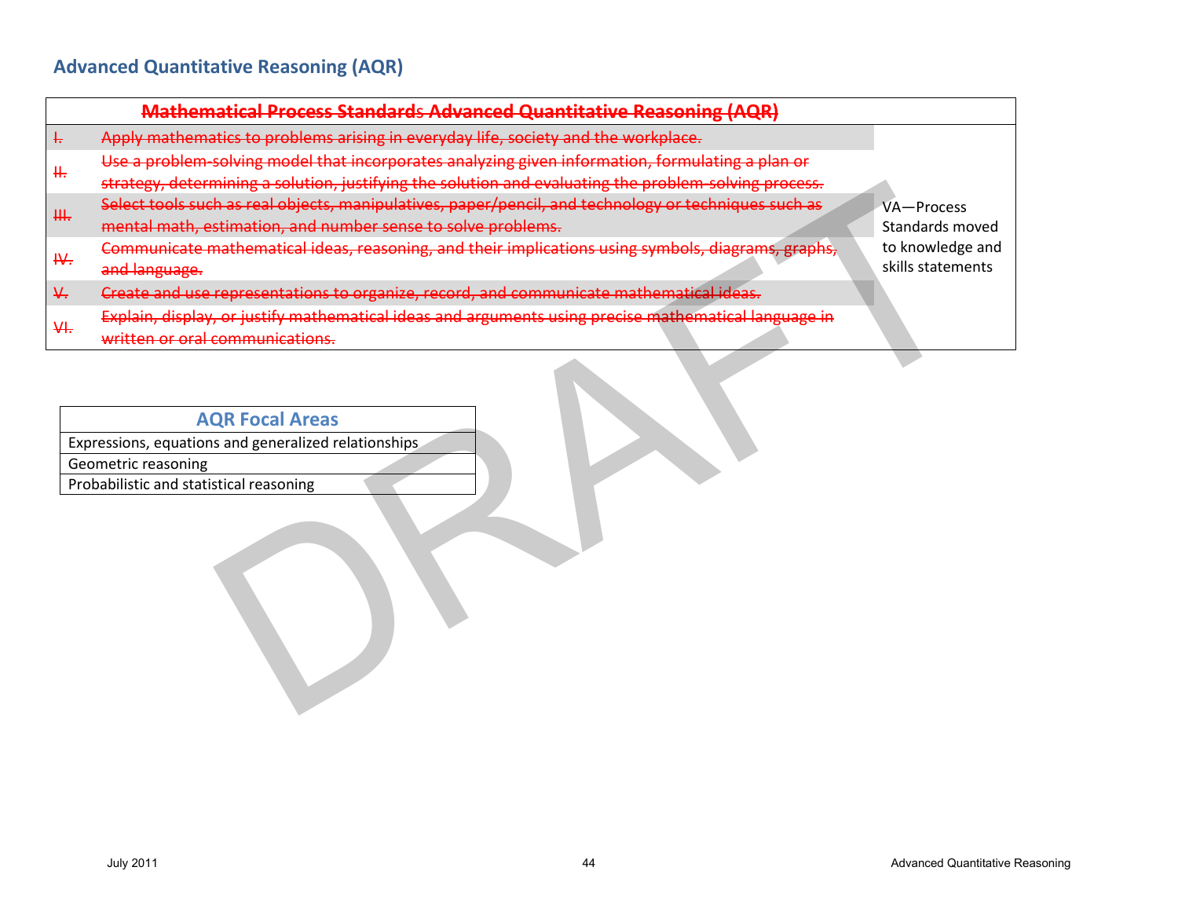## Advanced Quantitative Reasoning (AQR)

| ~~Mathematical Process Standards~~ Advanced Quantitative Reasoning (AQR) | | |
|---|---|---|
| ~~I.~~ | ~~Apply mathematics to problems arising in everyday life, society and the workplace.~~ | VA—Process Standards moved to knowledge and skills statements |
| ~~II.~~ | ~~Use a problem-solving model that incorporates analyzing given information, formulating a plan or strategy, determining a solution, justifying the solution and evaluating the problem-solving process.~~ | |
| ~~III.~~ | ~~Select tools such as real objects, manipulatives, paper/pencil, and technology or techniques such as mental math, estimation, and number sense to solve problems.~~ | |
| ~~IV.~~ | ~~Communicate mathematical ideas, reasoning, and their implications using symbols, diagrams, graphs, and language.~~ | |
| ~~V.~~ | ~~Create and use representations to organize, record, and communicate mathematical ideas.~~ | |
| ~~VI.~~ | ~~Explain, display, or justify mathematical ideas and arguments using precise mathematical language in written or oral communications.~~ | |

| AQR Focal Areas |
|---|
| Expressions, equations and generalized relationships |
| Geometric reasoning |
| Probabilistic and statistical reasoning |

DRAFT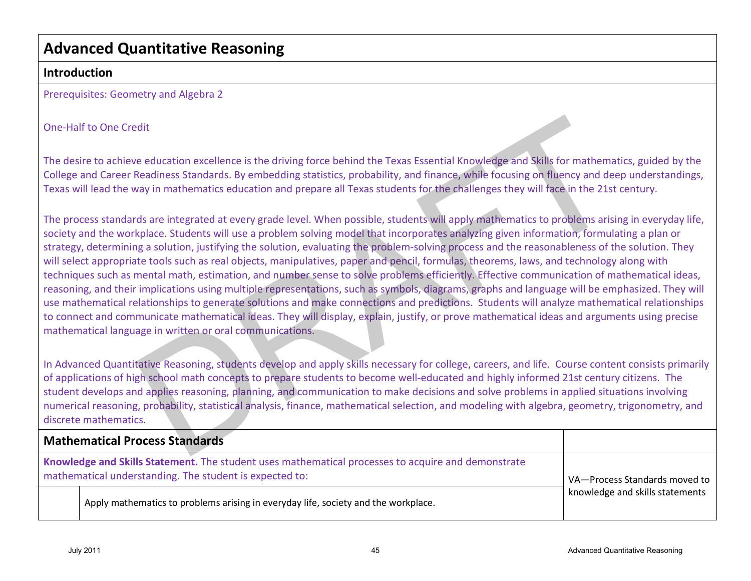# Advanced Quantitative Reasoning

## Introduction

Prerequisites: Geometry and Algebra 2

One-Half to One Credit

The desire to achieve education excellence is the driving force behind the Texas Essential Knowledge and Skills for mathematics, guided by the College and Career Readiness Standards. By embedding statistics, probability, and finance, while focusing on fluency and deep understandings, Texas will lead the way in mathematics education and prepare all Texas students for the challenges they will face in the 21st century.

The process standards are integrated at every grade level. When possible, students will apply mathematics to problems arising in everyday life, society and the workplace. Students will use a problem solving model that incorporates analyzing given information, formulating a plan or strategy, determining a solution, justifying the solution, evaluating the problem-solving process and the reasonableness of the solution. They will select appropriate tools such as real objects, manipulatives, paper and pencil, formulas, theorems, laws, and technology along with techniques such as mental math, estimation, and number sense to solve problems efficiently. Effective communication of mathematical ideas, reasoning, and their implications using multiple representations, such as symbols, diagrams, graphs and language will be emphasized. They will use mathematical relationships to generate solutions and make connections and predictions. Students will analyze mathematical relationships to connect and communicate mathematical ideas. They will display, explain, justify, or prove mathematical ideas and arguments using precise mathematical language in written or oral communications.

In Advanced Quantitative Reasoning, students develop and apply skills necessary for college, careers, and life. Course content consists primarily of applications of high school math concepts to prepare students to become well-educated and highly informed 21st century citizens. The student develops and applies reasoning, planning, and communication to make decisions and solve problems in applied situations involving numerical reasoning, probability, statistical analysis, finance, mathematical selection, and modeling with algebra, geometry, trigonometry, and discrete mathematics.

| Mathematical Process Standards | | |
|---|---|---|
| **Knowledge and Skills Statement.** The student uses mathematical processes to acquire and demonstrate mathematical understanding. The student is expected to: | | VA—Process Standards moved to knowledge and skills statements |
| | Apply mathematics to problems arising in everyday life, society and the workplace. | |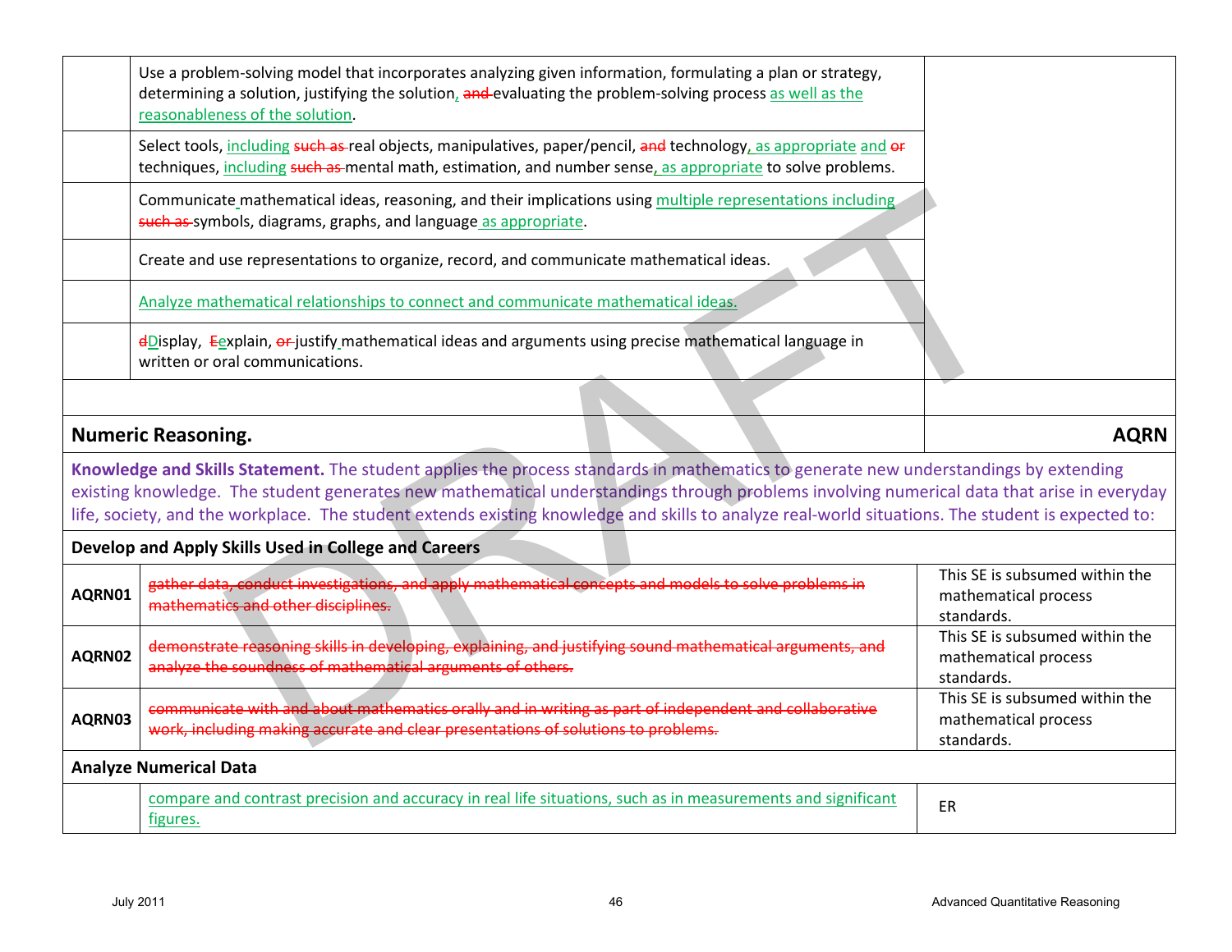| | | |
|---|---|---|
| | Use a problem-solving model that incorporates analyzing given information, formulating a plan or strategy, determining a solution, justifying the solution, ~~and~~ evaluating the problem-solving process as well as the reasonableness of the solution. | |
| | Select tools, including ~~such as~~ real objects, manipulatives, paper/pencil, ~~and~~ technology, as appropriate and ~~or~~ techniques, including ~~such as~~ mental math, estimation, and number sense, as appropriate to solve problems. | |
| | Communicate mathematical ideas, reasoning, and their implications using multiple representations including ~~such as~~ symbols, diagrams, graphs, and language as appropriate. | |
| | Create and use representations to organize, record, and communicate mathematical ideas. | |
| | Analyze mathematical relationships to connect and communicate mathematical ideas. | |
| | ~~d~~Display, ~~E~~explain, ~~or~~ justify mathematical ideas and arguments using precise mathematical language in written or oral communications. | |

## Numeric Reasoning. AQRN

**Knowledge and Skills Statement.** The student applies the process standards in mathematics to generate new understandings by extending existing knowledge. The student generates new mathematical understandings through problems involving numerical data that arise in everyday life, society, and the workplace. The student extends existing knowledge and skills to analyze real-world situations. The student is expected to:

**Develop and Apply Skills Used in College and Careers**

| | | |
|---|---|---|
| **AQRN01** | ~~gather data, conduct investigations, and apply mathematical concepts and models to solve problems in mathematics and other disciplines.~~ | This SE is subsumed within the mathematical process standards. |
| **AQRN02** | ~~demonstrate reasoning skills in developing, explaining, and justifying sound mathematical arguments, and analyze the soundness of mathematical arguments of others.~~ | This SE is subsumed within the mathematical process standards. |
| **AQRN03** | ~~communicate with and about mathematics orally and in writing as part of independent and collaborative work, including making accurate and clear presentations of solutions to problems.~~ | This SE is subsumed within the mathematical process standards. |

**Analyze Numerical Data**

| | | |
|---|---|---|
| | compare and contrast precision and accuracy in real life situations, such as in measurements and significant figures. | ER |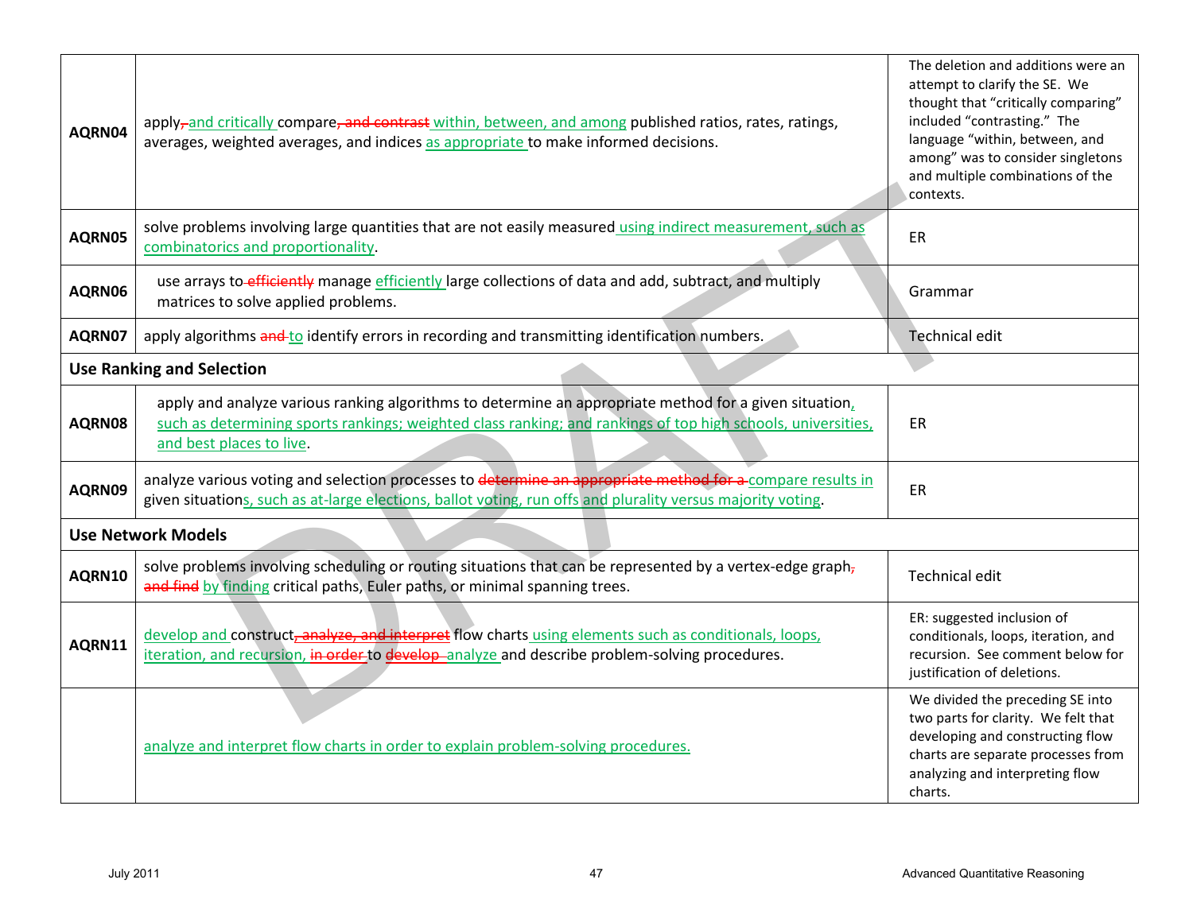| | | |
|---|---|---|
| **AQRN04** | apply, and critically compare, and contrast within, between, and among published ratios, rates, ratings, averages, weighted averages, and indices as appropriate to make informed decisions. | The deletion and additions were an attempt to clarify the SE. We thought that "critically comparing" included "contrasting." The language "within, between, and among" was to consider singletons and multiple combinations of the contexts. |
| **AQRN05** | solve problems involving large quantities that are not easily measured using indirect measurement, such as combinatorics and proportionality. | ER |
| **AQRN06** | use arrays to efficiently manage efficiently large collections of data and add, subtract, and multiply matrices to solve applied problems. | Grammar |
| **AQRN07** | apply algorithms and to identify errors in recording and transmitting identification numbers. | Technical edit |
| **Use Ranking and Selection** | | |
| **AQRN08** | apply and analyze various ranking algorithms to determine an appropriate method for a given situation, such as determining sports rankings; weighted class ranking; and rankings of top high schools, universities, and best places to live. | ER |
| **AQRN09** | analyze various voting and selection processes to determine an appropriate method for a compare results in given situations, such as at-large elections, ballot voting, run offs and plurality versus majority voting. | ER |
| **Use Network Models** | | |
| **AQRN10** | solve problems involving scheduling or routing situations that can be represented by a vertex-edge graph, and find by finding critical paths, Euler paths, or minimal spanning trees. | Technical edit |
| **AQRN11** | develop and construct, analyze, and interpret flow charts using elements such as conditionals, loops, iteration, and recursion, in order to develop analyze and describe problem-solving procedures. | ER: suggested inclusion of conditionals, loops, iteration, and recursion. See comment below for justification of deletions. |
| | analyze and interpret flow charts in order to explain problem-solving procedures. | We divided the preceding SE into two parts for clarity. We felt that developing and constructing flow charts are separate processes from analyzing and interpreting flow charts. |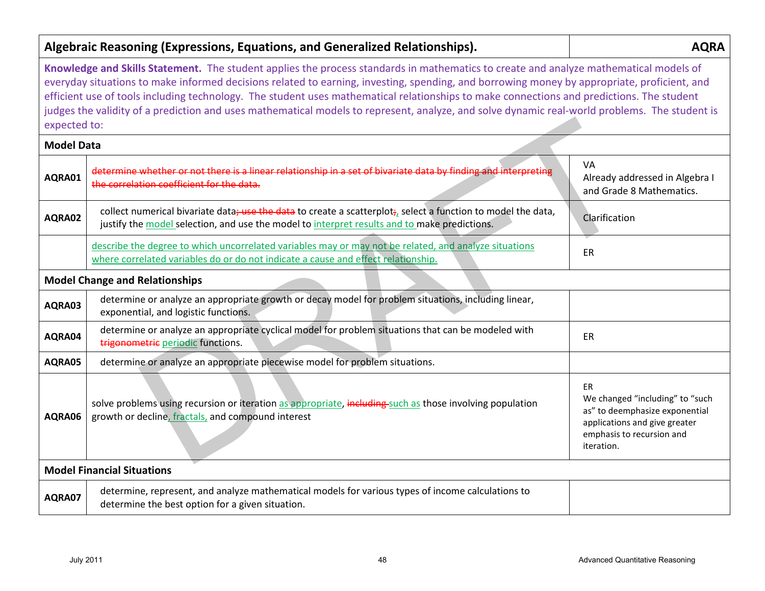| Algebraic Reasoning (Expressions, Equations, and Generalized Relationships). | | AQRA |
|---|---|---|
| **Knowledge and Skills Statement.** The student applies the process standards in mathematics to create and analyze mathematical models of everyday situations to make informed decisions related to earning, investing, spending, and borrowing money by appropriate, proficient, and efficient use of tools including technology. The student uses mathematical relationships to make connections and predictions. The student judges the validity of a prediction and uses mathematical models to represent, analyze, and solve dynamic real-world problems. The student is expected to: | | |
| **Model Data** | | |
| AQRA01 | ~~determine whether or not there is a linear relationship in a set of bivariate data by finding and interpreting the correlation coefficient for the data.~~ | VA<br>Already addressed in Algebra I and Grade 8 Mathematics. |
| AQRA02 | collect numerical bivariate data~~; use the data~~ to create a scatterplot~~;~~, select a function to model the data, justify the model selection, and use the model to interpret results and to make predictions. | Clarification |
| | describe the degree to which uncorrelated variables may or may not be related, and analyze situations where correlated variables do or do not indicate a cause and effect relationship. | ER |
| **Model Change and Relationships** | | |
| AQRA03 | determine or analyze an appropriate growth or decay model for problem situations, including linear, exponential, and logistic functions. | |
| AQRA04 | determine or analyze an appropriate cyclical model for problem situations that can be modeled with ~~trigonometric~~ periodic functions. | ER |
| AQRA05 | determine or analyze an appropriate piecewise model for problem situations. | |
| AQRA06 | solve problems using recursion or iteration as appropriate, ~~including~~ such as those involving population growth or decline, fractals, and compound interest | ER<br>We changed "including" to "such as" to deemphasize exponential applications and give greater emphasis to recursion and iteration. |
| **Model Financial Situations** | | |
| AQRA07 | determine, represent, and analyze mathematical models for various types of income calculations to determine the best option for a given situation. | |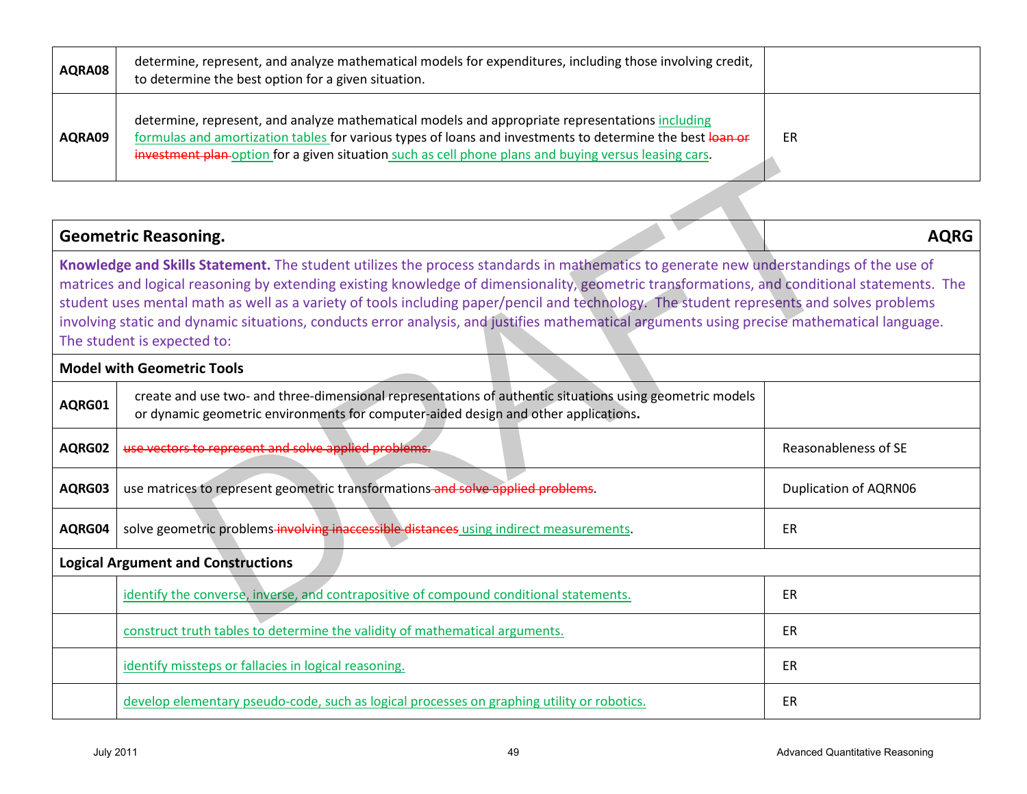| | | |
|---|---|---|
| **AQRA08** | determine, represent, and analyze mathematical models for expenditures, including those involving credit, to determine the best option for a given situation. | |
| **AQRA09** | determine, represent, and analyze mathematical models and appropriate representations including formulas and amortization tables for various types of loans and investments to determine the best ~~loan or investment plan~~ option for a given situation such as cell phone plans and buying versus leasing cars. | ER |

| **Geometric Reasoning.** | | **AQRG** |
|---|---|---|
| **Knowledge and Skills Statement.** The student utilizes the process standards in mathematics to generate new understandings of the use of matrices and logical reasoning by extending existing knowledge of dimensionality, geometric transformations, and conditional statements. The student uses mental math as well as a variety of tools including paper/pencil and technology. The student represents and solves problems involving static and dynamic situations, conducts error analysis, and justifies mathematical arguments using precise mathematical language. The student is expected to: | | |
| **Model with Geometric Tools** | | |
| **AQRG01** | create and use two- and three-dimensional representations of authentic situations using geometric models or dynamic geometric environments for computer-aided design and other applications. | |
| **AQRG02** | ~~use vectors to represent and solve applied problems.~~ | Reasonableness of SE |
| **AQRG03** | use matrices to represent geometric transformations ~~and solve applied problems~~. | Duplication of AQRN06 |
| **AQRG04** | solve geometric problems ~~involving inaccessible distances~~ using indirect measurements. | ER |
| **Logical Argument and Constructions** | | |
| | identify the converse, inverse, and contrapositive of compound conditional statements. | ER |
| | construct truth tables to determine the validity of mathematical arguments. | ER |
| | identify missteps or fallacies in logical reasoning. | ER |
| | develop elementary pseudo-code, such as logical processes on graphing utility or robotics. | ER |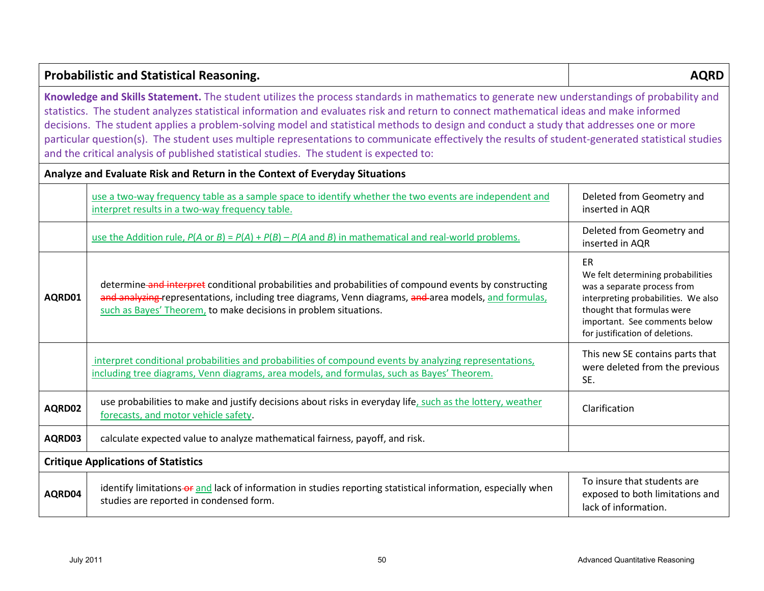| **Probabilistic and Statistical Reasoning.** | | **AQRD** |
|---|---|---|
| **Knowledge and Skills Statement.** The student utilizes the process standards in mathematics to generate new understandings of probability and statistics. The student analyzes statistical information and evaluates risk and return to connect mathematical ideas and make informed decisions. The student applies a problem-solving model and statistical methods to design and conduct a study that addresses one or more particular question(s). The student uses multiple representations to communicate effectively the results of student-generated statistical studies and the critical analysis of published statistical studies. The student is expected to: | | |
| **Analyze and Evaluate Risk and Return in the Context of Everyday Situations** | | |
| | <u>use a two-way frequency table as a sample space to identify whether the two events are independent and interpret results in a two-way frequency table.</u> | Deleted from Geometry and inserted in AQR |
| | <u>use the Addition rule, $P(A \text{ or } B) = P(A) + P(B) - P(A \text{ and } B)$ in mathematical and real-world problems.</u> | Deleted from Geometry and inserted in AQR |
| **AQRD01** | determine ~~and interpret~~ conditional probabilities and probabilities of compound events by constructing ~~and analyzing~~ representations, including tree diagrams, Venn diagrams, ~~and~~ area models, <u>and formulas, such as Bayes' Theorem,</u> to make decisions in problem situations. | ER<br>We felt determining probabilities was a separate process from interpreting probabilities. We also thought that formulas were important. See comments below for justification of deletions. |
| | <u>interpret conditional probabilities and probabilities of compound events by analyzing representations, including tree diagrams, Venn diagrams, area models, and formulas, such as Bayes' Theorem.</u> | This new SE contains parts that were deleted from the previous SE. |
| **AQRD02** | use probabilities to make and justify decisions about risks in everyday life<u>, such as the lottery, weather forecasts, and motor vehicle safety</u>. | Clarification |
| **AQRD03** | calculate expected value to analyze mathematical fairness, payoff, and risk. | |
| **Critique Applications of Statistics** | | |
| **AQRD04** | identify limitations ~~or~~ <u>and</u> lack of information in studies reporting statistical information, especially when studies are reported in condensed form. | To insure that students are exposed to both limitations and lack of information. |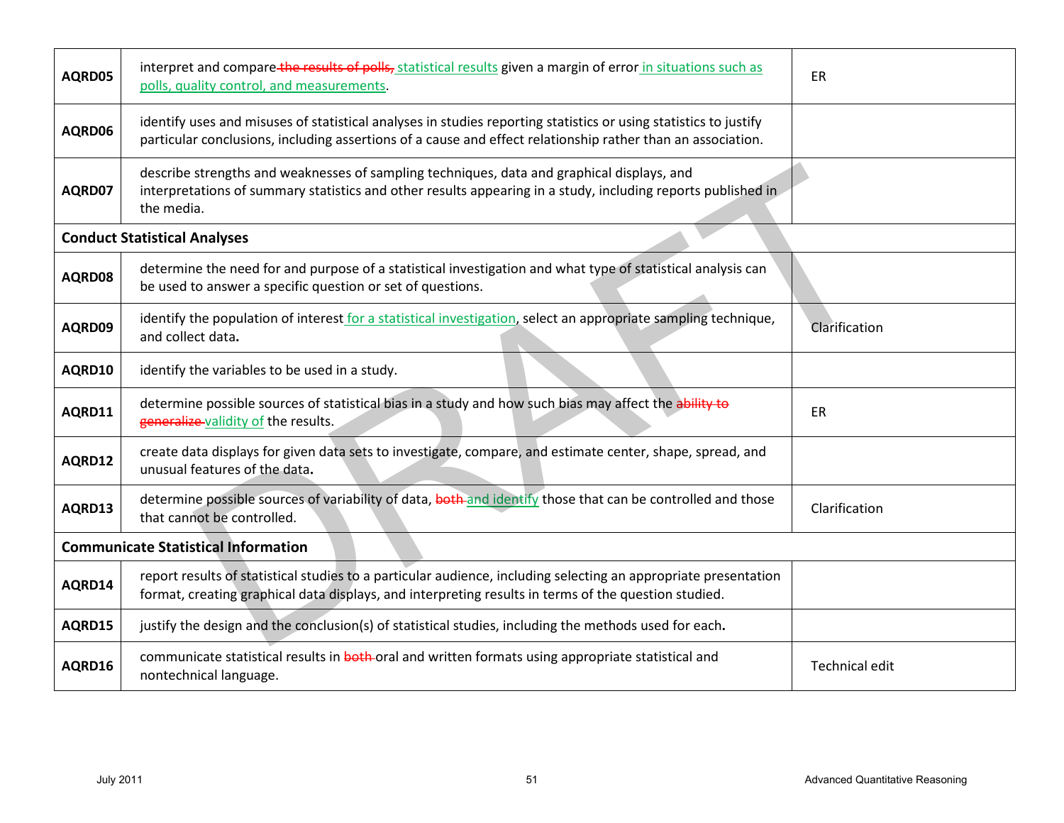| | | |
|---|---|---|
| **AQRD05** | interpret and compare ~~the results of polls,~~ statistical results given a margin of error in situations such as polls, quality control, and measurements. | ER |
| **AQRD06** | identify uses and misuses of statistical analyses in studies reporting statistics or using statistics to justify particular conclusions, including assertions of a cause and effect relationship rather than an association. | |
| **AQRD07** | describe strengths and weaknesses of sampling techniques, data and graphical displays, and interpretations of summary statistics and other results appearing in a study, including reports published in the media. | |
| **Conduct Statistical Analyses** | | |
| **AQRD08** | determine the need for and purpose of a statistical investigation and what type of statistical analysis can be used to answer a specific question or set of questions. | |
| **AQRD09** | identify the population of interest for a statistical investigation, select an appropriate sampling technique, and collect data**.** | Clarification |
| **AQRD10** | identify the variables to be used in a study. | |
| **AQRD11** | determine possible sources of statistical bias in a study and how such bias may affect the ~~ability to generalize~~ validity of the results. | ER |
| **AQRD12** | create data displays for given data sets to investigate, compare, and estimate center, shape, spread, and unusual features of the data**.** | |
| **AQRD13** | determine possible sources of variability of data, ~~both~~ and identify those that can be controlled and those that cannot be controlled. | Clarification |
| **Communicate Statistical Information** | | |
| **AQRD14** | report results of statistical studies to a particular audience, including selecting an appropriate presentation format, creating graphical data displays, and interpreting results in terms of the question studied. | |
| **AQRD15** | justify the design and the conclusion(s) of statistical studies, including the methods used for each**.** | |
| **AQRD16** | communicate statistical results in ~~both~~ oral and written formats using appropriate statistical and nontechnical language. | Technical edit |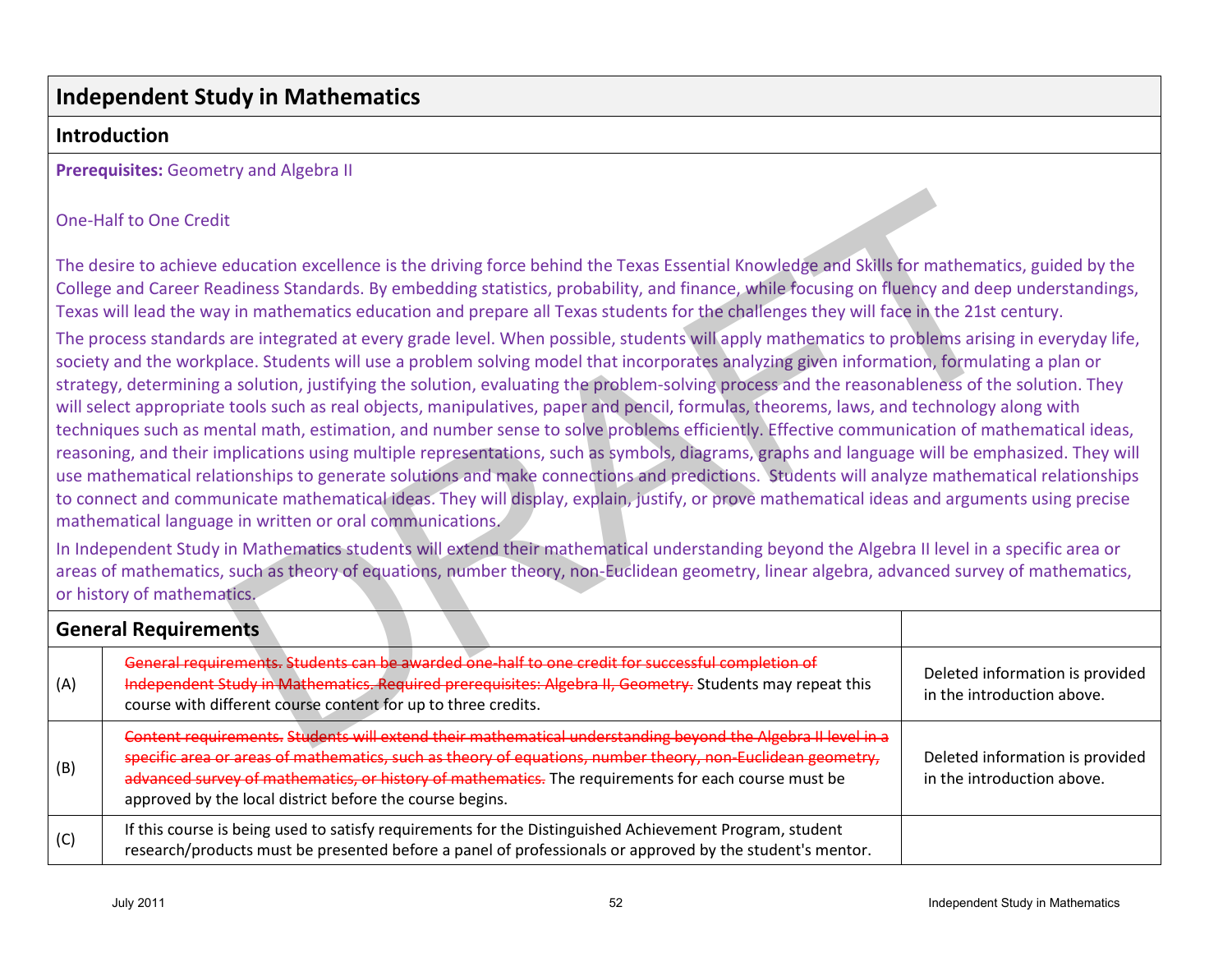# Independent Study in Mathematics

## Introduction

**Prerequisites:** Geometry and Algebra II

One-Half to One Credit

The desire to achieve education excellence is the driving force behind the Texas Essential Knowledge and Skills for mathematics, guided by the College and Career Readiness Standards. By embedding statistics, probability, and finance, while focusing on fluency and deep understandings, Texas will lead the way in mathematics education and prepare all Texas students for the challenges they will face in the 21st century.

The process standards are integrated at every grade level. When possible, students will apply mathematics to problems arising in everyday life, society and the workplace. Students will use a problem solving model that incorporates analyzing given information, formulating a plan or strategy, determining a solution, justifying the solution, evaluating the problem-solving process and the reasonableness of the solution. They will select appropriate tools such as real objects, manipulatives, paper and pencil, formulas, theorems, laws, and technology along with techniques such as mental math, estimation, and number sense to solve problems efficiently. Effective communication of mathematical ideas, reasoning, and their implications using multiple representations, such as symbols, diagrams, graphs and language will be emphasized. They will use mathematical relationships to generate solutions and make connections and predictions. Students will analyze mathematical relationships to connect and communicate mathematical ideas. They will display, explain, justify, or prove mathematical ideas and arguments using precise mathematical language in written or oral communications.

In Independent Study in Mathematics students will extend their mathematical understanding beyond the Algebra II level in a specific area or areas of mathematics, such as theory of equations, number theory, non-Euclidean geometry, linear algebra, advanced survey of mathematics, or history of mathematics.

## General Requirements

| | | |
|---|---|---|
| (A) | ~~General requirements. Students can be awarded one-half to one credit for successful completion of Independent Study in Mathematics. Required prerequisites: Algebra II, Geometry.~~ Students may repeat this course with different course content for up to three credits. | Deleted information is provided in the introduction above. |
| (B) | ~~Content requirements. Students will extend their mathematical understanding beyond the Algebra II level in a specific area or areas of mathematics, such as theory of equations, number theory, non-Euclidean geometry, advanced survey of mathematics, or history of mathematics.~~ The requirements for each course must be approved by the local district before the course begins. | Deleted information is provided in the introduction above. |
| (C) | If this course is being used to satisfy requirements for the Distinguished Achievement Program, student research/products must be presented before a panel of professionals or approved by the student's mentor. | |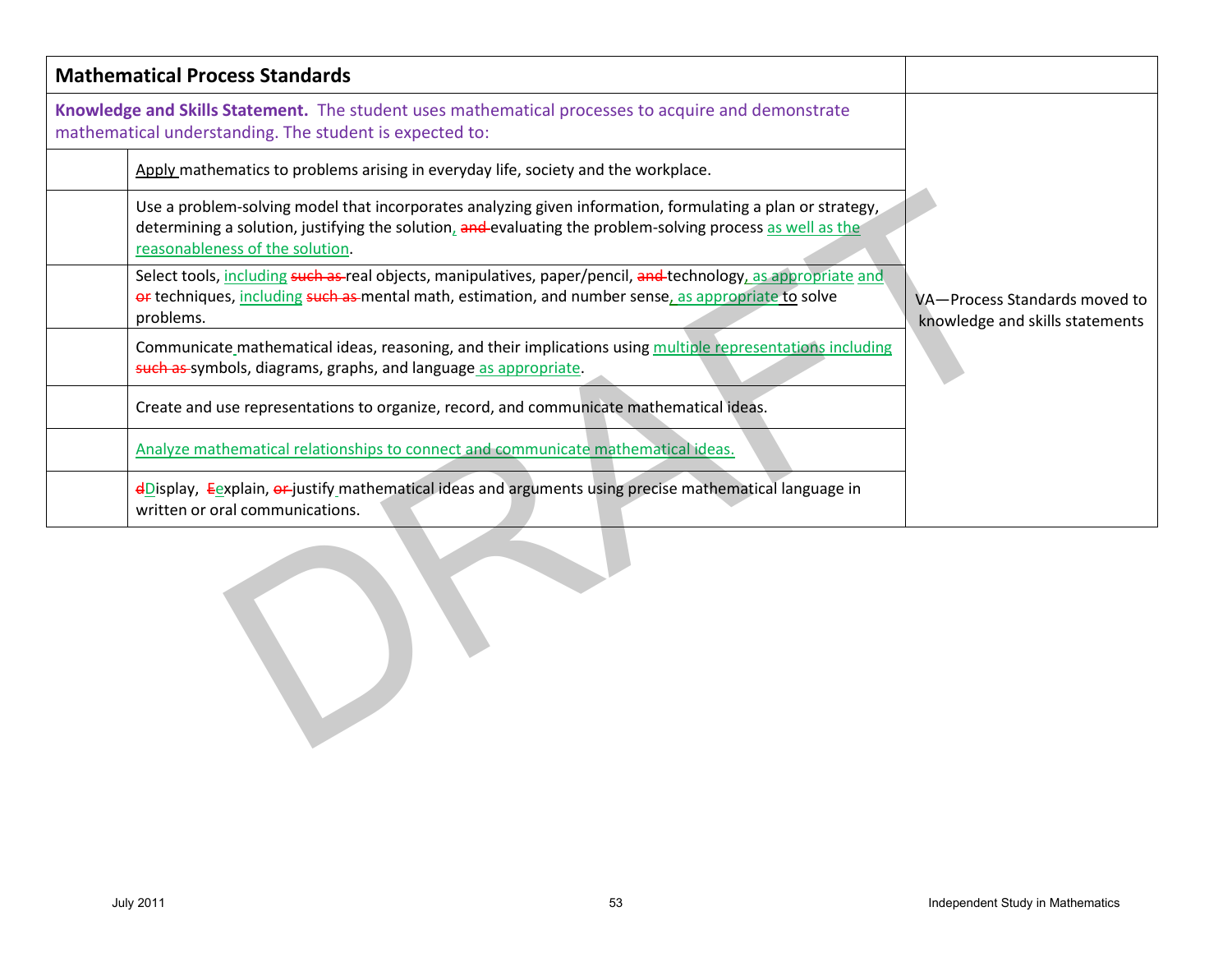| Mathematical Process Standards | | |
|---|---|---|
| **Knowledge and Skills Statement.** The student uses mathematical processes to acquire and demonstrate mathematical understanding. The student is expected to: | | VA—Process Standards moved to knowledge and skills statements |
| | Apply mathematics to problems arising in everyday life, society and the workplace. | |
| | Use a problem-solving model that incorporates analyzing given information, formulating a plan or strategy, determining a solution, justifying the solution, ~~and~~ evaluating the problem-solving process as well as the reasonableness of the solution. | |
| | Select tools, including ~~such as~~ real objects, manipulatives, paper/pencil, ~~and~~ technology, as appropriate and ~~or~~ techniques, including ~~such as~~ mental math, estimation, and number sense, as appropriate to solve problems. | |
| | Communicate mathematical ideas, reasoning, and their implications using multiple representations including ~~such as~~ symbols, diagrams, graphs, and language as appropriate. | |
| | Create and use representations to organize, record, and communicate mathematical ideas. | |
| | Analyze mathematical relationships to connect and communicate mathematical ideas. | |
| | ~~d~~Display, ~~E~~explain, ~~or~~ justify mathematical ideas and arguments using precise mathematical language in written or oral communications. | |